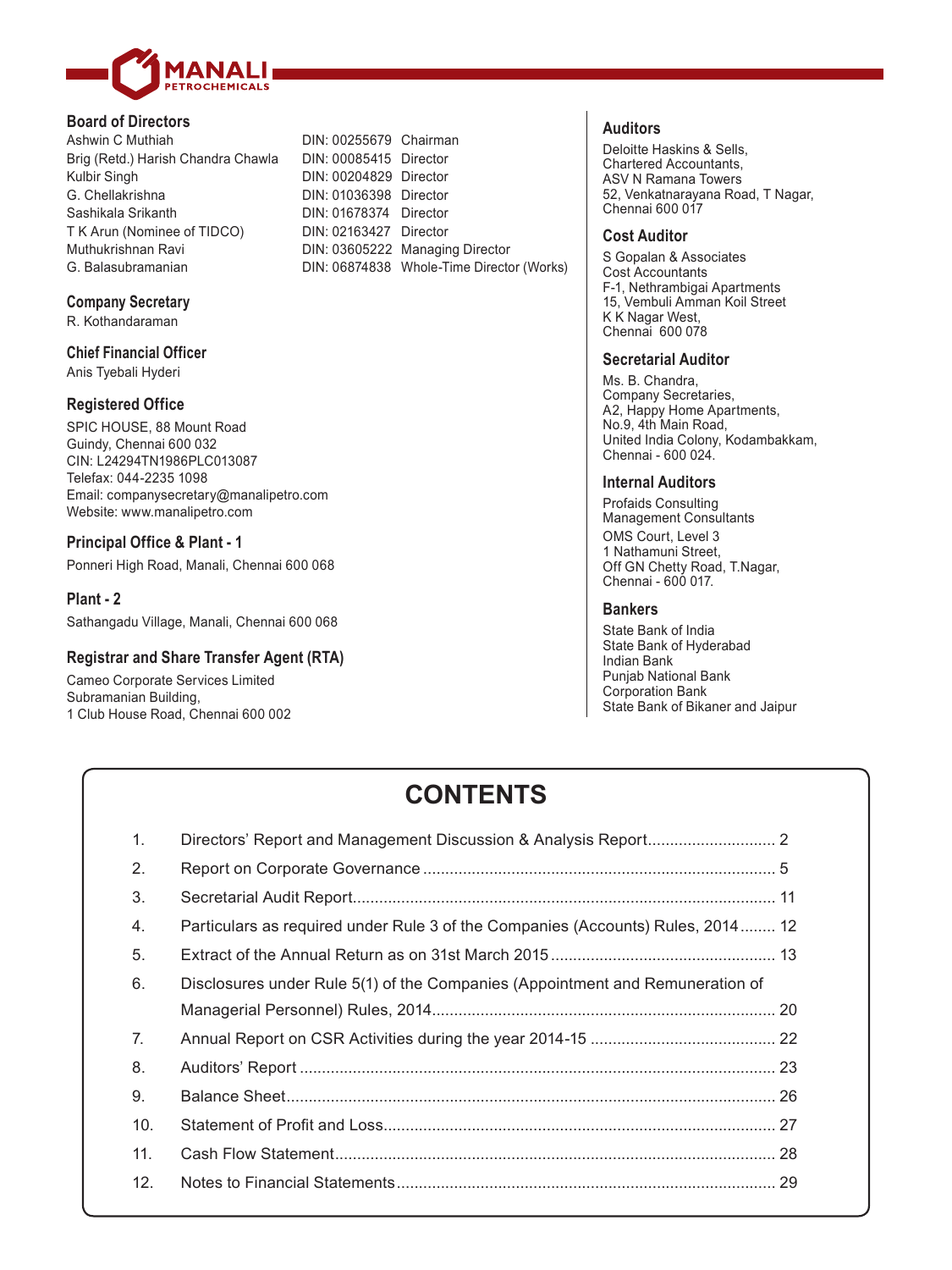MANALI PETROCHEMICALS

## Board of Directors

| | | |
|---|---|---|
| Ashwin C Muthiah | DIN: 00255679 | Chairman |
| Brig (Retd.) Harish Chandra Chawla | DIN: 00085415 | Director |
| Kulbir Singh | DIN: 00204829 | Director |
| G. Chellakrishna | DIN: 01036398 | Director |
| Sashikala Srikanth | DIN: 01678374 | Director |
| T K Arun (Nominee of TIDCO) | DIN: 02163427 | Director |
| Muthukrishnan Ravi | DIN: 03605222 | Managing Director |
| G. Balasubramanian | DIN: 06874838 | Whole-Time Director (Works) |

## Company Secretary

R. Kothandaraman

## Chief Financial Officer

Anis Tyebali Hyderi

## Registered Office

SPIC HOUSE, 88 Mount Road
Guindy, Chennai 600 032
CIN: L24294TN1986PLC013087
Telefax: 044-2235 1098
Email: companysecretary@manalipetro.com
Website: www.manalipetro.com

## Principal Office & Plant - 1

Ponneri High Road, Manali, Chennai 600 068

## Plant - 2

Sathangadu Village, Manali, Chennai 600 068

## Registrar and Share Transfer Agent (RTA)

Cameo Corporate Services Limited
Subramanian Building,
1 Club House Road, Chennai 600 002

## Auditors

Deloitte Haskins & Sells,
Chartered Accountants,
ASV N Ramana Towers
52, Venkatnarayana Road, T Nagar,
Chennai 600 017

## Cost Auditor

S Gopalan & Associates
Cost Accountants
F-1, Nethrambigai Apartments
15, Vembuli Amman Koil Street
K K Nagar West,
Chennai 600 078

## Secretarial Auditor

Ms. B. Chandra,
Company Secretaries,
A2, Happy Home Apartments,
No.9, 4th Main Road,
United India Colony, Kodambakkam,
Chennai - 600 024.

## Internal Auditors

Profaids Consulting
Management Consultants
OMS Court, Level 3
1 Nathamuni Street,
Off GN Chetty Road, T.Nagar,
Chennai - 600 017.

## Bankers

State Bank of India
State Bank of Hyderabad
Indian Bank
Punjab National Bank
Corporation Bank
State Bank of Bikaner and Jaipur

# CONTENTS

| | | |
|---|---|---|
| 1. | Directors' Report and Management Discussion & Analysis Report | 2 |
| 2. | Report on Corporate Governance | 5 |
| 3. | Secretarial Audit Report | 11 |
| 4. | Particulars as required under Rule 3 of the Companies (Accounts) Rules, 2014 | 12 |
| 5. | Extract of the Annual Return as on 31st March 2015 | 13 |
| 6. | Disclosures under Rule 5(1) of the Companies (Appointment and Remuneration of Managerial Personnel) Rules, 2014 | 20 |
| 7. | Annual Report on CSR Activities during the year 2014-15 | 22 |
| 8. | Auditors' Report | 23 |
| 9. | Balance Sheet | 26 |
| 10. | Statement of Profit and Loss | 27 |
| 11. | Cash Flow Statement | 28 |
| 12. | Notes to Financial Statements | 29 |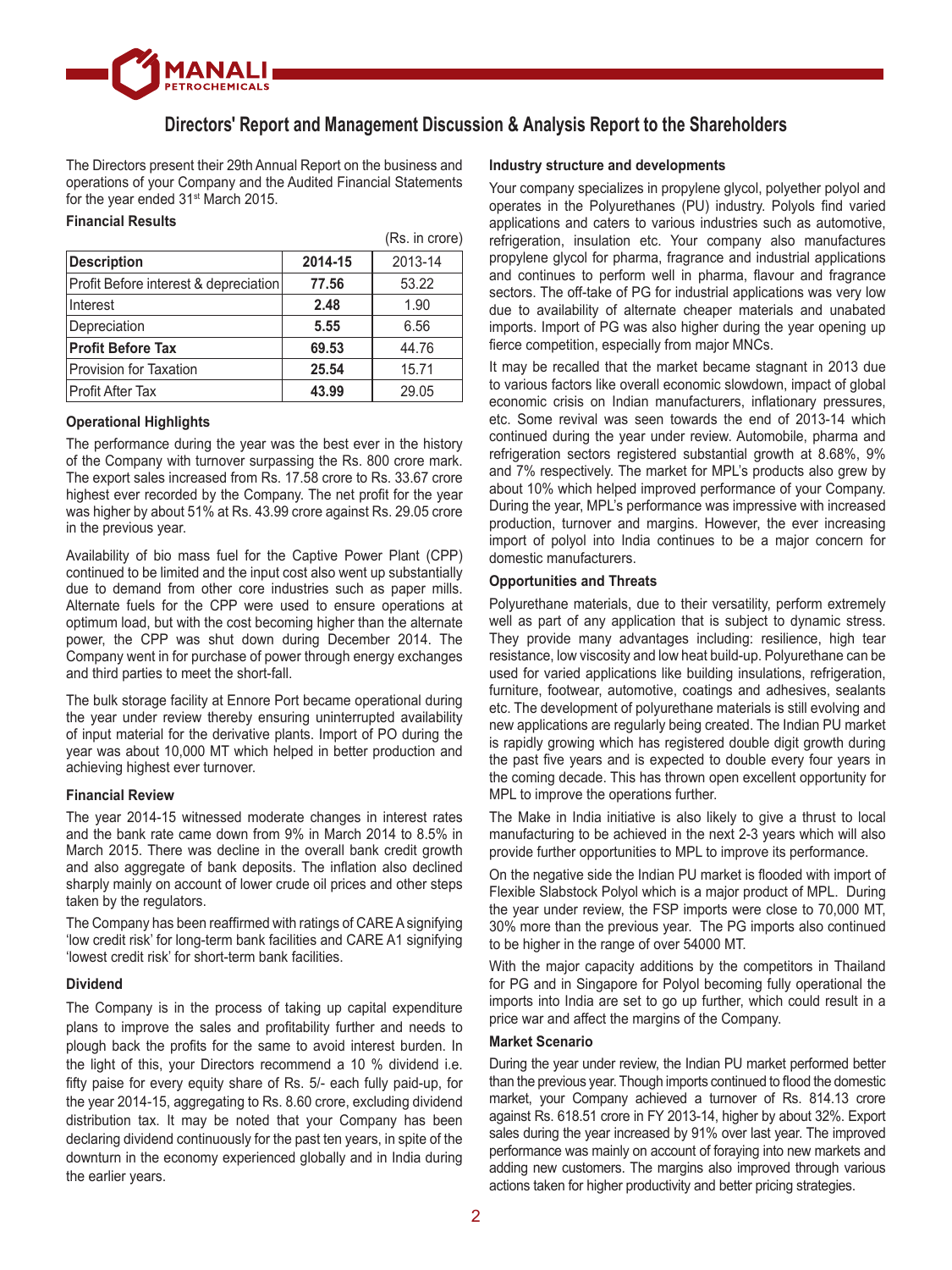# Directors' Report and Management Discussion & Analysis Report to the Shareholders

The Directors present their 29th Annual Report on the business and operations of your Company and the Audited Financial Statements for the year ended 31st March 2015.

**Financial Results**

(Rs. in crore)

| Description | 2014-15 | 2013-14 |
|---|---|---|
| Profit Before interest & depreciation | **77.56** | 53.22 |
| Interest | **2.48** | 1.90 |
| Depreciation | **5.55** | 6.56 |
| **Profit Before Tax** | **69.53** | 44.76 |
| Provision for Taxation | **25.54** | 15.71 |
| Profit After Tax | **43.99** | 29.05 |

**Operational Highlights**

The performance during the year was the best ever in the history of the Company with turnover surpassing the Rs. 800 crore mark. The export sales increased from Rs. 17.58 crore to Rs. 33.67 crore highest ever recorded by the Company. The net profit for the year was higher by about 51% at Rs. 43.99 crore against Rs. 29.05 crore in the previous year.

Availability of bio mass fuel for the Captive Power Plant (CPP) continued to be limited and the input cost also went up substantially due to demand from other core industries such as paper mills. Alternate fuels for the CPP were used to ensure operations at optimum load, but with the cost becoming higher than the alternate power, the CPP was shut down during December 2014. The Company went in for purchase of power through energy exchanges and third parties to meet the short-fall.

The bulk storage facility at Ennore Port became operational during the year under review thereby ensuring uninterrupted availability of input material for the derivative plants. Import of PO during the year was about 10,000 MT which helped in better production and achieving highest ever turnover.

**Financial Review**

The year 2014-15 witnessed moderate changes in interest rates and the bank rate came down from 9% in March 2014 to 8.5% in March 2015. There was decline in the overall bank credit growth and also aggregate of bank deposits. The inflation also declined sharply mainly on account of lower crude oil prices and other steps taken by the regulators.

The Company has been reaffirmed with ratings of CARE A signifying 'low credit risk' for long-term bank facilities and CARE A1 signifying 'lowest credit risk' for short-term bank facilities.

**Dividend**

The Company is in the process of taking up capital expenditure plans to improve the sales and profitability further and needs to plough back the profits for the same to avoid interest burden. In the light of this, your Directors recommend a 10 % dividend i.e. fifty paise for every equity share of Rs. 5/- each fully paid-up, for the year 2014-15, aggregating to Rs. 8.60 crore, excluding dividend distribution tax. It may be noted that your Company has been declaring dividend continuously for the past ten years, in spite of the downturn in the economy experienced globally and in India during the earlier years.

**Industry structure and developments**

Your company specializes in propylene glycol, polyether polyol and operates in the Polyurethanes (PU) industry. Polyols find varied applications and caters to various industries such as automotive, refrigeration, insulation etc. Your company also manufactures propylene glycol for pharma, fragrance and industrial applications and continues to perform well in pharma, flavour and fragrance sectors. The off-take of PG for industrial applications was very low due to availability of alternate cheaper materials and unabated imports. Import of PG was also higher during the year opening up fierce competition, especially from major MNCs.

It may be recalled that the market became stagnant in 2013 due to various factors like overall economic slowdown, impact of global economic crisis on Indian manufacturers, inflationary pressures, etc. Some revival was seen towards the end of 2013-14 which continued during the year under review. Automobile, pharma and refrigeration sectors registered substantial growth at 8.68%, 9% and 7% respectively. The market for MPL's products also grew by about 10% which helped improved performance of your Company. During the year, MPL's performance was impressive with increased production, turnover and margins. However, the ever increasing import of polyol into India continues to be a major concern for domestic manufacturers.

**Opportunities and Threats**

Polyurethane materials, due to their versatility, perform extremely well as part of any application that is subject to dynamic stress. They provide many advantages including: resilience, high tear resistance, low viscosity and low heat build-up. Polyurethane can be used for varied applications like building insulations, refrigeration, furniture, footwear, automotive, coatings and adhesives, sealants etc. The development of polyurethane materials is still evolving and new applications are regularly being created. The Indian PU market is rapidly growing which has registered double digit growth during the past five years and is expected to double every four years in the coming decade. This has thrown open excellent opportunity for MPL to improve the operations further.

The Make in India initiative is also likely to give a thrust to local manufacturing to be achieved in the next 2-3 years which will also provide further opportunities to MPL to improve its performance.

On the negative side the Indian PU market is flooded with import of Flexible Slabstock Polyol which is a major product of MPL. During the year under review, the FSP imports were close to 70,000 MT, 30% more than the previous year. The PG imports also continued to be higher in the range of over 54000 MT.

With the major capacity additions by the competitors in Thailand for PG and in Singapore for Polyol becoming fully operational the imports into India are set to go up further, which could result in a price war and affect the margins of the Company.

**Market Scenario**

During the year under review, the Indian PU market performed better than the previous year. Though imports continued to flood the domestic market, your Company achieved a turnover of Rs. 814.13 crore against Rs. 618.51 crore in FY 2013-14, higher by about 32%. Export sales during the year increased by 91% over last year. The improved performance was mainly on account of foraying into new markets and adding new customers. The margins also improved through various actions taken for higher productivity and better pricing strategies.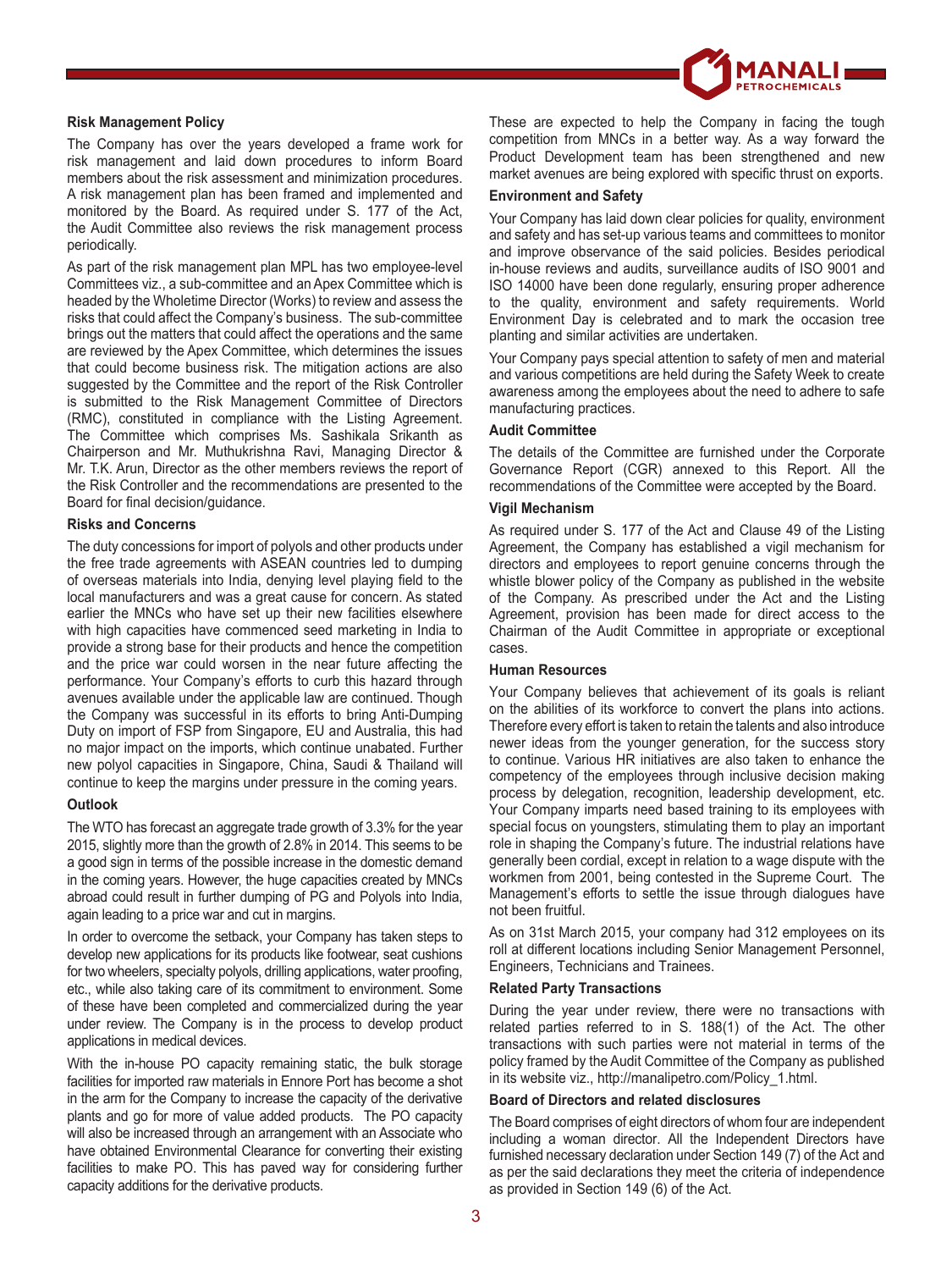### Risk Management Policy

The Company has over the years developed a frame work for risk management and laid down procedures to inform Board members about the risk assessment and minimization procedures. A risk management plan has been framed and implemented and monitored by the Board. As required under S. 177 of the Act, the Audit Committee also reviews the risk management process periodically.

As part of the risk management plan MPL has two employee-level Committees viz., a sub-committee and an Apex Committee which is headed by the Wholetime Director (Works) to review and assess the risks that could affect the Company's business. The sub-committee brings out the matters that could affect the operations and the same are reviewed by the Apex Committee, which determines the issues that could become business risk. The mitigation actions are also suggested by the Committee and the report of the Risk Controller is submitted to the Risk Management Committee of Directors (RMC), constituted in compliance with the Listing Agreement. The Committee which comprises Ms. Sashikala Srikanth as Chairperson and Mr. Muthukrishna Ravi, Managing Director & Mr. T.K. Arun, Director as the other members reviews the report of the Risk Controller and the recommendations are presented to the Board for final decision/guidance.

### Risks and Concerns

The duty concessions for import of polyols and other products under the free trade agreements with ASEAN countries led to dumping of overseas materials into India, denying level playing field to the local manufacturers and was a great cause for concern. As stated earlier the MNCs who have set up their new facilities elsewhere with high capacities have commenced seed marketing in India to provide a strong base for their products and hence the competition and the price war could worsen in the near future affecting the performance. Your Company's efforts to curb this hazard through avenues available under the applicable law are continued. Though the Company was successful in its efforts to bring Anti-Dumping Duty on import of FSP from Singapore, EU and Australia, this had no major impact on the imports, which continue unabated. Further new polyol capacities in Singapore, China, Saudi & Thailand will continue to keep the margins under pressure in the coming years.

### Outlook

The WTO has forecast an aggregate trade growth of 3.3% for the year 2015, slightly more than the growth of 2.8% in 2014. This seems to be a good sign in terms of the possible increase in the domestic demand in the coming years. However, the huge capacities created by MNCs abroad could result in further dumping of PG and Polyols into India, again leading to a price war and cut in margins.

In order to overcome the setback, your Company has taken steps to develop new applications for its products like footwear, seat cushions for two wheelers, specialty polyols, drilling applications, water proofing, etc., while also taking care of its commitment to environment. Some of these have been completed and commercialized during the year under review. The Company is in the process to develop product applications in medical devices.

With the in-house PO capacity remaining static, the bulk storage facilities for imported raw materials in Ennore Port has become a shot in the arm for the Company to increase the capacity of the derivative plants and go for more of value added products. The PO capacity will also be increased through an arrangement with an Associate who have obtained Environmental Clearance for converting their existing facilities to make PO. This has paved way for considering further capacity additions for the derivative products.

These are expected to help the Company in facing the tough competition from MNCs in a better way. As a way forward the Product Development team has been strengthened and new market avenues are being explored with specific thrust on exports.

### Environment and Safety

Your Company has laid down clear policies for quality, environment and safety and has set-up various teams and committees to monitor and improve observance of the said policies. Besides periodical in-house reviews and audits, surveillance audits of ISO 9001 and ISO 14000 have been done regularly, ensuring proper adherence to the quality, environment and safety requirements. World Environment Day is celebrated and to mark the occasion tree planting and similar activities are undertaken.

Your Company pays special attention to safety of men and material and various competitions are held during the Safety Week to create awareness among the employees about the need to adhere to safe manufacturing practices.

### Audit Committee

The details of the Committee are furnished under the Corporate Governance Report (CGR) annexed to this Report. All the recommendations of the Committee were accepted by the Board.

### Vigil Mechanism

As required under S. 177 of the Act and Clause 49 of the Listing Agreement, the Company has established a vigil mechanism for directors and employees to report genuine concerns through the whistle blower policy of the Company as published in the website of the Company. As prescribed under the Act and the Listing Agreement, provision has been made for direct access to the Chairman of the Audit Committee in appropriate or exceptional cases.

### Human Resources

Your Company believes that achievement of its goals is reliant on the abilities of its workforce to convert the plans into actions. Therefore every effort is taken to retain the talents and also introduce newer ideas from the younger generation, for the success story to continue. Various HR initiatives are also taken to enhance the competency of the employees through inclusive decision making process by delegation, recognition, leadership development, etc. Your Company imparts need based training to its employees with special focus on youngsters, stimulating them to play an important role in shaping the Company's future. The industrial relations have generally been cordial, except in relation to a wage dispute with the workmen from 2001, being contested in the Supreme Court. The Management's efforts to settle the issue through dialogues have not been fruitful.

As on 31st March 2015, your company had 312 employees on its roll at different locations including Senior Management Personnel, Engineers, Technicians and Trainees.

### Related Party Transactions

During the year under review, there were no transactions with related parties referred to in S. 188(1) of the Act. The other transactions with such parties were not material in terms of the policy framed by the Audit Committee of the Company as published in its website viz., http://manalipetro.com/Policy_1.html.

### Board of Directors and related disclosures

The Board comprises of eight directors of whom four are independent including a woman director. All the Independent Directors have furnished necessary declaration under Section 149 (7) of the Act and as per the said declarations they meet the criteria of independence as provided in Section 149 (6) of the Act.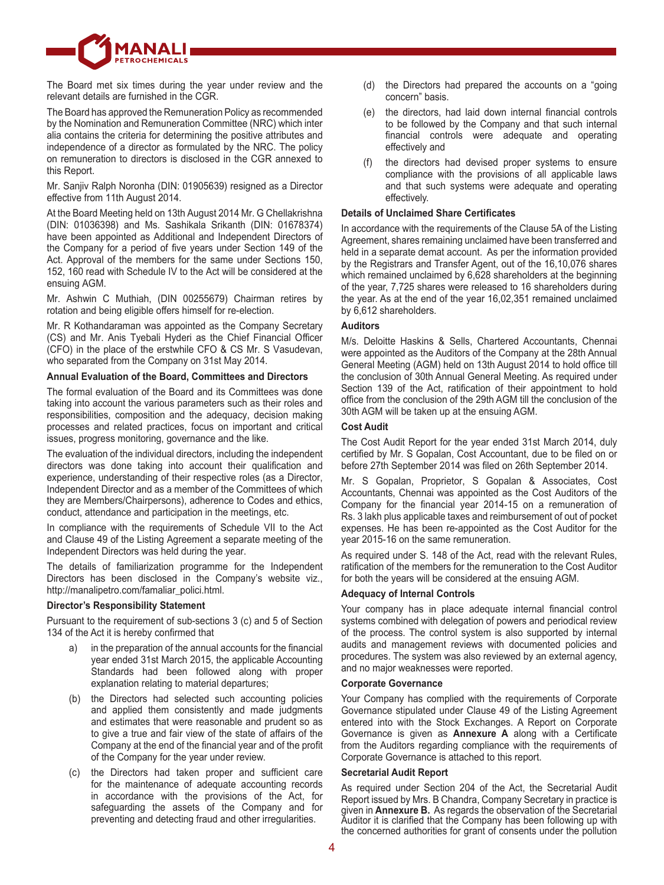The Board met six times during the year under review and the relevant details are furnished in the CGR.

The Board has approved the Remuneration Policy as recommended by the Nomination and Remuneration Committee (NRC) which inter alia contains the criteria for determining the positive attributes and independence of a director as formulated by the NRC. The policy on remuneration to directors is disclosed in the CGR annexed to this Report.

Mr. Sanjiv Ralph Noronha (DIN: 01905639) resigned as a Director effective from 11th August 2014.

At the Board Meeting held on 13th August 2014 Mr. G Chellakrishna (DIN: 01036398) and Ms. Sashikala Srikanth (DIN: 01678374) have been appointed as Additional and Independent Directors of the Company for a period of five years under Section 149 of the Act. Approval of the members for the same under Sections 150, 152, 160 read with Schedule IV to the Act will be considered at the ensuing AGM.

Mr. Ashwin C Muthiah, (DIN 00255679) Chairman retires by rotation and being eligible offers himself for re-election.

Mr. R Kothandaraman was appointed as the Company Secretary (CS) and Mr. Anis Tyebali Hyderi as the Chief Financial Officer (CFO) in the place of the erstwhile CFO & CS Mr. S Vasudevan, who separated from the Company on 31st May 2014.

**Annual Evaluation of the Board, Committees and Directors**

The formal evaluation of the Board and its Committees was done taking into account the various parameters such as their roles and responsibilities, composition and the adequacy, decision making processes and related practices, focus on important and critical issues, progress monitoring, governance and the like.

The evaluation of the individual directors, including the independent directors was done taking into account their qualification and experience, understanding of their respective roles (as a Director, Independent Director and as a member of the Committees of which they are Members/Chairpersons), adherence to Codes and ethics, conduct, attendance and participation in the meetings, etc.

In compliance with the requirements of Schedule VII to the Act and Clause 49 of the Listing Agreement a separate meeting of the Independent Directors was held during the year.

The details of familiarization programme for the Independent Directors has been disclosed in the Company's website viz., http://manalipetro.com/famaliar_polici.html.

**Director's Responsibility Statement**

Pursuant to the requirement of sub-sections 3 (c) and 5 of Section 134 of the Act it is hereby confirmed that

a) in the preparation of the annual accounts for the financial year ended 31st March 2015, the applicable Accounting Standards had been followed along with proper explanation relating to material departures;

(b) the Directors had selected such accounting policies and applied them consistently and made judgments and estimates that were reasonable and prudent so as to give a true and fair view of the state of affairs of the Company at the end of the financial year and of the profit of the Company for the year under review.

(c) the Directors had taken proper and sufficient care for the maintenance of adequate accounting records in accordance with the provisions of the Act, for safeguarding the assets of the Company and for preventing and detecting fraud and other irregularities.

(d) the Directors had prepared the accounts on a "going concern" basis.

(e) the directors, had laid down internal financial controls to be followed by the Company and that such internal financial controls were adequate and operating effectively and

(f) the directors had devised proper systems to ensure compliance with the provisions of all applicable laws and that such systems were adequate and operating effectively.

**Details of Unclaimed Share Certificates**

In accordance with the requirements of the Clause 5A of the Listing Agreement, shares remaining unclaimed have been transferred and held in a separate demat account. As per the information provided by the Registrars and Transfer Agent, out of the 16,10,076 shares which remained unclaimed by 6,628 shareholders at the beginning of the year, 7,725 shares were released to 16 shareholders during the year. As at the end of the year 16,02,351 remained unclaimed by 6,612 shareholders.

**Auditors**

M/s. Deloitte Haskins & Sells, Chartered Accountants, Chennai were appointed as the Auditors of the Company at the 28th Annual General Meeting (AGM) held on 13th August 2014 to hold office till the conclusion of 30th Annual General Meeting. As required under Section 139 of the Act, ratification of their appointment to hold office from the conclusion of the 29th AGM till the conclusion of the 30th AGM will be taken up at the ensuing AGM.

**Cost Audit**

The Cost Audit Report for the year ended 31st March 2014, duly certified by Mr. S Gopalan, Cost Accountant, due to be filed on or before 27th September 2014 was filed on 26th September 2014.

Mr. S Gopalan, Proprietor, S Gopalan & Associates, Cost Accountants, Chennai was appointed as the Cost Auditors of the Company for the financial year 2014-15 on a remuneration of Rs. 3 lakh plus applicable taxes and reimbursement of out of pocket expenses. He has been re-appointed as the Cost Auditor for the year 2015-16 on the same remuneration.

As required under S. 148 of the Act, read with the relevant Rules, ratification of the members for the remuneration to the Cost Auditor for both the years will be considered at the ensuing AGM.

**Adequacy of Internal Controls**

Your company has in place adequate internal financial control systems combined with delegation of powers and periodical review of the process. The control system is also supported by internal audits and management reviews with documented policies and procedures. The system was also reviewed by an external agency, and no major weaknesses were reported.

**Corporate Governance**

Your Company has complied with the requirements of Corporate Governance stipulated under Clause 49 of the Listing Agreement entered into with the Stock Exchanges. A Report on Corporate Governance is given as **Annexure A** along with a Certificate from the Auditors regarding compliance with the requirements of Corporate Governance is attached to this report.

**Secretarial Audit Report**

As required under Section 204 of the Act, the Secretarial Audit Report issued by Mrs. B Chandra, Company Secretary in practice is given in **Annexure B.** As regards the observation of the Secretarial Auditor it is clarified that the Company has been following up with the concerned authorities for grant of consents under the pollution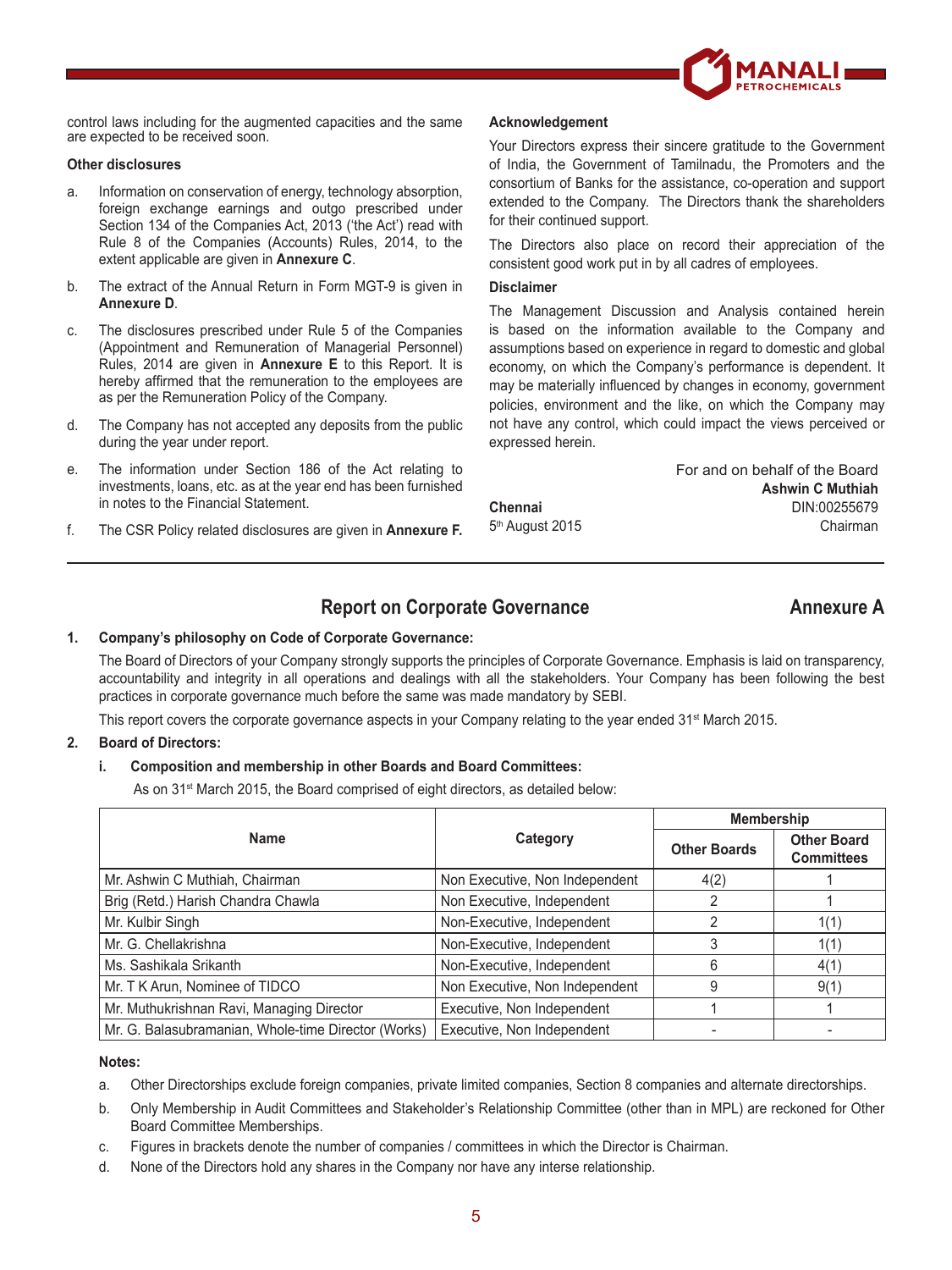control laws including for the augmented capacities and the same are expected to be received soon.

**Other disclosures**

a. Information on conservation of energy, technology absorption, foreign exchange earnings and outgo prescribed under Section 134 of the Companies Act, 2013 ('the Act') read with Rule 8 of the Companies (Accounts) Rules, 2014, to the extent applicable are given in **Annexure C**.

b. The extract of the Annual Return in Form MGT-9 is given in **Annexure D**.

c. The disclosures prescribed under Rule 5 of the Companies (Appointment and Remuneration of Managerial Personnel) Rules, 2014 are given in **Annexure E** to this Report. It is hereby affirmed that the remuneration to the employees are as per the Remuneration Policy of the Company.

d. The Company has not accepted any deposits from the public during the year under report.

e. The information under Section 186 of the Act relating to investments, loans, etc. as at the year end has been furnished in notes to the Financial Statement.

f. The CSR Policy related disclosures are given in **Annexure F.**

**Acknowledgement**

Your Directors express their sincere gratitude to the Government of India, the Government of Tamilnadu, the Promoters and the consortium of Banks for the assistance, co-operation and support extended to the Company. The Directors thank the shareholders for their continued support.

The Directors also place on record their appreciation of the consistent good work put in by all cadres of employees.

**Disclaimer**

The Management Discussion and Analysis contained herein is based on the information available to the Company and assumptions based on experience in regard to domestic and global economy, on which the Company's performance is dependent. It may be materially influenced by changes in economy, government policies, environment and the like, on which the Company may not have any control, which could impact the views perceived or expressed herein.

For and on behalf of the Board
**Ashwin C Muthiah**
DIN:00255679
Chairman

**Chennai**
5th August 2015

## Report on Corporate Governance — Annexure A

**1. Company's philosophy on Code of Corporate Governance:**

The Board of Directors of your Company strongly supports the principles of Corporate Governance. Emphasis is laid on transparency, accountability and integrity in all operations and dealings with all the stakeholders. Your Company has been following the best practices in corporate governance much before the same was made mandatory by SEBI.

This report covers the corporate governance aspects in your Company relating to the year ended 31st March 2015.

**2. Board of Directors:**

**i. Composition and membership in other Boards and Board Committees:**

As on 31st March 2015, the Board comprised of eight directors, as detailed below:

| Name | Category | Membership | |
|---|---|---|---|
| | | Other Boards | Other Board Committees |
| Mr. Ashwin C Muthiah, Chairman | Non Executive, Non Independent | 4(2) | 1 |
| Brig (Retd.) Harish Chandra Chawla | Non Executive, Independent | 2 | 1 |
| Mr. Kulbir Singh | Non-Executive, Independent | 2 | 1(1) |
| Mr. G. Chellakrishna | Non-Executive, Independent | 3 | 1(1) |
| Ms. Sashikala Srikanth | Non-Executive, Independent | 6 | 4(1) |
| Mr. T K Arun, Nominee of TIDCO | Non Executive, Non Independent | 9 | 9(1) |
| Mr. Muthukrishnan Ravi, Managing Director | Executive, Non Independent | 1 | 1 |
| Mr. G. Balasubramanian, Whole-time Director (Works) | Executive, Non Independent | - | - |

**Notes:**

a. Other Directorships exclude foreign companies, private limited companies, Section 8 companies and alternate directorships.

b. Only Membership in Audit Committees and Stakeholder's Relationship Committee (other than in MPL) are reckoned for Other Board Committee Memberships.

c. Figures in brackets denote the number of companies / committees in which the Director is Chairman.

d. None of the Directors hold any shares in the Company nor have any interse relationship.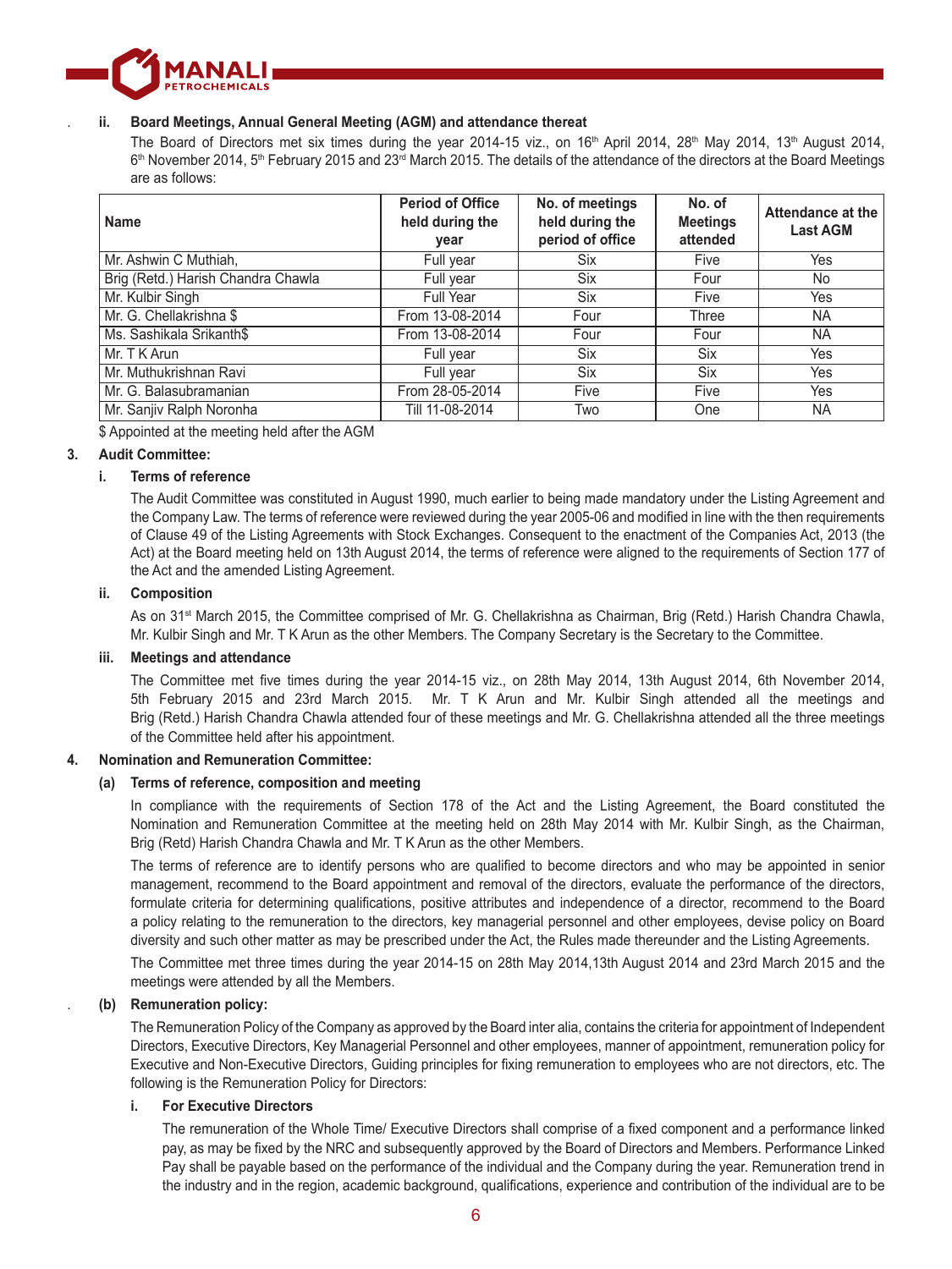**ii. Board Meetings, Annual General Meeting (AGM) and attendance thereat**

The Board of Directors met six times during the year 2014-15 viz., on 16th April 2014, 28th May 2014, 13th August 2014, 6th November 2014, 5th February 2015 and 23rd March 2015. The details of the attendance of the directors at the Board Meetings are as follows:

| Name | Period of Office held during the year | No. of meetings held during the period of office | No. of Meetings attended | Attendance at the Last AGM |
|---|---|---|---|---|
| Mr. Ashwin C Muthiah, | Full year | Six | Five | Yes |
| Brig (Retd.) Harish Chandra Chawla | Full year | Six | Four | No |
| Mr. Kulbir Singh | Full Year | Six | Five | Yes |
| Mr. G. Chellakrishna $ | From 13-08-2014 | Four | Three | NA |
| Ms. Sashikala Srikanth$ | From 13-08-2014 | Four | Four | NA |
| Mr. T K Arun | Full year | Six | Six | Yes |
| Mr. Muthukrishnan Ravi | Full year | Six | Six | Yes |
| Mr. G. Balasubramanian | From 28-05-2014 | Five | Five | Yes |
| Mr. Sanjiv Ralph Noronha | Till 11-08-2014 | Two | One | NA |

$ Appointed at the meeting held after the AGM

**3. Audit Committee:**

**i. Terms of reference**

The Audit Committee was constituted in August 1990, much earlier to being made mandatory under the Listing Agreement and the Company Law. The terms of reference were reviewed during the year 2005-06 and modified in line with the then requirements of Clause 49 of the Listing Agreements with Stock Exchanges. Consequent to the enactment of the Companies Act, 2013 (the Act) at the Board meeting held on 13th August 2014, the terms of reference were aligned to the requirements of Section 177 of the Act and the amended Listing Agreement.

**ii. Composition**

As on 31st March 2015, the Committee comprised of Mr. G. Chellakrishna as Chairman, Brig (Retd.) Harish Chandra Chawla, Mr. Kulbir Singh and Mr. T K Arun as the other Members. The Company Secretary is the Secretary to the Committee.

**iii. Meetings and attendance**

The Committee met five times during the year 2014-15 viz., on 28th May 2014, 13th August 2014, 6th November 2014, 5th February 2015 and 23rd March 2015. Mr. T K Arun and Mr. Kulbir Singh attended all the meetings and Brig (Retd.) Harish Chandra Chawla attended four of these meetings and Mr. G. Chellakrishna attended all the three meetings of the Committee held after his appointment.

**4. Nomination and Remuneration Committee:**

**(a) Terms of reference, composition and meeting**

In compliance with the requirements of Section 178 of the Act and the Listing Agreement, the Board constituted the Nomination and Remuneration Committee at the meeting held on 28th May 2014 with Mr. Kulbir Singh, as the Chairman, Brig (Retd) Harish Chandra Chawla and Mr. T K Arun as the other Members.

The terms of reference are to identify persons who are qualified to become directors and who may be appointed in senior management, recommend to the Board appointment and removal of the directors, evaluate the performance of the directors, formulate criteria for determining qualifications, positive attributes and independence of a director, recommend to the Board a policy relating to the remuneration to the directors, key managerial personnel and other employees, devise policy on Board diversity and such other matter as may be prescribed under the Act, the Rules made thereunder and the Listing Agreements.

The Committee met three times during the year 2014-15 on 28th May 2014,13th August 2014 and 23rd March 2015 and the meetings were attended by all the Members.

**(b) Remuneration policy:**

The Remuneration Policy of the Company as approved by the Board inter alia, contains the criteria for appointment of Independent Directors, Executive Directors, Key Managerial Personnel and other employees, manner of appointment, remuneration policy for Executive and Non-Executive Directors, Guiding principles for fixing remuneration to employees who are not directors, etc. The following is the Remuneration Policy for Directors:

**i. For Executive Directors**

The remuneration of the Whole Time/ Executive Directors shall comprise of a fixed component and a performance linked pay, as may be fixed by the NRC and subsequently approved by the Board of Directors and Members. Performance Linked Pay shall be payable based on the performance of the individual and the Company during the year. Remuneration trend in the industry and in the region, academic background, qualifications, experience and contribution of the individual are to be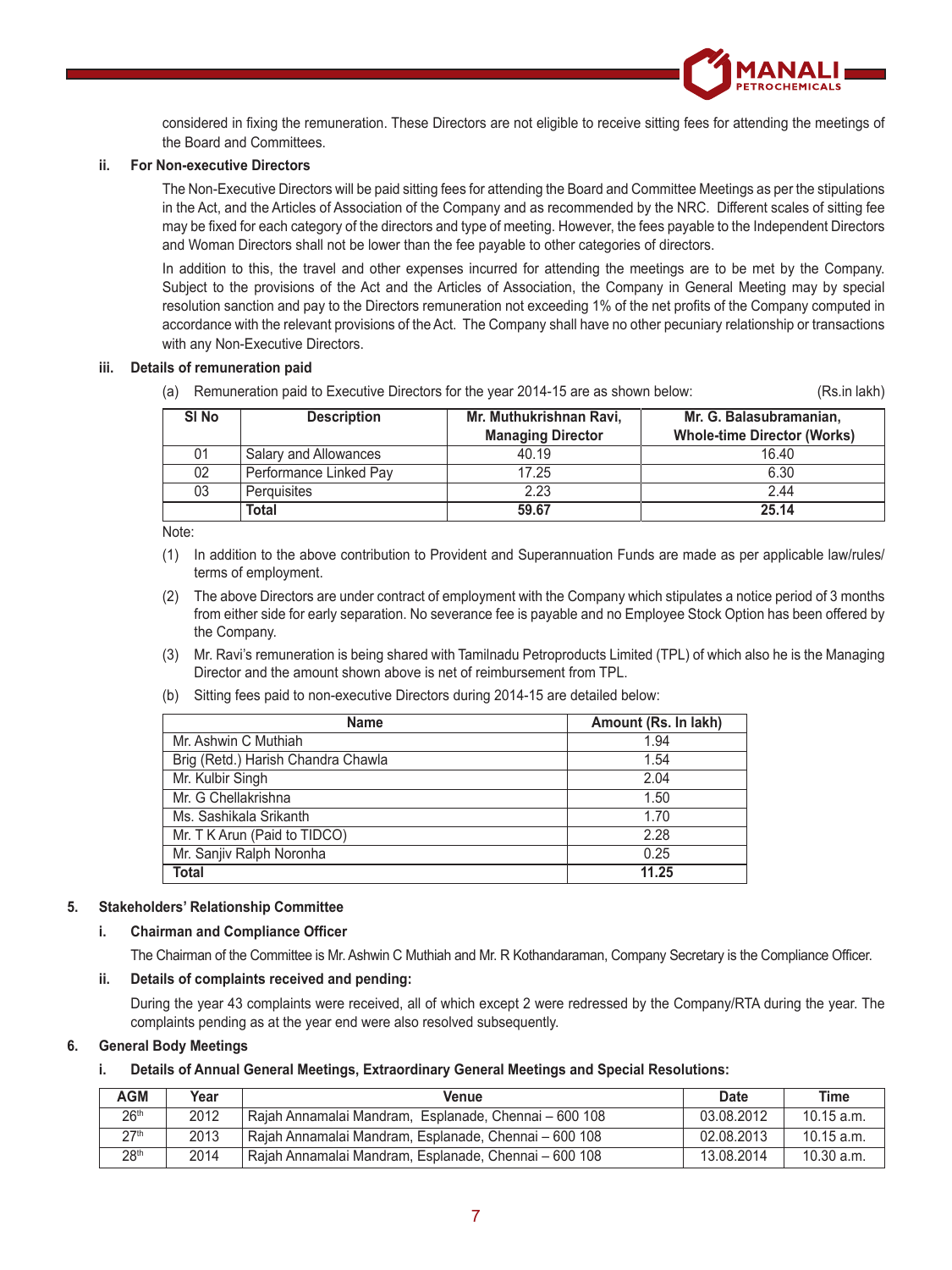considered in fixing the remuneration. These Directors are not eligible to receive sitting fees for attending the meetings of the Board and Committees.

**ii. For Non-executive Directors**

The Non-Executive Directors will be paid sitting fees for attending the Board and Committee Meetings as per the stipulations in the Act, and the Articles of Association of the Company and as recommended by the NRC. Different scales of sitting fee may be fixed for each category of the directors and type of meeting. However, the fees payable to the Independent Directors and Woman Directors shall not be lower than the fee payable to other categories of directors.

In addition to this, the travel and other expenses incurred for attending the meetings are to be met by the Company. Subject to the provisions of the Act and the Articles of Association, the Company in General Meeting may by special resolution sanction and pay to the Directors remuneration not exceeding 1% of the net profits of the Company computed in accordance with the relevant provisions of the Act. The Company shall have no other pecuniary relationship or transactions with any Non-Executive Directors.

**iii. Details of remuneration paid**

(a) Remuneration paid to Executive Directors for the year 2014-15 are as shown below: (Rs.in lakh)

| Sl No | Description | Mr. Muthukrishnan Ravi, Managing Director | Mr. G. Balasubramanian, Whole-time Director (Works) |
|---|---|---|---|
| 01 | Salary and Allowances | 40.19 | 16.40 |
| 02 | Performance Linked Pay | 17.25 | 6.30 |
| 03 | Perquisites | 2.23 | 2.44 |
| | **Total** | **59.67** | **25.14** |

Note:

(1) In addition to the above contribution to Provident and Superannuation Funds are made as per applicable law/rules/ terms of employment.

(2) The above Directors are under contract of employment with the Company which stipulates a notice period of 3 months from either side for early separation. No severance fee is payable and no Employee Stock Option has been offered by the Company.

(3) Mr. Ravi's remuneration is being shared with Tamilnadu Petroproducts Limited (TPL) of which also he is the Managing Director and the amount shown above is net of reimbursement from TPL.

(b) Sitting fees paid to non-executive Directors during 2014-15 are detailed below:

| Name | Amount (Rs. In lakh) |
|---|---|
| Mr. Ashwin C Muthiah | 1.94 |
| Brig (Retd.) Harish Chandra Chawla | 1.54 |
| Mr. Kulbir Singh | 2.04 |
| Mr. G Chellakrishna | 1.50 |
| Ms. Sashikala Srikanth | 1.70 |
| Mr. T K Arun (Paid to TIDCO) | 2.28 |
| Mr. Sanjiv Ralph Noronha | 0.25 |
| **Total** | **11.25** |

**5. Stakeholders' Relationship Committee**

**i. Chairman and Compliance Officer**

The Chairman of the Committee is Mr. Ashwin C Muthiah and Mr. R Kothandaraman, Company Secretary is the Compliance Officer.

**ii. Details of complaints received and pending:**

During the year 43 complaints were received, all of which except 2 were redressed by the Company/RTA during the year. The complaints pending as at the year end were also resolved subsequently.

**6. General Body Meetings**

**i. Details of Annual General Meetings, Extraordinary General Meetings and Special Resolutions:**

| AGM | Year | Venue | Date | Time |
|---|---|---|---|---|
| 26th | 2012 | Rajah Annamalai Mandram, Esplanade, Chennai – 600 108 | 03.08.2012 | 10.15 a.m. |
| 27th | 2013 | Rajah Annamalai Mandram, Esplanade, Chennai – 600 108 | 02.08.2013 | 10.15 a.m. |
| 28th | 2014 | Rajah Annamalai Mandram, Esplanade, Chennai – 600 108 | 13.08.2014 | 10.30 a.m. |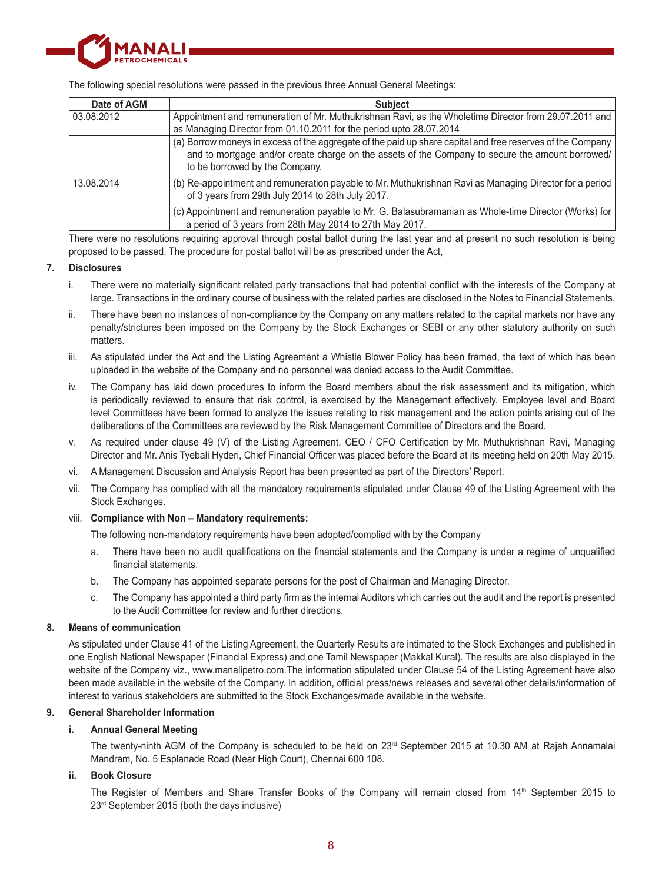The following special resolutions were passed in the previous three Annual General Meetings:

| Date of AGM | Subject |
|---|---|
| 03.08.2012 | Appointment and remuneration of Mr. Muthukrishnan Ravi, as the Wholetime Director from 29.07.2011 and as Managing Director from 01.10.2011 for the period upto 28.07.2014 |
| 13.08.2014 | (a) Borrow moneys in excess of the aggregate of the paid up share capital and free reserves of the Company and to mortgage and/or create charge on the assets of the Company to secure the amount borrowed/ to be borrowed by the Company. |
| | (b) Re-appointment and remuneration payable to Mr. Muthukrishnan Ravi as Managing Director for a period of 3 years from 29th July 2014 to 28th July 2017. |
| | (c) Appointment and remuneration payable to Mr. G. Balasubramanian as Whole-time Director (Works) for a period of 3 years from 28th May 2014 to 27th May 2017. |

There were no resolutions requiring approval through postal ballot during the last year and at present no such resolution is being proposed to be passed. The procedure for postal ballot will be as prescribed under the Act,

## 7. Disclosures

i. There were no materially significant related party transactions that had potential conflict with the interests of the Company at large. Transactions in the ordinary course of business with the related parties are disclosed in the Notes to Financial Statements.

ii. There have been no instances of non-compliance by the Company on any matters related to the capital markets nor have any penalty/strictures been imposed on the Company by the Stock Exchanges or SEBI or any other statutory authority on such matters.

iii. As stipulated under the Act and the Listing Agreement a Whistle Blower Policy has been framed, the text of which has been uploaded in the website of the Company and no personnel was denied access to the Audit Committee.

iv. The Company has laid down procedures to inform the Board members about the risk assessment and its mitigation, which is periodically reviewed to ensure that risk control, is exercised by the Management effectively. Employee level and Board level Committees have been formed to analyze the issues relating to risk management and the action points arising out of the deliberations of the Committees are reviewed by the Risk Management Committee of Directors and the Board.

v. As required under clause 49 (V) of the Listing Agreement, CEO / CFO Certification by Mr. Muthukrishnan Ravi, Managing Director and Mr. Anis Tyebali Hyderi, Chief Financial Officer was placed before the Board at its meeting held on 20th May 2015.

vi. A Management Discussion and Analysis Report has been presented as part of the Directors' Report.

vii. The Company has complied with all the mandatory requirements stipulated under Clause 49 of the Listing Agreement with the Stock Exchanges.

viii. **Compliance with Non – Mandatory requirements:**

The following non-mandatory requirements have been adopted/complied with by the Company

a. There have been no audit qualifications on the financial statements and the Company is under a regime of unqualified financial statements.

b. The Company has appointed separate persons for the post of Chairman and Managing Director.

c. The Company has appointed a third party firm as the internal Auditors which carries out the audit and the report is presented to the Audit Committee for review and further directions.

## 8. Means of communication

As stipulated under Clause 41 of the Listing Agreement, the Quarterly Results are intimated to the Stock Exchanges and published in one English National Newspaper (Financial Express) and one Tamil Newspaper (Makkal Kural). The results are also displayed in the website of the Company viz., www.manalipetro.com.The information stipulated under Clause 54 of the Listing Agreement have also been made available in the website of the Company. In addition, official press/news releases and several other details/information of interest to various stakeholders are submitted to the Stock Exchanges/made available in the website.

## 9. General Shareholder Information

### i. Annual General Meeting

The twenty-ninth AGM of the Company is scheduled to be held on 23rd September 2015 at 10.30 AM at Rajah Annamalai Mandram, No. 5 Esplanade Road (Near High Court), Chennai 600 108.

### ii. Book Closure

The Register of Members and Share Transfer Books of the Company will remain closed from 14th September 2015 to 23rd September 2015 (both the days inclusive)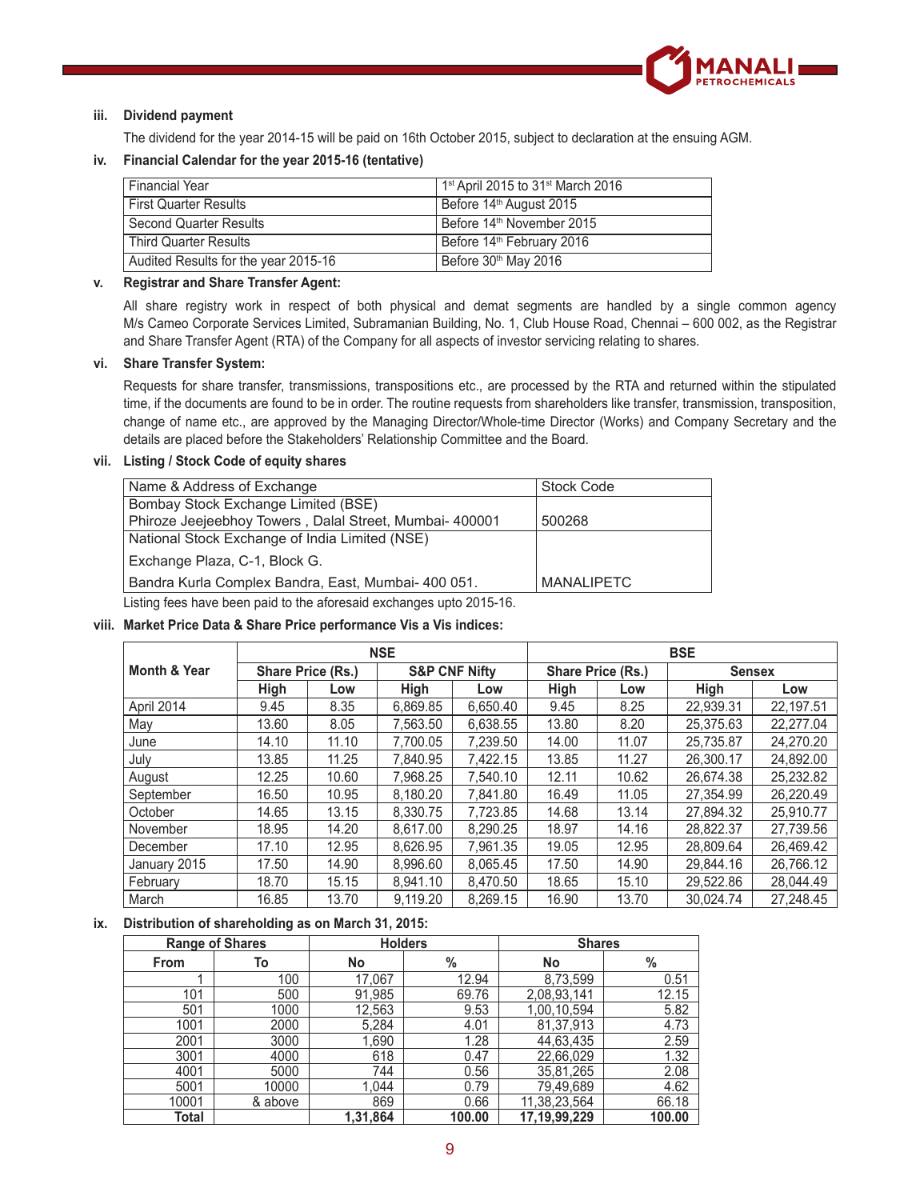### iii. Dividend payment

The dividend for the year 2014-15 will be paid on 16th October 2015, subject to declaration at the ensuing AGM.

### iv. Financial Calendar for the year 2015-16 (tentative)

| Financial Year | 1st April 2015 to 31st March 2016 |
|---|---|
| First Quarter Results | Before 14th August 2015 |
| Second Quarter Results | Before 14th November 2015 |
| Third Quarter Results | Before 14th February 2016 |
| Audited Results for the year 2015-16 | Before 30th May 2016 |

### v. Registrar and Share Transfer Agent:

All share registry work in respect of both physical and demat segments are handled by a single common agency M/s Cameo Corporate Services Limited, Subramanian Building, No. 1, Club House Road, Chennai – 600 002, as the Registrar and Share Transfer Agent (RTA) of the Company for all aspects of investor servicing relating to shares.

### vi. Share Transfer System:

Requests for share transfer, transmissions, transpositions etc., are processed by the RTA and returned within the stipulated time, if the documents are found to be in order. The routine requests from shareholders like transfer, transmission, transposition, change of name etc., are approved by the Managing Director/Whole-time Director (Works) and Company Secretary and the details are placed before the Stakeholders' Relationship Committee and the Board.

### vii. Listing / Stock Code of equity shares

| Name & Address of Exchange | Stock Code |
|---|---|
| Bombay Stock Exchange Limited (BSE)<br>Phiroze Jeejeebhoy Towers , Dalal Street, Mumbai- 400001 | 500268 |
| National Stock Exchange of India Limited (NSE)<br>Exchange Plaza, C-1, Block G.<br>Bandra Kurla Complex Bandra, East, Mumbai- 400 051. | MANALIPETC |

Listing fees have been paid to the aforesaid exchanges upto 2015-16.

### viii. Market Price Data & Share Price performance Vis a Vis indices:

| Month & Year | NSE | | | | BSE | | | |
|---|---|---|---|---|---|---|---|---|
| | Share Price (Rs.) | | S&P CNF Nifty | | Share Price (Rs.) | | Sensex | |
| | High | Low | High | Low | High | Low | High | Low |
| April 2014 | 9.45 | 8.35 | 6,869.85 | 6,650.40 | 9.45 | 8.25 | 22,939.31 | 22,197.51 |
| May | 13.60 | 8.05 | 7,563.50 | 6,638.55 | 13.80 | 8.20 | 25,375.63 | 22,277.04 |
| June | 14.10 | 11.10 | 7,700.05 | 7,239.50 | 14.00 | 11.07 | 25,735.87 | 24,270.20 |
| July | 13.85 | 11.25 | 7,840.95 | 7,422.15 | 13.85 | 11.27 | 26,300.17 | 24,892.00 |
| August | 12.25 | 10.60 | 7,968.25 | 7,540.10 | 12.11 | 10.62 | 26,674.38 | 25,232.82 |
| September | 16.50 | 10.95 | 8,180.20 | 7,841.80 | 16.49 | 11.05 | 27,354.99 | 26,220.49 |
| October | 14.65 | 13.15 | 8,330.75 | 7,723.85 | 14.68 | 13.14 | 27,894.32 | 25,910.77 |
| November | 18.95 | 14.20 | 8,617.00 | 8,290.25 | 18.97 | 14.16 | 28,822.37 | 27,739.56 |
| December | 17.10 | 12.95 | 8,626.95 | 7,961.35 | 19.05 | 12.95 | 28,809.64 | 26,469.42 |
| January 2015 | 17.50 | 14.90 | 8,996.60 | 8,065.45 | 17.50 | 14.90 | 29,844.16 | 26,766.12 |
| February | 18.70 | 15.15 | 8,941.10 | 8,470.50 | 18.65 | 15.10 | 29,522.86 | 28,044.49 |
| March | 16.85 | 13.70 | 9,119.20 | 8,269.15 | 16.90 | 13.70 | 30,024.74 | 27,248.45 |

### ix. Distribution of shareholding as on March 31, 2015:

| Range of Shares | | Holders | | Shares | |
|---|---|---|---|---|---|
| From | To | No | % | No | % |
| 1 | 100 | 17,067 | 12.94 | 8,73,599 | 0.51 |
| 101 | 500 | 91,985 | 69.76 | 2,08,93,141 | 12.15 |
| 501 | 1000 | 12,563 | 9.53 | 1,00,10,594 | 5.82 |
| 1001 | 2000 | 5,284 | 4.01 | 81,37,913 | 4.73 |
| 2001 | 3000 | 1,690 | 1.28 | 44,63,435 | 2.59 |
| 3001 | 4000 | 618 | 0.47 | 22,66,029 | 1.32 |
| 4001 | 5000 | 744 | 0.56 | 35,81,265 | 2.08 |
| 5001 | 10000 | 1,044 | 0.79 | 79,49,689 | 4.62 |
| 10001 | & above | 869 | 0.66 | 11,38,23,564 | 66.18 |
| **Total** | | **1,31,864** | **100.00** | **17,19,99,229** | **100.00** |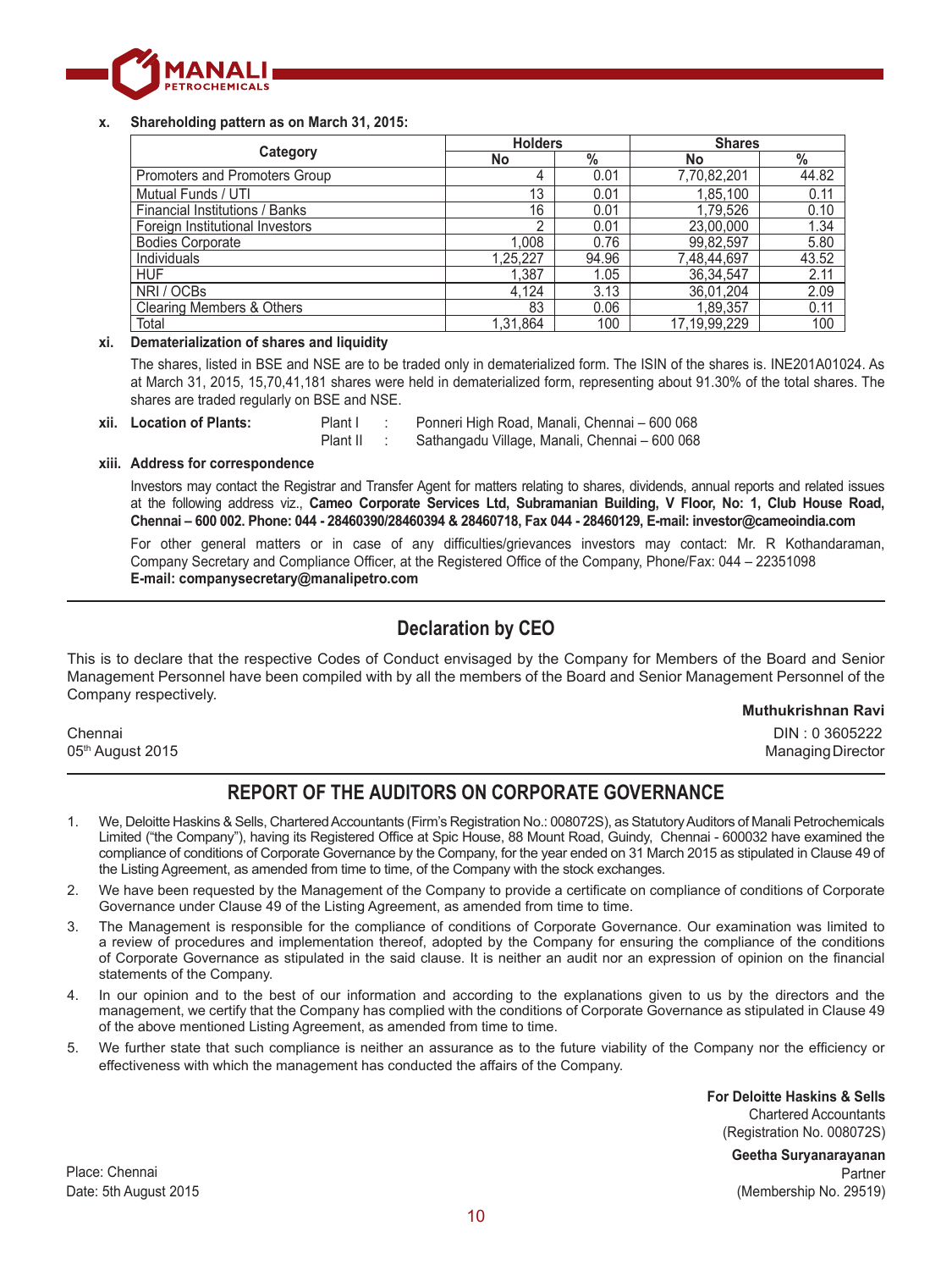**x. Shareholding pattern as on March 31, 2015:**

| Category | Holders | | Shares | |
|---|---|---|---|---|
| | No | % | No | % |
| Promoters and Promoters Group | 4 | 0.01 | 7,70,82,201 | 44.82 |
| Mutual Funds / UTI | 13 | 0.01 | 1,85,100 | 0.11 |
| Financial Institutions / Banks | 16 | 0.01 | 1,79,526 | 0.10 |
| Foreign Institutional Investors | 2 | 0.01 | 23,00,000 | 1.34 |
| Bodies Corporate | 1,008 | 0.76 | 99,82,597 | 5.80 |
| Individuals | 1,25,227 | 94.96 | 7,48,44,697 | 43.52 |
| HUF | 1,387 | 1.05 | 36,34,547 | 2.11 |
| NRI / OCBs | 4,124 | 3.13 | 36,01,204 | 2.09 |
| Clearing Members & Others | 83 | 0.06 | 1,89,357 | 0.11 |
| Total | 1,31,864 | 100 | 17,19,99,229 | 100 |

**xi. Dematerialization of shares and liquidity**

The shares, listed in BSE and NSE are to be traded only in dematerialized form. The ISIN of the shares is. INE201A01024. As at March 31, 2015, 15,70,41,181 shares were held in dematerialized form, representing about 91.30% of the total shares. The shares are traded regularly on BSE and NSE.

**xii. Location of Plants:**

Plant I : Ponneri High Road, Manali, Chennai – 600 068

Plant II : Sathangadu Village, Manali, Chennai – 600 068

**xiii. Address for correspondence**

Investors may contact the Registrar and Transfer Agent for matters relating to shares, dividends, annual reports and related issues at the following address viz., **Cameo Corporate Services Ltd, Subramanian Building, V Floor, No: 1, Club House Road, Chennai – 600 002. Phone: 044 - 28460390/28460394 & 28460718, Fax 044 - 28460129, E-mail: investor@cameoindia.com**

For other general matters or in case of any difficulties/grievances investors may contact: Mr. R Kothandaraman, Company Secretary and Compliance Officer, at the Registered Office of the Company, Phone/Fax: 044 – 22351098
**E-mail: companysecretary@manalipetro.com**

## Declaration by CEO

This is to declare that the respective Codes of Conduct envisaged by the Company for Members of the Board and Senior Management Personnel have been compiled with by all the members of the Board and Senior Management Personnel of the Company respectively.

**Muthukrishnan Ravi**
DIN : 0 3605222
Managing Director

Chennai
05th August 2015

## REPORT OF THE AUDITORS ON CORPORATE GOVERNANCE

1. We, Deloitte Haskins & Sells, Chartered Accountants (Firm's Registration No.: 008072S), as Statutory Auditors of Manali Petrochemicals Limited ("the Company"), having its Registered Office at Spic House, 88 Mount Road, Guindy, Chennai - 600032 have examined the compliance of conditions of Corporate Governance by the Company, for the year ended on 31 March 2015 as stipulated in Clause 49 of the Listing Agreement, as amended from time to time, of the Company with the stock exchanges.
2. We have been requested by the Management of the Company to provide a certificate on compliance of conditions of Corporate Governance under Clause 49 of the Listing Agreement, as amended from time to time.
3. The Management is responsible for the compliance of conditions of Corporate Governance. Our examination was limited to a review of procedures and implementation thereof, adopted by the Company for ensuring the compliance of the conditions of Corporate Governance as stipulated in the said clause. It is neither an audit nor an expression of opinion on the financial statements of the Company.
4. In our opinion and to the best of our information and according to the explanations given to us by the directors and the management, we certify that the Company has complied with the conditions of Corporate Governance as stipulated in Clause 49 of the above mentioned Listing Agreement, as amended from time to time.
5. We further state that such compliance is neither an assurance as to the future viability of the Company nor the efficiency or effectiveness with which the management has conducted the affairs of the Company.

**For Deloitte Haskins & Sells**
Chartered Accountants
(Registration No. 008072S)

**Geetha Suryanarayanan**
Partner
(Membership No. 29519)

Place: Chennai
Date: 5th August 2015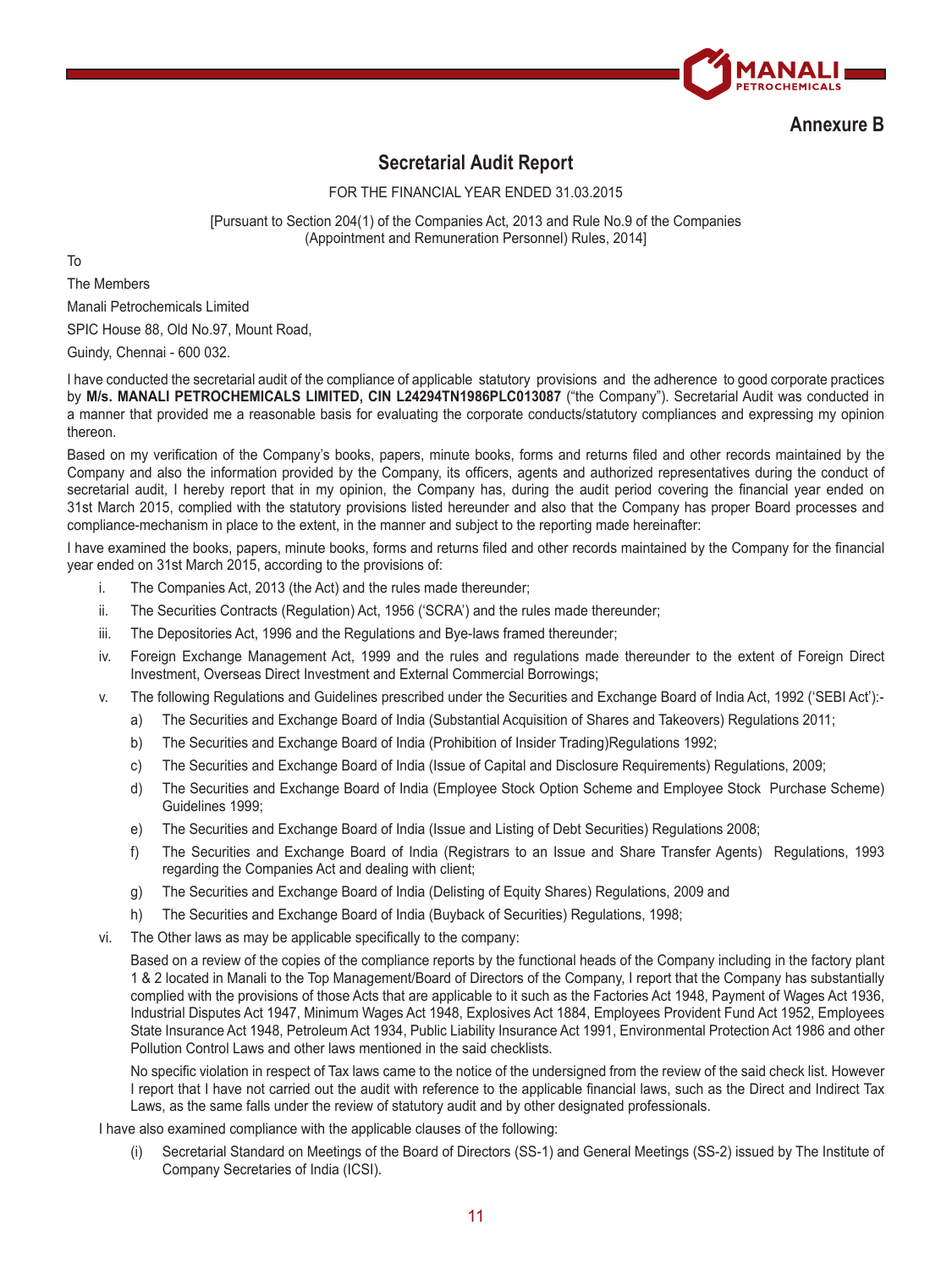## Annexure B

# Secretarial Audit Report

FOR THE FINANCIAL YEAR ENDED 31.03.2015

[Pursuant to Section 204(1) of the Companies Act, 2013 and Rule No.9 of the Companies (Appointment and Remuneration Personnel) Rules, 2014]

To

The Members

Manali Petrochemicals Limited

SPIC House 88, Old No.97, Mount Road,

Guindy, Chennai - 600 032.

I have conducted the secretarial audit of the compliance of applicable statutory provisions and the adherence to good corporate practices by **M/s. MANALI PETROCHEMICALS LIMITED, CIN L24294TN1986PLC013087** ("the Company"). Secretarial Audit was conducted in a manner that provided me a reasonable basis for evaluating the corporate conducts/statutory compliances and expressing my opinion thereon.

Based on my verification of the Company's books, papers, minute books, forms and returns filed and other records maintained by the Company and also the information provided by the Company, its officers, agents and authorized representatives during the conduct of secretarial audit, I hereby report that in my opinion, the Company has, during the audit period covering the financial year ended on 31st March 2015, complied with the statutory provisions listed hereunder and also that the Company has proper Board processes and compliance-mechanism in place to the extent, in the manner and subject to the reporting made hereinafter:

I have examined the books, papers, minute books, forms and returns filed and other records maintained by the Company for the financial year ended on 31st March 2015, according to the provisions of:

i. The Companies Act, 2013 (the Act) and the rules made thereunder;

ii. The Securities Contracts (Regulation) Act, 1956 ('SCRA') and the rules made thereunder;

iii. The Depositories Act, 1996 and the Regulations and Bye-laws framed thereunder;

iv. Foreign Exchange Management Act, 1999 and the rules and regulations made thereunder to the extent of Foreign Direct Investment, Overseas Direct Investment and External Commercial Borrowings;

v. The following Regulations and Guidelines prescribed under the Securities and Exchange Board of India Act, 1992 ('SEBI Act'):-

   a) The Securities and Exchange Board of India (Substantial Acquisition of Shares and Takeovers) Regulations 2011;

   b) The Securities and Exchange Board of India (Prohibition of Insider Trading)Regulations 1992;

   c) The Securities and Exchange Board of India (Issue of Capital and Disclosure Requirements) Regulations, 2009;

   d) The Securities and Exchange Board of India (Employee Stock Option Scheme and Employee Stock Purchase Scheme) Guidelines 1999;

   e) The Securities and Exchange Board of India (Issue and Listing of Debt Securities) Regulations 2008;

   f) The Securities and Exchange Board of India (Registrars to an Issue and Share Transfer Agents) Regulations, 1993 regarding the Companies Act and dealing with client;

   g) The Securities and Exchange Board of India (Delisting of Equity Shares) Regulations, 2009 and

   h) The Securities and Exchange Board of India (Buyback of Securities) Regulations, 1998;

vi. The Other laws as may be applicable specifically to the company:

   Based on a review of the copies of the compliance reports by the functional heads of the Company including in the factory plant 1 & 2 located in Manali to the Top Management/Board of Directors of the Company, I report that the Company has substantially complied with the provisions of those Acts that are applicable to it such as the Factories Act 1948, Payment of Wages Act 1936, Industrial Disputes Act 1947, Minimum Wages Act 1948, Explosives Act 1884, Employees Provident Fund Act 1952, Employees State Insurance Act 1948, Petroleum Act 1934, Public Liability Insurance Act 1991, Environmental Protection Act 1986 and other Pollution Control Laws and other laws mentioned in the said checklists.

   No specific violation in respect of Tax laws came to the notice of the undersigned from the review of the said check list. However I report that I have not carried out the audit with reference to the applicable financial laws, such as the Direct and Indirect Tax Laws, as the same falls under the review of statutory audit and by other designated professionals.

I have also examined compliance with the applicable clauses of the following:

   (i) Secretarial Standard on Meetings of the Board of Directors (SS-1) and General Meetings (SS-2) issued by The Institute of Company Secretaries of India (ICSI).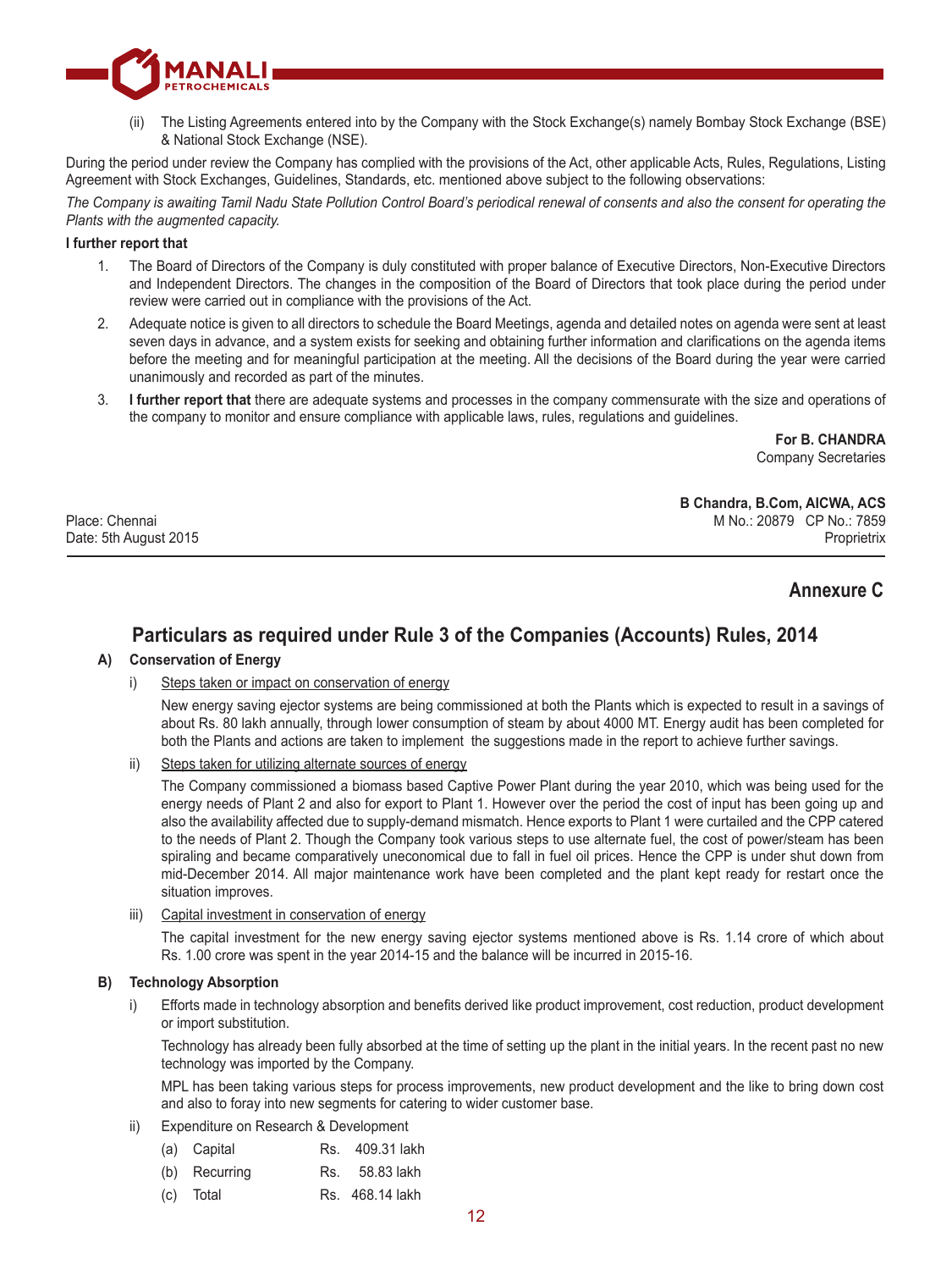(ii) The Listing Agreements entered into by the Company with the Stock Exchange(s) namely Bombay Stock Exchange (BSE) & National Stock Exchange (NSE).

During the period under review the Company has complied with the provisions of the Act, other applicable Acts, Rules, Regulations, Listing Agreement with Stock Exchanges, Guidelines, Standards, etc. mentioned above subject to the following observations:

*The Company is awaiting Tamil Nadu State Pollution Control Board's periodical renewal of consents and also the consent for operating the Plants with the augmented capacity.*

**I further report that**

1. The Board of Directors of the Company is duly constituted with proper balance of Executive Directors, Non-Executive Directors and Independent Directors. The changes in the composition of the Board of Directors that took place during the period under review were carried out in compliance with the provisions of the Act.
2. Adequate notice is given to all directors to schedule the Board Meetings, agenda and detailed notes on agenda were sent at least seven days in advance, and a system exists for seeking and obtaining further information and clarifications on the agenda items before the meeting and for meaningful participation at the meeting. All the decisions of the Board during the year were carried unanimously and recorded as part of the minutes.
3. **I further report that** there are adequate systems and processes in the company commensurate with the size and operations of the company to monitor and ensure compliance with applicable laws, rules, regulations and guidelines.

**For B. CHANDRA**
Company Secretaries

**B Chandra, B.Com, AICWA, ACS**
M No.: 20879 CP No.: 7859
Proprietrix

Place: Chennai
Date: 5th August 2015

## Annexure C

## Particulars as required under Rule 3 of the Companies (Accounts) Rules, 2014

**A) Conservation of Energy**

i) Steps taken or impact on conservation of energy

New energy saving ejector systems are being commissioned at both the Plants which is expected to result in a savings of about Rs. 80 lakh annually, through lower consumption of steam by about 4000 MT. Energy audit has been completed for both the Plants and actions are taken to implement the suggestions made in the report to achieve further savings.

ii) Steps taken for utilizing alternate sources of energy

The Company commissioned a biomass based Captive Power Plant during the year 2010, which was being used for the energy needs of Plant 2 and also for export to Plant 1. However over the period the cost of input has been going up and also the availability affected due to supply-demand mismatch. Hence exports to Plant 1 were curtailed and the CPP catered to the needs of Plant 2. Though the Company took various steps to use alternate fuel, the cost of power/steam has been spiraling and became comparatively uneconomical due to fall in fuel oil prices. Hence the CPP is under shut down from mid-December 2014. All major maintenance work have been completed and the plant kept ready for restart once the situation improves.

iii) Capital investment in conservation of energy

The capital investment for the new energy saving ejector systems mentioned above is Rs. 1.14 crore of which about Rs. 1.00 crore was spent in the year 2014-15 and the balance will be incurred in 2015-16.

**B) Technology Absorption**

i) Efforts made in technology absorption and benefits derived like product improvement, cost reduction, product development or import substitution.

Technology has already been fully absorbed at the time of setting up the plant in the initial years. In the recent past no new technology was imported by the Company.

MPL has been taking various steps for process improvements, new product development and the like to bring down cost and also to foray into new segments for catering to wider customer base.

ii) Expenditure on Research & Development

| | |
|---|---|
| (a) Capital | Rs. 409.31 lakh |
| (b) Recurring | Rs. 58.83 lakh |
| (c) Total | Rs. 468.14 lakh |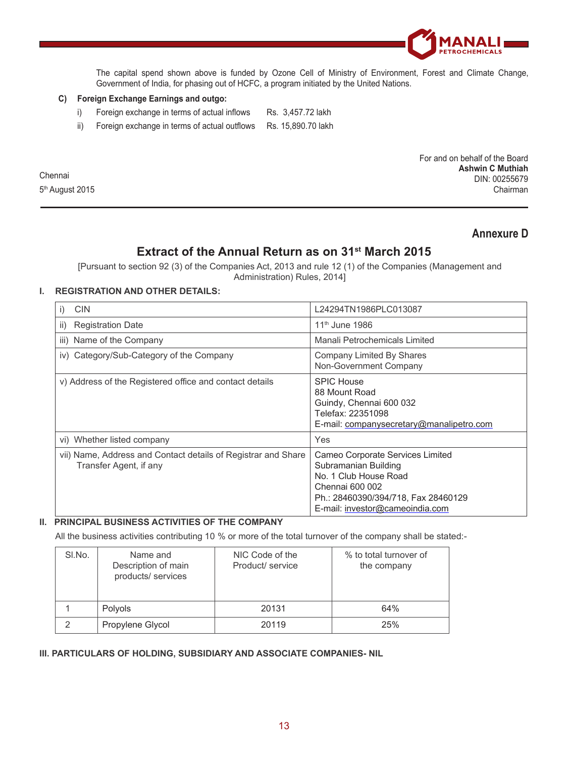The capital spend shown above is funded by Ozone Cell of Ministry of Environment, Forest and Climate Change, Government of India, for phasing out of HCFC, a program initiated by the United Nations.

**C) Foreign Exchange Earnings and outgo:**

i) Foreign exchange in terms of actual inflows Rs. 3,457.72 lakh

ii) Foreign exchange in terms of actual outflows Rs. 15,890.70 lakh

For and on behalf of the Board
**Ashwin C Muthiah**
DIN: 00255679
Chairman

Chennai
5th August 2015

## Annexure D

## Extract of the Annual Return as on 31st March 2015

[Pursuant to section 92 (3) of the Companies Act, 2013 and rule 12 (1) of the Companies (Management and Administration) Rules, 2014]

### I. REGISTRATION AND OTHER DETAILS:

| | |
|---|---|
| i) CIN | L24294TN1986PLC013087 |
| ii) Registration Date | 11th June 1986 |
| iii) Name of the Company | Manali Petrochemicals Limited |
| iv) Category/Sub-Category of the Company | Company Limited By Shares<br>Non-Government Company |
| v) Address of the Registered office and contact details | SPIC House<br>88 Mount Road<br>Guindy, Chennai 600 032<br>Telefax: 22351098<br>E-mail: companysecretary@manalipetro.com |
| vi) Whether listed company | Yes |
| vii) Name, Address and Contact details of Registrar and Share Transfer Agent, if any | Cameo Corporate Services Limited<br>Subramanian Building<br>No. 1 Club House Road<br>Chennai 600 002<br>Ph.: 28460390/394/718, Fax 28460129<br>E-mail: investor@cameoindia.com |

### II. PRINCIPAL BUSINESS ACTIVITIES OF THE COMPANY

All the business activities contributing 10 % or more of the total turnover of the company shall be stated:-

| Sl.No. | Name and Description of main products/ services | NIC Code of the Product/ service | % to total turnover of the company |
|---|---|---|---|
| 1 | Polyols | 20131 | 64% |
| 2 | Propylene Glycol | 20119 | 25% |

### III. PARTICULARS OF HOLDING, SUBSIDIARY AND ASSOCIATE COMPANIES- NIL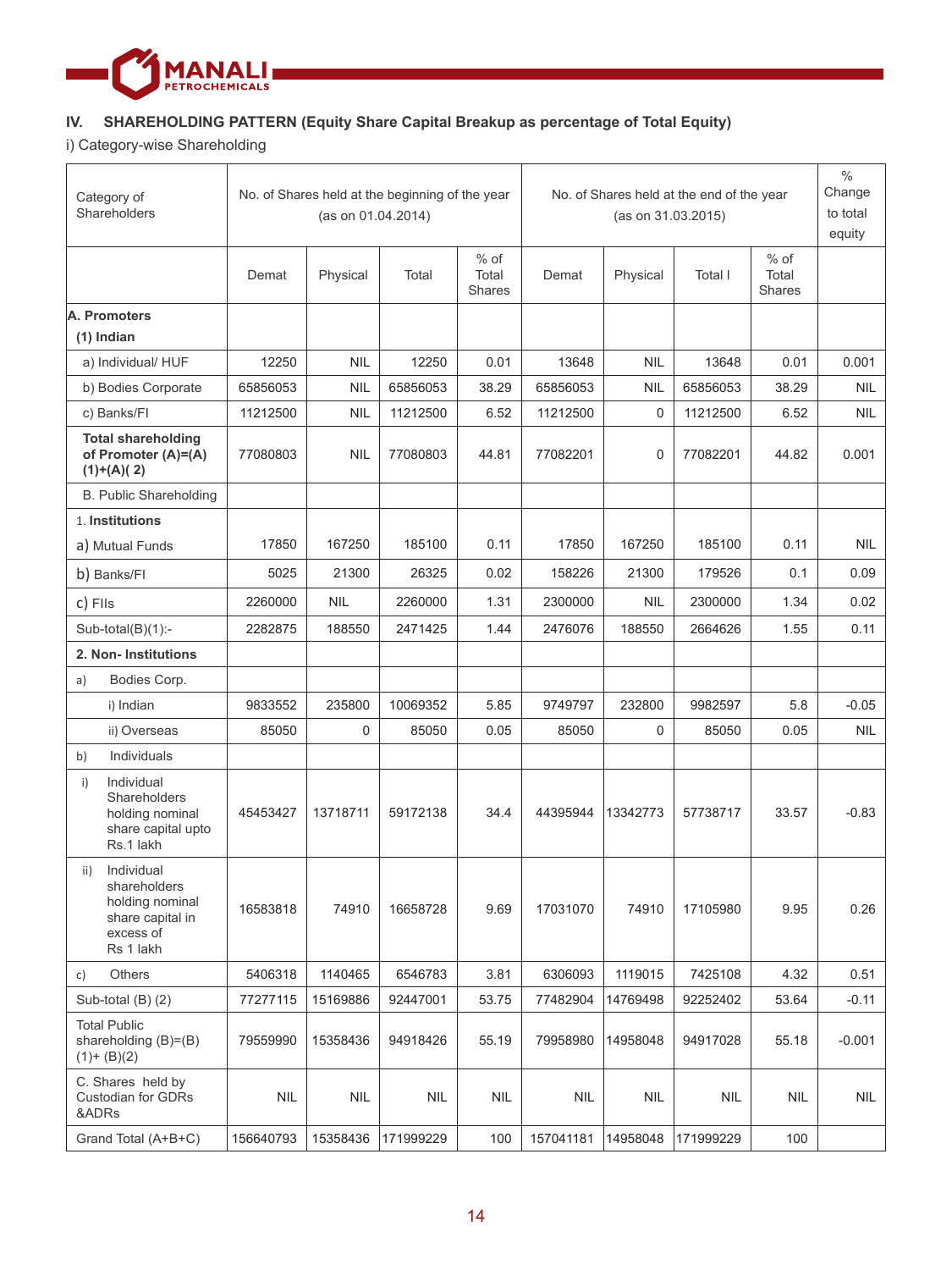## IV. SHAREHOLDING PATTERN (Equity Share Capital Breakup as percentage of Total Equity)

i) Category-wise Shareholding

| Category of Shareholders | No. of Shares held at the beginning of the year (as on 01.04.2014) | | | | No. of Shares held at the end of the year (as on 31.03.2015) | | | | % Change to total equity |
|---|---|---|---|---|---|---|---|---|---|
| | Demat | Physical | Total | % of Total Shares | Demat | Physical | Total l | % of Total Shares | |
| **A. Promoters** **(1) Indian** | | | | | | | | | |
| a) Individual/ HUF | 12250 | NIL | 12250 | 0.01 | 13648 | NIL | 13648 | 0.01 | 0.001 |
| b) Bodies Corporate | 65856053 | NIL | 65856053 | 38.29 | 65856053 | NIL | 65856053 | 38.29 | NIL |
| c) Banks/FI | 11212500 | NIL | 11212500 | 6.52 | 11212500 | 0 | 11212500 | 6.52 | NIL |
| **Total shareholding of Promoter (A)=(A)(1)+(A)( 2)** | 77080803 | NIL | 77080803 | 44.81 | 77082201 | 0 | 77082201 | 44.82 | 0.001 |
| B. Public Shareholding | | | | | | | | | |
| 1. **Institutions** a) Mutual Funds | 17850 | 167250 | 185100 | 0.11 | 17850 | 167250 | 185100 | 0.11 | NIL |
| b) Banks/FI | 5025 | 21300 | 26325 | 0.02 | 158226 | 21300 | 179526 | 0.1 | 0.09 |
| c) FIIs | 2260000 | NIL | 2260000 | 1.31 | 2300000 | NIL | 2300000 | 1.34 | 0.02 |
| Sub-total(B)(1):- | 2282875 | 188550 | 2471425 | 1.44 | 2476076 | 188550 | 2664626 | 1.55 | 0.11 |
| **2. Non- Institutions** | | | | | | | | | |
| a) Bodies Corp. | | | | | | | | | |
| i) Indian | 9833552 | 235800 | 10069352 | 5.85 | 9749797 | 232800 | 9982597 | 5.8 | -0.05 |
| ii) Overseas | 85050 | 0 | 85050 | 0.05 | 85050 | 0 | 85050 | 0.05 | NIL |
| b) Individuals | | | | | | | | | |
| i) Individual Shareholders holding nominal share capital upto Rs.1 lakh | 45453427 | 13718711 | 59172138 | 34.4 | 44395944 | 13342773 | 57738717 | 33.57 | -0.83 |
| ii) Individual shareholders holding nominal share capital in excess of Rs 1 lakh | 16583818 | 74910 | 16658728 | 9.69 | 17031070 | 74910 | 17105980 | 9.95 | 0.26 |
| c) Others | 5406318 | 1140465 | 6546783 | 3.81 | 6306093 | 1119015 | 7425108 | 4.32 | 0.51 |
| Sub-total (B) (2) | 77277115 | 15169886 | 92447001 | 53.75 | 77482904 | 14769498 | 92252402 | 53.64 | -0.11 |
| Total Public shareholding (B)=(B)(1)+ (B)(2) | 79559990 | 15358436 | 94918426 | 55.19 | 79958980 | 14958048 | 94917028 | 55.18 | -0.001 |
| C. Shares held by Custodian for GDRs &ADRs | NIL | NIL | NIL | NIL | NIL | NIL | NIL | NIL | NIL |
| Grand Total (A+B+C) | 156640793 | 15358436 | 171999229 | 100 | 157041181 | 14958048 | 171999229 | 100 | |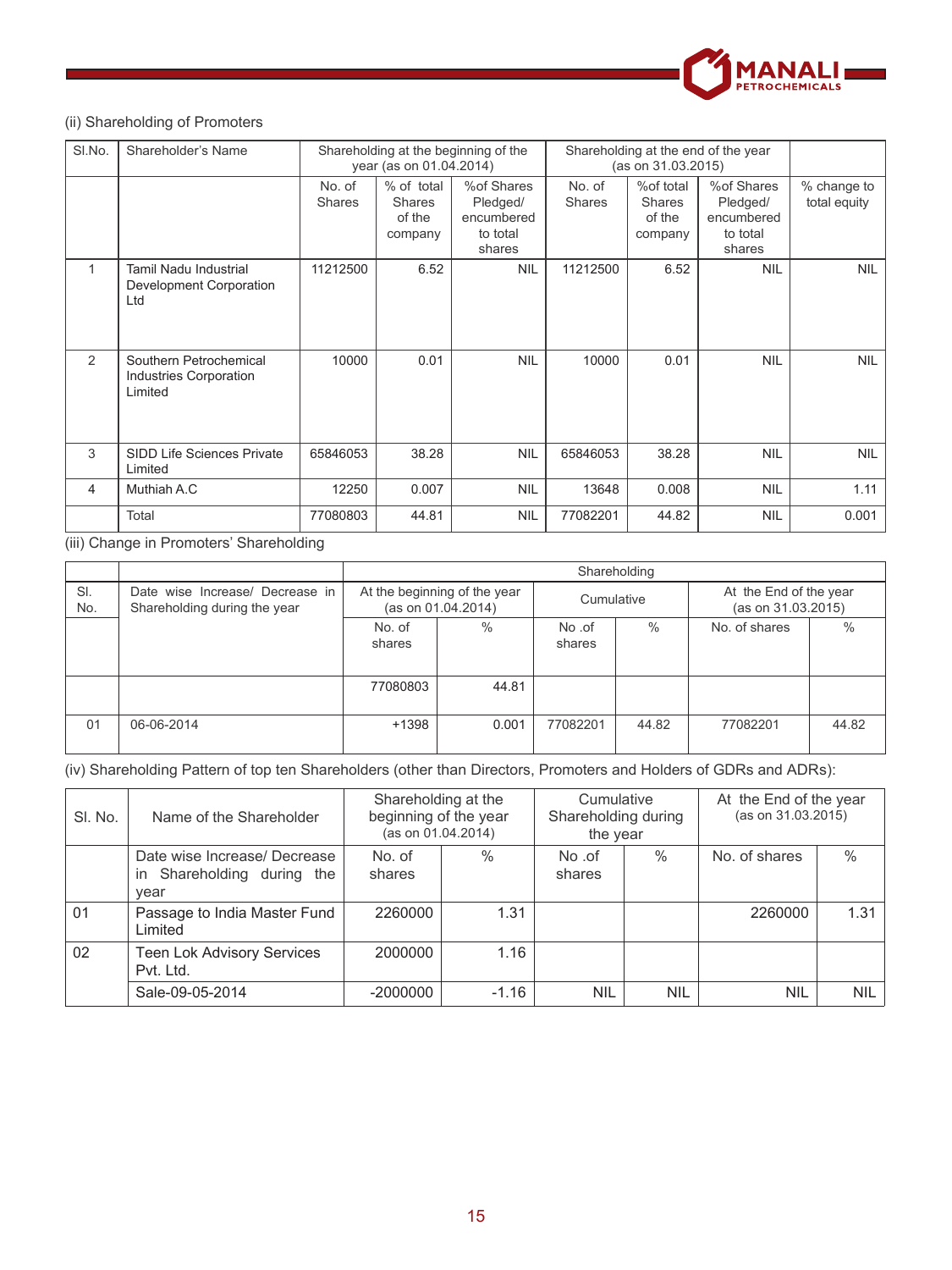(ii) Shareholding of Promoters

| Sl.No. | Shareholder's Name | Shareholding at the beginning of the year (as on 01.04.2014) | | | Shareholding at the end of the year (as on 31.03.2015) | | | |
|---|---|---|---|---|---|---|---|---|
| | | No. of Shares | % of total Shares of the company | %of Shares Pledged/ encumbered to total shares | No. of Shares | %of total Shares of the company | %of Shares Pledged/ encumbered to total shares | % change to total equity |
| 1 | Tamil Nadu Industrial Development Corporation Ltd | 11212500 | 6.52 | NIL | 11212500 | 6.52 | NIL | NIL |
| 2 | Southern Petrochemical Industries Corporation Limited | 10000 | 0.01 | NIL | 10000 | 0.01 | NIL | NIL |
| 3 | SIDD Life Sciences Private Limited | 65846053 | 38.28 | NIL | 65846053 | 38.28 | NIL | NIL |
| 4 | Muthiah A.C | 12250 | 0.007 | NIL | 13648 | 0.008 | NIL | 1.11 |
| | Total | 77080803 | 44.81 | NIL | 77082201 | 44.82 | NIL | 0.001 |

(iii) Change in Promoters' Shareholding

| Sl. No. | Date wise Increase/ Decrease in Shareholding during the year | Shareholding | | | | | |
|---|---|---|---|---|---|---|---|
| | | At the beginning of the year (as on 01.04.2014) | | Cumulative | | At the End of the year (as on 31.03.2015) | |
| | | No. of shares | % | No .of shares | % | No. of shares | % |
| | | 77080803 | 44.81 | | | | |
| 01 | 06-06-2014 | +1398 | 0.001 | 77082201 | 44.82 | 77082201 | 44.82 |

(iv) Shareholding Pattern of top ten Shareholders (other than Directors, Promoters and Holders of GDRs and ADRs):

| Sl. No. | Name of the Shareholder | Shareholding at the beginning of the year (as on 01.04.2014) | | Cumulative Shareholding during the year | | At the End of the year (as on 31.03.2015) | |
|---|---|---|---|---|---|---|---|
| | Date wise Increase/ Decrease in Shareholding during the year | No. of shares | % | No .of shares | % | No. of shares | % |
| 01 | Passage to India Master Fund Limited | 2260000 | 1.31 | | | 2260000 | 1.31 |
| 02 | Teen Lok Advisory Services Pvt. Ltd. | 2000000 | 1.16 | | | | |
| | Sale-09-05-2014 | -2000000 | -1.16 | NIL | NIL | NIL | NIL |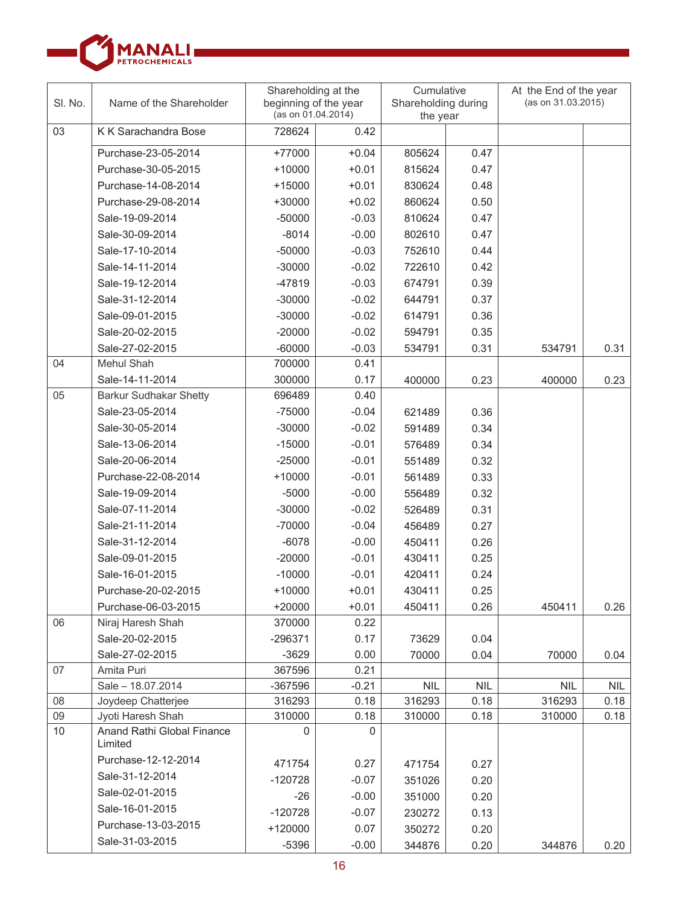| Sl. No. | Name of the Shareholder | Shareholding at the beginning of the year (as on 01.04.2014) | | Cumulative Shareholding during the year | | At the End of the year (as on 31.03.2015) | |
|---|---|---|---|---|---|---|---|
| 03 | K K Sarachandra Bose | 728624 | 0.42 | | | | |
| | Purchase-23-05-2014 | +77000 | +0.04 | 805624 | 0.47 | | |
| | Purchase-30-05-2015 | +10000 | +0.01 | 815624 | 0.47 | | |
| | Purchase-14-08-2014 | +15000 | +0.01 | 830624 | 0.48 | | |
| | Purchase-29-08-2014 | +30000 | +0.02 | 860624 | 0.50 | | |
| | Sale-19-09-2014 | -50000 | -0.03 | 810624 | 0.47 | | |
| | Sale-30-09-2014 | -8014 | -0.00 | 802610 | 0.47 | | |
| | Sale-17-10-2014 | -50000 | -0.03 | 752610 | 0.44 | | |
| | Sale-14-11-2014 | -30000 | -0.02 | 722610 | 0.42 | | |
| | Sale-19-12-2014 | -47819 | -0.03 | 674791 | 0.39 | | |
| | Sale-31-12-2014 | -30000 | -0.02 | 644791 | 0.37 | | |
| | Sale-09-01-2015 | -30000 | -0.02 | 614791 | 0.36 | | |
| | Sale-20-02-2015 | -20000 | -0.02 | 594791 | 0.35 | | |
| | Sale-27-02-2015 | -60000 | -0.03 | 534791 | 0.31 | 534791 | 0.31 |
| 04 | Mehul Shah | 700000 | 0.41 | | | | |
| | Sale-14-11-2014 | 300000 | 0.17 | 400000 | 0.23 | 400000 | 0.23 |
| 05 | Barkur Sudhakar Shetty | 696489 | 0.40 | | | | |
| | Sale-23-05-2014 | -75000 | -0.04 | 621489 | 0.36 | | |
| | Sale-30-05-2014 | -30000 | -0.02 | 591489 | 0.34 | | |
| | Sale-13-06-2014 | -15000 | -0.01 | 576489 | 0.34 | | |
| | Sale-20-06-2014 | -25000 | -0.01 | 551489 | 0.32 | | |
| | Purchase-22-08-2014 | +10000 | -0.01 | 561489 | 0.33 | | |
| | Sale-19-09-2014 | -5000 | -0.00 | 556489 | 0.32 | | |
| | Sale-07-11-2014 | -30000 | -0.02 | 526489 | 0.31 | | |
| | Sale-21-11-2014 | -70000 | -0.04 | 456489 | 0.27 | | |
| | Sale-31-12-2014 | -6078 | -0.00 | 450411 | 0.26 | | |
| | Sale-09-01-2015 | -20000 | -0.01 | 430411 | 0.25 | | |
| | Sale-16-01-2015 | -10000 | -0.01 | 420411 | 0.24 | | |
| | Purchase-20-02-2015 | +10000 | +0.01 | 430411 | 0.25 | | |
| | Purchase-06-03-2015 | +20000 | +0.01 | 450411 | 0.26 | 450411 | 0.26 |
| 06 | Niraj Haresh Shah | 370000 | 0.22 | | | | |
| | Sale-20-02-2015 | -296371 | 0.17 | 73629 | 0.04 | | |
| | Sale-27-02-2015 | -3629 | 0.00 | 70000 | 0.04 | 70000 | 0.04 |
| 07 | Amita Puri | 367596 | 0.21 | | | | |
| | Sale – 18.07.2014 | -367596 | -0.21 | NIL | NIL | NIL | NIL |
| 08 | Joydeep Chatterjee | 316293 | 0.18 | 316293 | 0.18 | 316293 | 0.18 |
| 09 | Jyoti Haresh Shah | 310000 | 0.18 | 310000 | 0.18 | 310000 | 0.18 |
| 10 | Anand Rathi Global Finance Limited | 0 | 0 | | | | |
| | Purchase-12-12-2014 | 471754 | 0.27 | 471754 | 0.27 | | |
| | Sale-31-12-2014 | -120728 | -0.07 | 351026 | 0.20 | | |
| | Sale-02-01-2015 | -26 | -0.00 | 351000 | 0.20 | | |
| | Sale-16-01-2015 | -120728 | -0.07 | 230272 | 0.13 | | |
| | Purchase-13-03-2015 | +120000 | 0.07 | 350272 | 0.20 | | |
| | Sale-31-03-2015 | -5396 | -0.00 | 344876 | 0.20 | 344876 | 0.20 |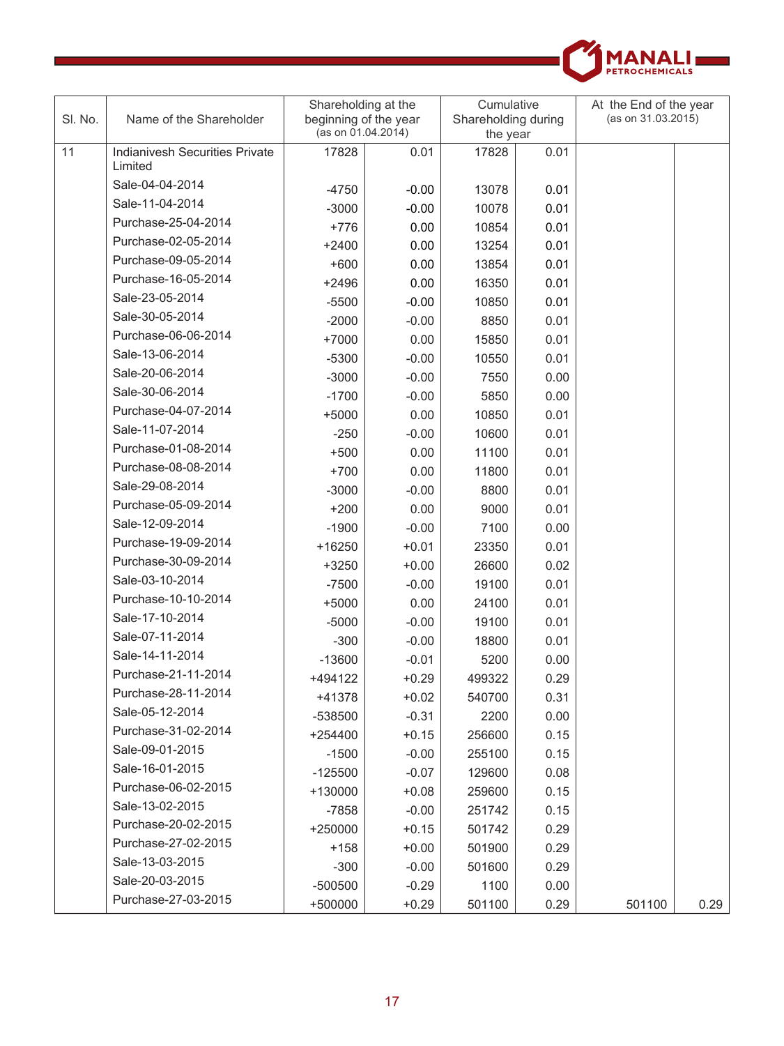| Sl. No. | Name of the Shareholder | Shareholding at the beginning of the year (as on 01.04.2014) | | Cumulative Shareholding during the year | | At the End of the year (as on 31.03.2015) | |
|---|---|---|---|---|---|---|---|
| 11 | Indianivesh Securities Private Limited | 17828 | 0.01 | 17828 | 0.01 | | |
| | Sale-04-04-2014 | -4750 | -0.00 | 13078 | 0.01 | | |
| | Sale-11-04-2014 | -3000 | -0.00 | 10078 | 0.01 | | |
| | Purchase-25-04-2014 | +776 | 0.00 | 10854 | 0.01 | | |
| | Purchase-02-05-2014 | +2400 | 0.00 | 13254 | 0.01 | | |
| | Purchase-09-05-2014 | +600 | 0.00 | 13854 | 0.01 | | |
| | Purchase-16-05-2014 | +2496 | 0.00 | 16350 | 0.01 | | |
| | Sale-23-05-2014 | -5500 | -0.00 | 10850 | 0.01 | | |
| | Sale-30-05-2014 | -2000 | -0.00 | 8850 | 0.01 | | |
| | Purchase-06-06-2014 | +7000 | 0.00 | 15850 | 0.01 | | |
| | Sale-13-06-2014 | -5300 | -0.00 | 10550 | 0.01 | | |
| | Sale-20-06-2014 | -3000 | -0.00 | 7550 | 0.00 | | |
| | Sale-30-06-2014 | -1700 | -0.00 | 5850 | 0.00 | | |
| | Purchase-04-07-2014 | +5000 | 0.00 | 10850 | 0.01 | | |
| | Sale-11-07-2014 | -250 | -0.00 | 10600 | 0.01 | | |
| | Purchase-01-08-2014 | +500 | 0.00 | 11100 | 0.01 | | |
| | Purchase-08-08-2014 | +700 | 0.00 | 11800 | 0.01 | | |
| | Sale-29-08-2014 | -3000 | -0.00 | 8800 | 0.01 | | |
| | Purchase-05-09-2014 | +200 | 0.00 | 9000 | 0.01 | | |
| | Sale-12-09-2014 | -1900 | -0.00 | 7100 | 0.00 | | |
| | Purchase-19-09-2014 | +16250 | +0.01 | 23350 | 0.01 | | |
| | Purchase-30-09-2014 | +3250 | +0.00 | 26600 | 0.02 | | |
| | Sale-03-10-2014 | -7500 | -0.00 | 19100 | 0.01 | | |
| | Purchase-10-10-2014 | +5000 | 0.00 | 24100 | 0.01 | | |
| | Sale-17-10-2014 | -5000 | -0.00 | 19100 | 0.01 | | |
| | Sale-07-11-2014 | -300 | -0.00 | 18800 | 0.01 | | |
| | Sale-14-11-2014 | -13600 | -0.01 | 5200 | 0.00 | | |
| | Purchase-21-11-2014 | +494122 | +0.29 | 499322 | 0.29 | | |
| | Purchase-28-11-2014 | +41378 | +0.02 | 540700 | 0.31 | | |
| | Sale-05-12-2014 | -538500 | -0.31 | 2200 | 0.00 | | |
| | Purchase-31-02-2014 | +254400 | +0.15 | 256600 | 0.15 | | |
| | Sale-09-01-2015 | -1500 | -0.00 | 255100 | 0.15 | | |
| | Sale-16-01-2015 | -125500 | -0.07 | 129600 | 0.08 | | |
| | Purchase-06-02-2015 | +130000 | +0.08 | 259600 | 0.15 | | |
| | Sale-13-02-2015 | -7858 | -0.00 | 251742 | 0.15 | | |
| | Purchase-20-02-2015 | +250000 | +0.15 | 501742 | 0.29 | | |
| | Purchase-27-02-2015 | +158 | +0.00 | 501900 | 0.29 | | |
| | Sale-13-03-2015 | -300 | -0.00 | 501600 | 0.29 | | |
| | Sale-20-03-2015 | -500500 | -0.29 | 1100 | 0.00 | | |
| | Purchase-27-03-2015 | +500000 | +0.29 | 501100 | 0.29 | 501100 | 0.29 |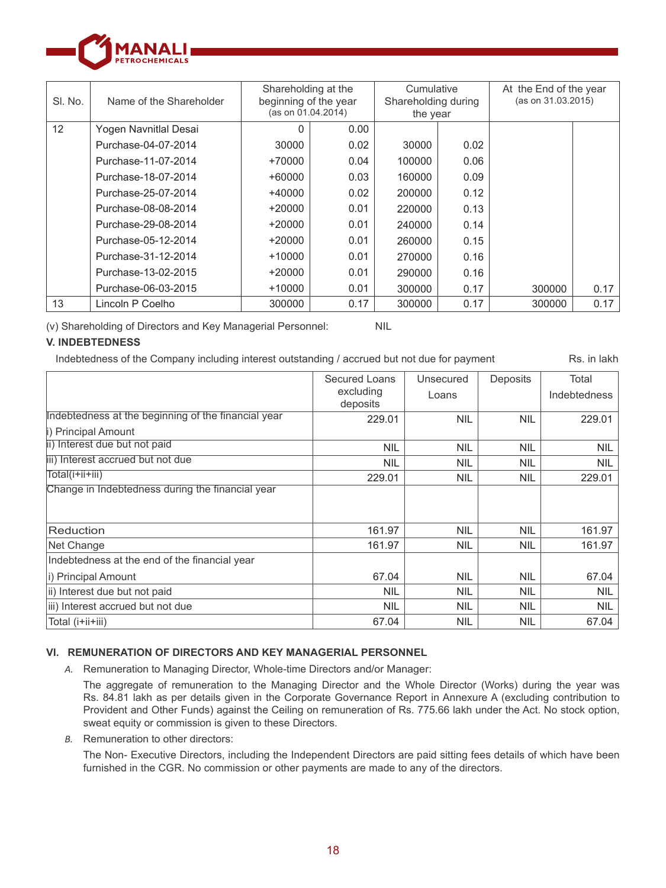| Sl. No. | Name of the Shareholder | Shareholding at the beginning of the year (as on 01.04.2014) | | Cumulative Shareholding during the year | | At the End of the year (as on 31.03.2015) | |
|---|---|---|---|---|---|---|---|
| 12 | Yogen Navnitlal Desai | 0 | 0.00 | | | | |
| | Purchase-04-07-2014 | 30000 | 0.02 | 30000 | 0.02 | | |
| | Purchase-11-07-2014 | +70000 | 0.04 | 100000 | 0.06 | | |
| | Purchase-18-07-2014 | +60000 | 0.03 | 160000 | 0.09 | | |
| | Purchase-25-07-2014 | +40000 | 0.02 | 200000 | 0.12 | | |
| | Purchase-08-08-2014 | +20000 | 0.01 | 220000 | 0.13 | | |
| | Purchase-29-08-2014 | +20000 | 0.01 | 240000 | 0.14 | | |
| | Purchase-05-12-2014 | +20000 | 0.01 | 260000 | 0.15 | | |
| | Purchase-31-12-2014 | +10000 | 0.01 | 270000 | 0.16 | | |
| | Purchase-13-02-2015 | +20000 | 0.01 | 290000 | 0.16 | | |
| | Purchase-06-03-2015 | +10000 | 0.01 | 300000 | 0.17 | 300000 | 0.17 |
| 13 | Lincoln P Coelho | 300000 | 0.17 | 300000 | 0.17 | 300000 | 0.17 |

(v) Shareholding of Directors and Key Managerial Personnel: NIL

**V. INDEBTEDNESS**

Indebtedness of the Company including interest outstanding / accrued but not due for payment Rs. in lakh

| | Secured Loans excluding deposits | Unsecured Loans | Deposits | Total Indebtedness |
|---|---|---|---|---|
| Indebtedness at the beginning of the financial year<br>i) Principal Amount | 229.01 | NIL | NIL | 229.01 |
| ii) Interest due but not paid | NIL | NIL | NIL | NIL |
| iii) Interest accrued but not due | NIL | NIL | NIL | NIL |
| Total(i+ii+iii) | 229.01 | NIL | NIL | 229.01 |
| Change in Indebtedness during the financial year | | | | |
| Reduction | 161.97 | NIL | NIL | 161.97 |
| Net Change | 161.97 | NIL | NIL | 161.97 |
| Indebtedness at the end of the financial year<br>i) Principal Amount | 67.04 | NIL | NIL | 67.04 |
| ii) Interest due but not paid | NIL | NIL | NIL | NIL |
| iii) Interest accrued but not due | NIL | NIL | NIL | NIL |
| Total (i+ii+iii) | 67.04 | NIL | NIL | 67.04 |

**VI. REMUNERATION OF DIRECTORS AND KEY MANAGERIAL PERSONNEL**

*A.* Remuneration to Managing Director, Whole-time Directors and/or Manager:

The aggregate of remuneration to the Managing Director and the Whole Director (Works) during the year was Rs. 84.81 lakh as per details given in the Corporate Governance Report in Annexure A (excluding contribution to Provident and Other Funds) against the Ceiling on remuneration of Rs. 775.66 lakh under the Act. No stock option, sweat equity or commission is given to these Directors.

*B.* Remuneration to other directors:

The Non- Executive Directors, including the Independent Directors are paid sitting fees details of which have been furnished in the CGR. No commission or other payments are made to any of the directors.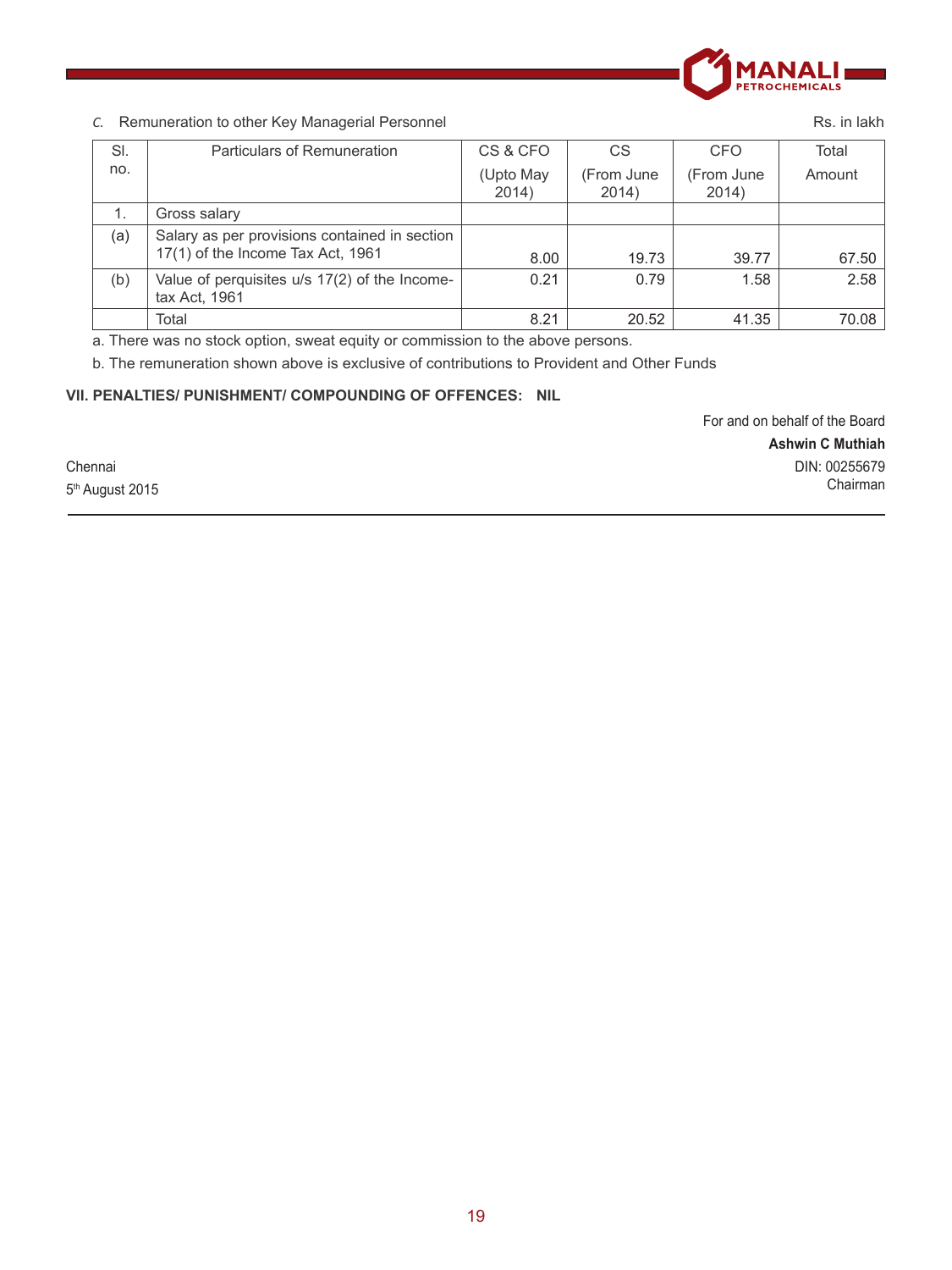*C.* Remuneration to other Key Managerial Personnel

Rs. in lakh

| Sl. no. | Particulars of Remuneration | CS & CFO (Upto May 2014) | CS (From June 2014) | CFO (From June 2014) | Total Amount |
|---|---|---|---|---|---|
| 1. | Gross salary | | | | |
| (a) | Salary as per provisions contained in section 17(1) of the Income Tax Act, 1961 | 8.00 | 19.73 | 39.77 | 67.50 |
| (b) | Value of perquisites u/s 17(2) of the Income-tax Act, 1961 | 0.21 | 0.79 | 1.58 | 2.58 |
| | Total | 8.21 | 20.52 | 41.35 | 70.08 |

a. There was no stock option, sweat equity or commission to the above persons.

b. The remuneration shown above is exclusive of contributions to Provident and Other Funds

**VII. PENALTIES/ PUNISHMENT/ COMPOUNDING OF OFFENCES: NIL**

For and on behalf of the Board

**Ashwin C Muthiah**

DIN: 00255679

Chairman

Chennai

5th August 2015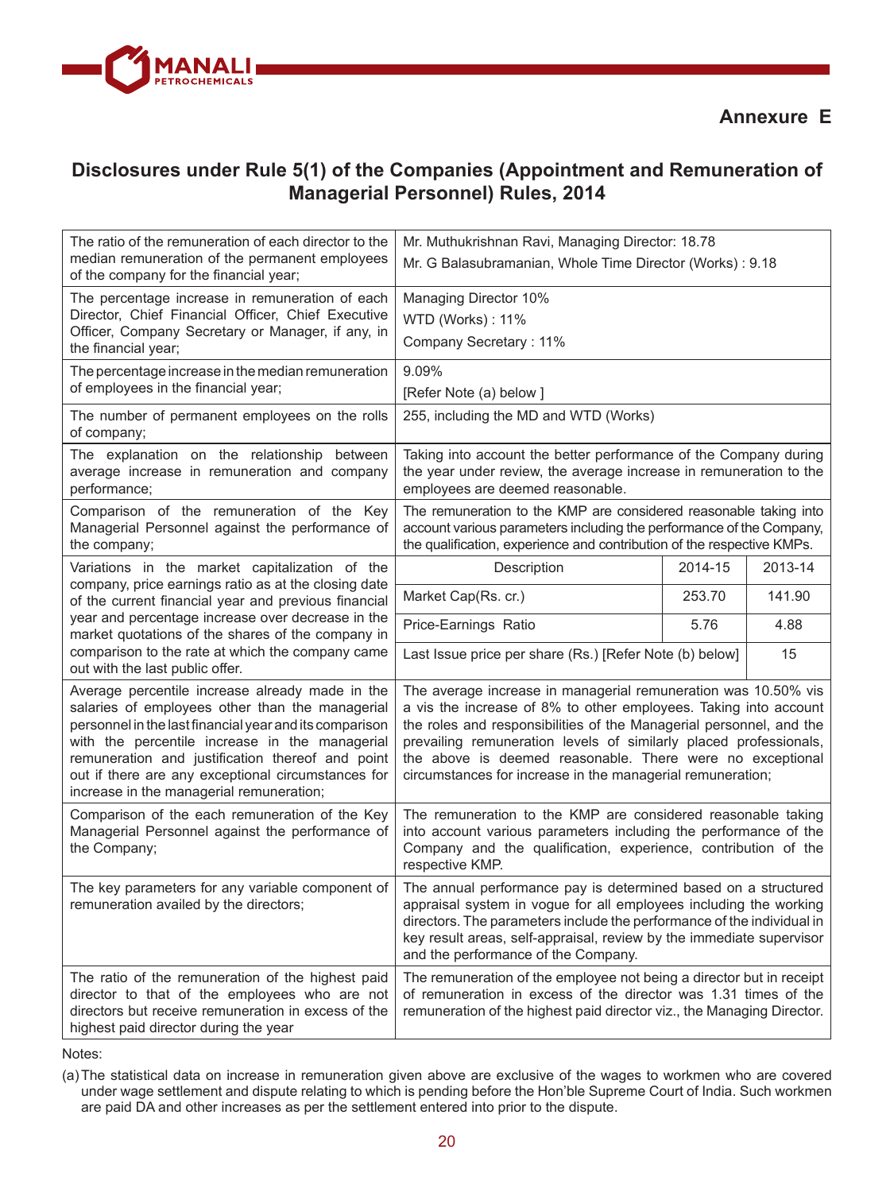## Annexure E

# Disclosures under Rule 5(1) of the Companies (Appointment and Remuneration of Managerial Personnel) Rules, 2014

| | | | |
|---|---|---|---|
| The ratio of the remuneration of each director to the median remuneration of the permanent employees of the company for the financial year; | Mr. Muthukrishnan Ravi, Managing Director: 18.78<br>Mr. G Balasubramanian, Whole Time Director (Works) : 9.18 | | |
| The percentage increase in remuneration of each Director, Chief Financial Officer, Chief Executive Officer, Company Secretary or Manager, if any, in the financial year; | Managing Director 10%<br>WTD (Works) : 11%<br>Company Secretary : 11% | | |
| The percentage increase in the median remuneration of employees in the financial year; | 9.09%<br>[Refer Note (a) below ] | | |
| The number of permanent employees on the rolls of company; | 255, including the MD and WTD (Works) | | |
| The explanation on the relationship between average increase in remuneration and company performance; | Taking into account the better performance of the Company during the year under review, the average increase in remuneration to the employees are deemed reasonable. | | |
| Comparison of the remuneration of the Key Managerial Personnel against the performance of the company; | The remuneration to the KMP are considered reasonable taking into account various parameters including the performance of the Company, the qualification, experience and contribution of the respective KMPs. | | |
| Variations in the market capitalization of the company, price earnings ratio as at the closing date of the current financial year and previous financial year and percentage increase over decrease in the market quotations of the shares of the company in comparison to the rate at which the company came out with the last public offer. | Description | 2014-15 | 2013-14 |
| | Market Cap(Rs. cr.) | 253.70 | 141.90 |
| | Price-Earnings Ratio | 5.76 | 4.88 |
| | Last Issue price per share (Rs.) [Refer Note (b) below] | | 15 |
| Average percentile increase already made in the salaries of employees other than the managerial personnel in the last financial year and its comparison with the percentile increase in the managerial remuneration and justification thereof and point out if there are any exceptional circumstances for increase in the managerial remuneration; | The average increase in managerial remuneration was 10.50% vis a vis the increase of 8% to other employees. Taking into account the roles and responsibilities of the Managerial personnel, and the prevailing remuneration levels of similarly placed professionals, the above is deemed reasonable. There were no exceptional circumstances for increase in the managerial remuneration; | | |
| Comparison of the each remuneration of the Key Managerial Personnel against the performance of the Company; | The remuneration to the KMP are considered reasonable taking into account various parameters including the performance of the Company and the qualification, experience, contribution of the respective KMP. | | |
| The key parameters for any variable component of remuneration availed by the directors; | The annual performance pay is determined based on a structured appraisal system in vogue for all employees including the working directors. The parameters include the performance of the individual in key result areas, self-appraisal, review by the immediate supervisor and the performance of the Company. | | |
| The ratio of the remuneration of the highest paid director to that of the employees who are not directors but receive remuneration in excess of the highest paid director during the year | The remuneration of the employee not being a director but in receipt of remuneration in excess of the director was 1.31 times of the remuneration of the highest paid director viz., the Managing Director. | | |

Notes:

(a) The statistical data on increase in remuneration given above are exclusive of the wages to workmen who are covered under wage settlement and dispute relating to which is pending before the Hon'ble Supreme Court of India. Such workmen are paid DA and other increases as per the settlement entered into prior to the dispute.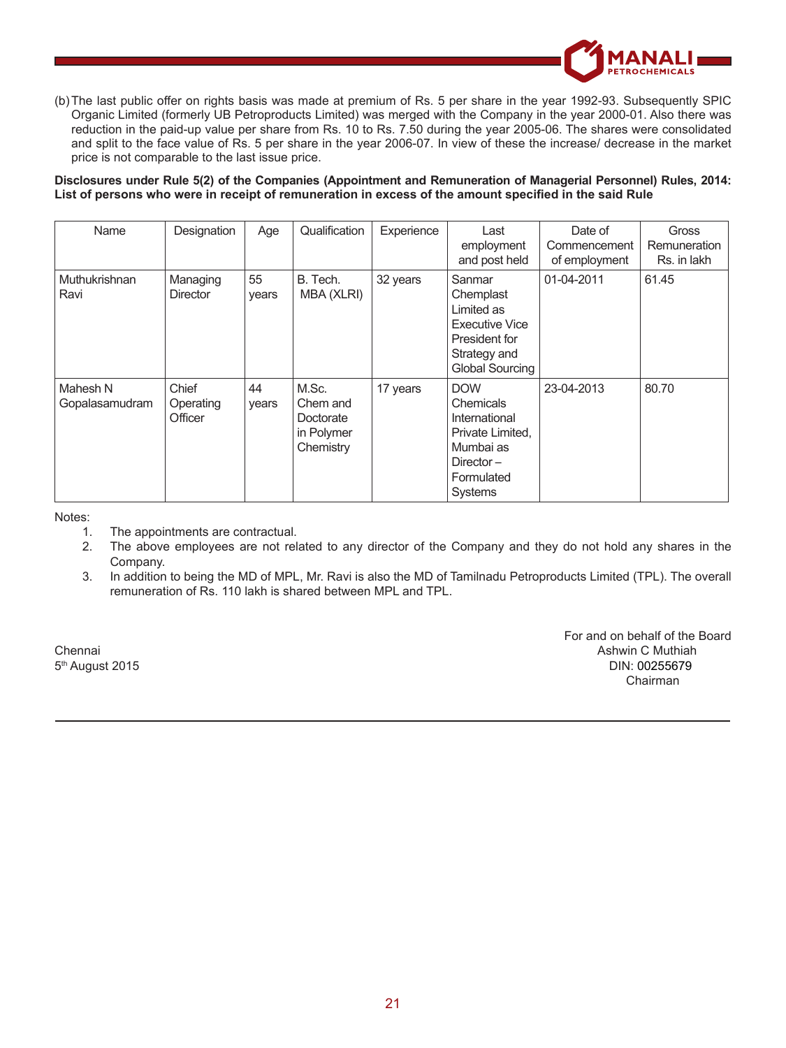(b) The last public offer on rights basis was made at premium of Rs. 5 per share in the year 1992-93. Subsequently SPIC Organic Limited (formerly UB Petroproducts Limited) was merged with the Company in the year 2000-01. Also there was reduction in the paid-up value per share from Rs. 10 to Rs. 7.50 during the year 2005-06. The shares were consolidated and split to the face value of Rs. 5 per share in the year 2006-07. In view of these the increase/ decrease in the market price is not comparable to the last issue price.

**Disclosures under Rule 5(2) of the Companies (Appointment and Remuneration of Managerial Personnel) Rules, 2014: List of persons who were in receipt of remuneration in excess of the amount specified in the said Rule**

| Name | Designation | Age | Qualification | Experience | Last employment and post held | Date of Commencement of employment | Gross Remuneration Rs. in lakh |
|---|---|---|---|---|---|---|---|
| Muthukrishnan Ravi | Managing Director | 55 years | B. Tech. MBA (XLRI) | 32 years | Sanmar Chemplast Limited as Executive Vice President for Strategy and Global Sourcing | 01-04-2011 | 61.45 |
| Mahesh N Gopalasamudram | Chief Operating Officer | 44 years | M.Sc. Chem and Doctorate in Polymer Chemistry | 17 years | DOW Chemicals International Private Limited, Mumbai as Director – Formulated Systems | 23-04-2013 | 80.70 |

Notes:

1. The appointments are contractual.
2. The above employees are not related to any director of the Company and they do not hold any shares in the Company.
3. In addition to being the MD of MPL, Mr. Ravi is also the MD of Tamilnadu Petroproducts Limited (TPL). The overall remuneration of Rs. 110 lakh is shared between MPL and TPL.

For and on behalf of the Board
Ashwin C Muthiah
DIN: 00255679
Chairman

Chennai
5th August 2015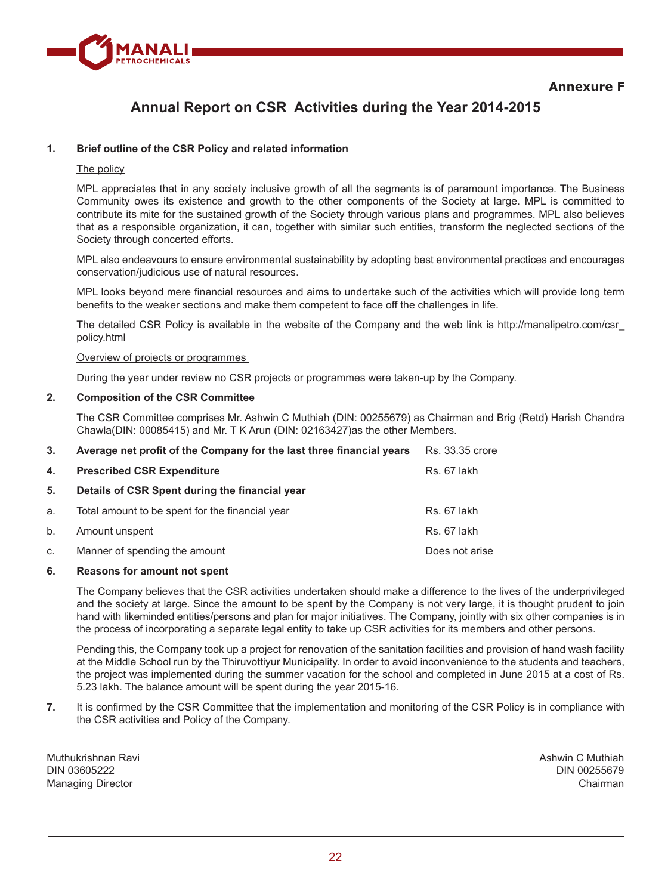**Annexure F**

# Annual Report on CSR Activities during the Year 2014-2015

**1. Brief outline of the CSR Policy and related information**

The policy

MPL appreciates that in any society inclusive growth of all the segments is of paramount importance. The Business Community owes its existence and growth to the other components of the Society at large. MPL is committed to contribute its mite for the sustained growth of the Society through various plans and programmes. MPL also believes that as a responsible organization, it can, together with similar such entities, transform the neglected sections of the Society through concerted efforts.

MPL also endeavours to ensure environmental sustainability by adopting best environmental practices and encourages conservation/judicious use of natural resources.

MPL looks beyond mere financial resources and aims to undertake such of the activities which will provide long term benefits to the weaker sections and make them competent to face off the challenges in life.

The detailed CSR Policy is available in the website of the Company and the web link is http://manalipetro.com/csr_policy.html

Overview of projects or programmes

During the year under review no CSR projects or programmes were taken-up by the Company.

**2. Composition of the CSR Committee**

The CSR Committee comprises Mr. Ashwin C Muthiah (DIN: 00255679) as Chairman and Brig (Retd) Harish Chandra Chawla(DIN: 00085415) and Mr. T K Arun (DIN: 02163427)as the other Members.

| | | |
|---|---|---|
| **3.** | **Average net profit of the Company for the last three financial years** | Rs. 33.35 crore |
| **4.** | **Prescribed CSR Expenditure** | Rs. 67 lakh |
| **5.** | **Details of CSR Spent during the financial year** | |
| a. | Total amount to be spent for the financial year | Rs. 67 lakh |
| b. | Amount unspent | Rs. 67 lakh |
| c. | Manner of spending the amount | Does not arise |

**6. Reasons for amount not spent**

The Company believes that the CSR activities undertaken should make a difference to the lives of the underprivileged and the society at large. Since the amount to be spent by the Company is not very large, it is thought prudent to join hand with likeminded entities/persons and plan for major initiatives. The Company, jointly with six other companies is in the process of incorporating a separate legal entity to take up CSR activities for its members and other persons.

Pending this, the Company took up a project for renovation of the sanitation facilities and provision of hand wash facility at the Middle School run by the Thiruvottiyur Municipality. In order to avoid inconvenience to the students and teachers, the project was implemented during the summer vacation for the school and completed in June 2015 at a cost of Rs. 5.23 lakh. The balance amount will be spent during the year 2015-16.

**7.** It is confirmed by the CSR Committee that the implementation and monitoring of the CSR Policy is in compliance with the CSR activities and Policy of the Company.

Muthukrishnan Ravi
DIN 03605222
Managing Director

Ashwin C Muthiah
DIN 00255679
Chairman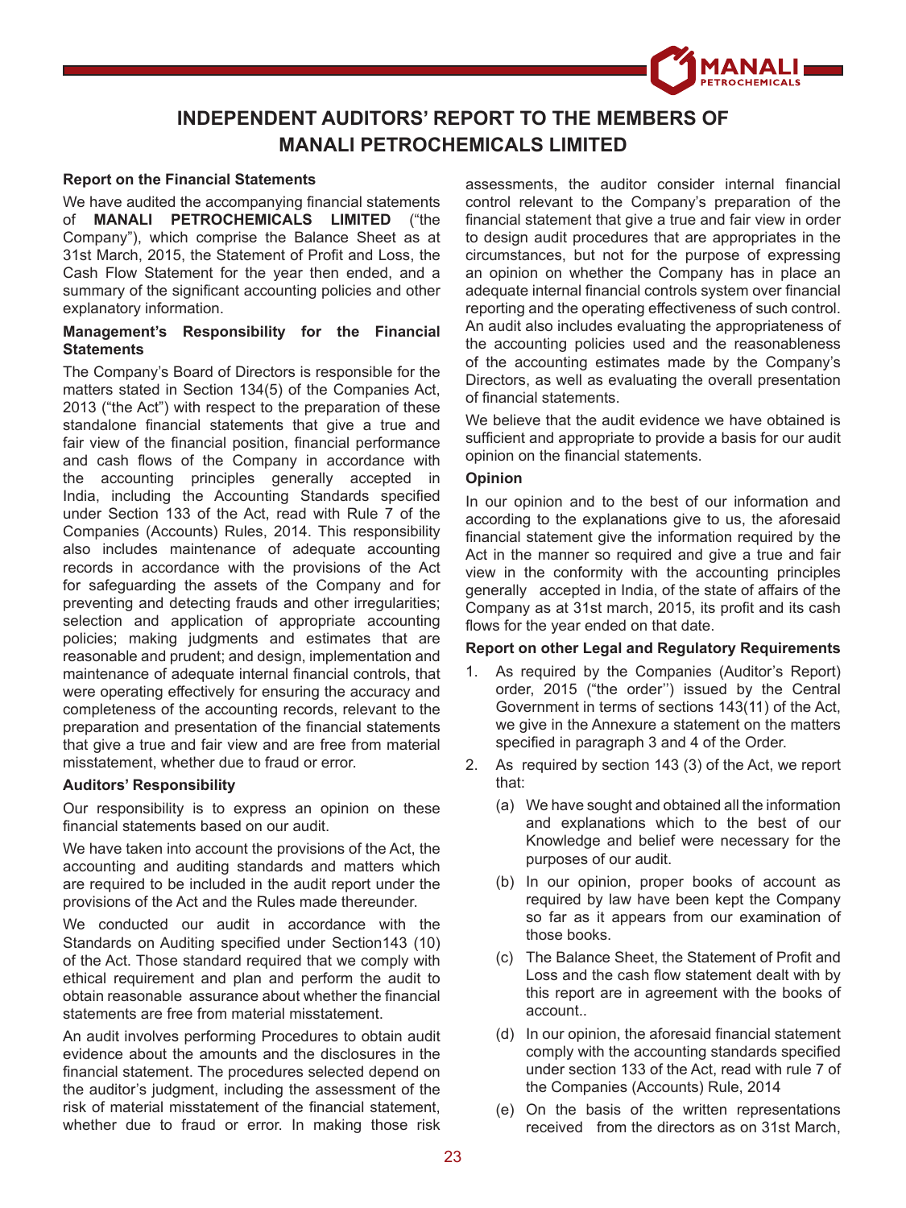# INDEPENDENT AUDITORS' REPORT TO THE MEMBERS OF MANALI PETROCHEMICALS LIMITED

**Report on the Financial Statements**

We have audited the accompanying financial statements of **MANALI PETROCHEMICALS LIMITED** ("the Company"), which comprise the Balance Sheet as at 31st March, 2015, the Statement of Profit and Loss, the Cash Flow Statement for the year then ended, and a summary of the significant accounting policies and other explanatory information.

**Management's Responsibility for the Financial Statements**

The Company's Board of Directors is responsible for the matters stated in Section 134(5) of the Companies Act, 2013 ("the Act") with respect to the preparation of these standalone financial statements that give a true and fair view of the financial position, financial performance and cash flows of the Company in accordance with the accounting principles generally accepted in India, including the Accounting Standards specified under Section 133 of the Act, read with Rule 7 of the Companies (Accounts) Rules, 2014. This responsibility also includes maintenance of adequate accounting records in accordance with the provisions of the Act for safeguarding the assets of the Company and for preventing and detecting frauds and other irregularities; selection and application of appropriate accounting policies; making judgments and estimates that are reasonable and prudent; and design, implementation and maintenance of adequate internal financial controls, that were operating effectively for ensuring the accuracy and completeness of the accounting records, relevant to the preparation and presentation of the financial statements that give a true and fair view and are free from material misstatement, whether due to fraud or error.

**Auditors' Responsibility**

Our responsibility is to express an opinion on these financial statements based on our audit.

We have taken into account the provisions of the Act, the accounting and auditing standards and matters which are required to be included in the audit report under the provisions of the Act and the Rules made thereunder.

We conducted our audit in accordance with the Standards on Auditing specified under Section143 (10) of the Act. Those standard required that we comply with ethical requirement and plan and perform the audit to obtain reasonable assurance about whether the financial statements are free from material misstatement.

An audit involves performing Procedures to obtain audit evidence about the amounts and the disclosures in the financial statement. The procedures selected depend on the auditor's judgment, including the assessment of the risk of material misstatement of the financial statement, whether due to fraud or error. In making those risk assessments, the auditor consider internal financial control relevant to the Company's preparation of the financial statement that give a true and fair view in order to design audit procedures that are appropriates in the circumstances, but not for the purpose of expressing an opinion on whether the Company has in place an adequate internal financial controls system over financial reporting and the operating effectiveness of such control. An audit also includes evaluating the appropriateness of the accounting policies used and the reasonableness of the accounting estimates made by the Company's Directors, as well as evaluating the overall presentation of financial statements.

We believe that the audit evidence we have obtained is sufficient and appropriate to provide a basis for our audit opinion on the financial statements.

**Opinion**

In our opinion and to the best of our information and according to the explanations give to us, the aforesaid financial statement give the information required by the Act in the manner so required and give a true and fair view in the conformity with the accounting principles generally accepted in India, of the state of affairs of the Company as at 31st march, 2015, its profit and its cash flows for the year ended on that date.

**Report on other Legal and Regulatory Requirements**

1. As required by the Companies (Auditor's Report) order, 2015 ("the order'') issued by the Central Government in terms of sections 143(11) of the Act, we give in the Annexure a statement on the matters specified in paragraph 3 and 4 of the Order.
2. As required by section 143 (3) of the Act, we report that:
   - (a) We have sought and obtained all the information and explanations which to the best of our Knowledge and belief were necessary for the purposes of our audit.
   - (b) In our opinion, proper books of account as required by law have been kept the Company so far as it appears from our examination of those books.
   - (c) The Balance Sheet, the Statement of Profit and Loss and the cash flow statement dealt with by this report are in agreement with the books of account..
   - (d) In our opinion, the aforesaid financial statement comply with the accounting standards specified under section 133 of the Act, read with rule 7 of the Companies (Accounts) Rule, 2014
   - (e) On the basis of the written representations received from the directors as on 31st March,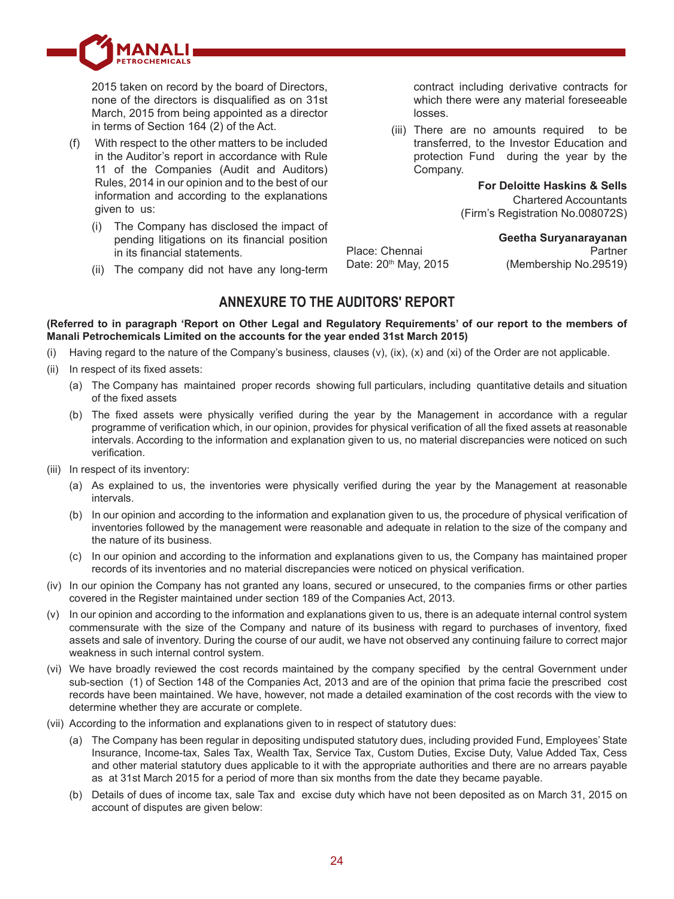2015 taken on record by the board of Directors, none of the directors is disqualified as on 31st March, 2015 from being appointed as a director in terms of Section 164 (2) of the Act.

(f) With respect to the other matters to be included in the Auditor's report in accordance with Rule 11 of the Companies (Audit and Auditors) Rules, 2014 in our opinion and to the best of our information and according to the explanations given to us:

   (i) The Company has disclosed the impact of pending litigations on its financial position in its financial statements.

   (ii) The company did not have any long-term contract including derivative contracts for which there were any material foreseeable losses.

   (iii) There are no amounts required to be transferred, to the Investor Education and protection Fund during the year by the Company.

**For Deloitte Haskins & Sells**
Chartered Accountants
(Firm's Registration No.008072S)

**Geetha Suryanarayanan**
Partner
(Membership No.29519)

Place: Chennai
Date: 20th May, 2015

## ANNEXURE TO THE AUDITORS' REPORT

**(Referred to in paragraph 'Report on Other Legal and Regulatory Requirements' of our report to the members of Manali Petrochemicals Limited on the accounts for the year ended 31st March 2015)**

(i) Having regard to the nature of the Company's business, clauses (v), (ix), (x) and (xi) of the Order are not applicable.

(ii) In respect of its fixed assets:

   (a) The Company has maintained proper records showing full particulars, including quantitative details and situation of the fixed assets

   (b) The fixed assets were physically verified during the year by the Management in accordance with a regular programme of verification which, in our opinion, provides for physical verification of all the fixed assets at reasonable intervals. According to the information and explanation given to us, no material discrepancies were noticed on such verification.

(iii) In respect of its inventory:

   (a) As explained to us, the inventories were physically verified during the year by the Management at reasonable intervals.

   (b) In our opinion and according to the information and explanation given to us, the procedure of physical verification of inventories followed by the management were reasonable and adequate in relation to the size of the company and the nature of its business.

   (c) In our opinion and according to the information and explanations given to us, the Company has maintained proper records of its inventories and no material discrepancies were noticed on physical verification.

(iv) In our opinion the Company has not granted any loans, secured or unsecured, to the companies firms or other parties covered in the Register maintained under section 189 of the Companies Act, 2013.

(v) In our opinion and according to the information and explanations given to us, there is an adequate internal control system commensurate with the size of the Company and nature of its business with regard to purchases of inventory, fixed assets and sale of inventory. During the course of our audit, we have not observed any continuing failure to correct major weakness in such internal control system.

(vi) We have broadly reviewed the cost records maintained by the company specified by the central Government under sub-section (1) of Section 148 of the Companies Act, 2013 and are of the opinion that prima facie the prescribed cost records have been maintained. We have, however, not made a detailed examination of the cost records with the view to determine whether they are accurate or complete.

(vii) According to the information and explanations given to in respect of statutory dues:

   (a) The Company has been regular in depositing undisputed statutory dues, including provided Fund, Employees' State Insurance, Income-tax, Sales Tax, Wealth Tax, Service Tax, Custom Duties, Excise Duty, Value Added Tax, Cess and other material statutory dues applicable to it with the appropriate authorities and there are no arrears payable as at 31st March 2015 for a period of more than six months from the date they became payable.

   (b) Details of dues of income tax, sale Tax and excise duty which have not been deposited as on March 31, 2015 on account of disputes are given below: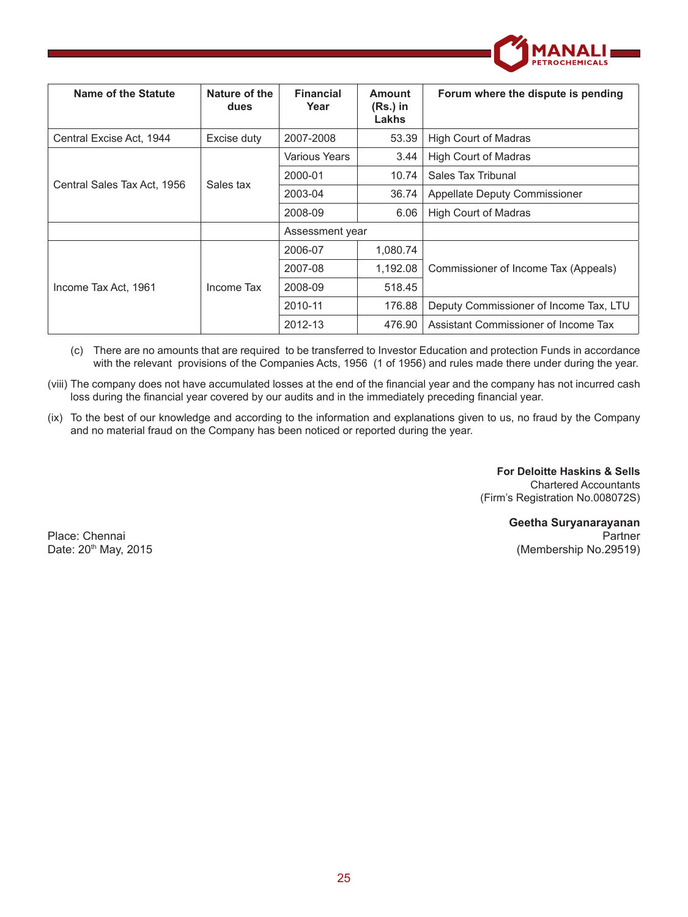| Name of the Statute | Nature of the dues | Financial Year | Amount (Rs.) in Lakhs | Forum where the dispute is pending |
|---|---|---|---|---|
| Central Excise Act, 1944 | Excise duty | 2007-2008 | 53.39 | High Court of Madras |
| Central Sales Tax Act, 1956 | Sales tax | Various Years | 3.44 | High Court of Madras |
| | | 2000-01 | 10.74 | Sales Tax Tribunal |
| | | 2003-04 | 36.74 | Appellate Deputy Commissioner |
| | | 2008-09 | 6.06 | High Court of Madras |
| | | Assessment year | | |
| Income Tax Act, 1961 | Income Tax | 2006-07 | 1,080.74 | Commissioner of Income Tax (Appeals) |
| | | 2007-08 | 1,192.08 | |
| | | 2008-09 | 518.45 | |
| | | 2010-11 | 176.88 | Deputy Commissioner of Income Tax, LTU |
| | | 2012-13 | 476.90 | Assistant Commissioner of Income Tax |

(c) There are no amounts that are required to be transferred to Investor Education and protection Funds in accordance with the relevant provisions of the Companies Acts, 1956 (1 of 1956) and rules made there under during the year.

(viii) The company does not have accumulated losses at the end of the financial year and the company has not incurred cash loss during the financial year covered by our audits and in the immediately preceding financial year.

(ix) To the best of our knowledge and according to the information and explanations given to us, no fraud by the Company and no material fraud on the Company has been noticed or reported during the year.

**For Deloitte Haskins & Sells**
Chartered Accountants
(Firm's Registration No.008072S)

**Geetha Suryanarayanan**
Partner
(Membership No.29519)

Place: Chennai
Date: 20th May, 2015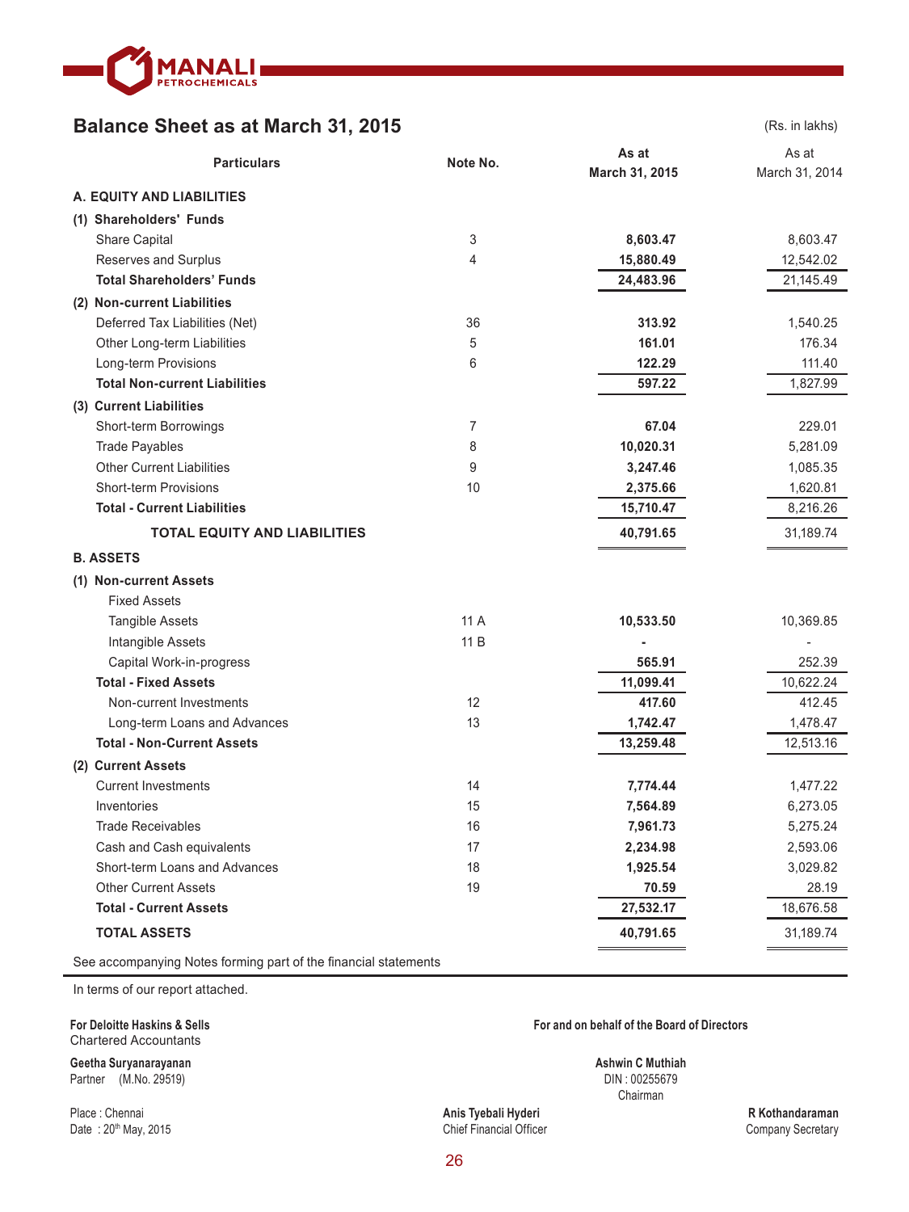## Balance Sheet as at March 31, 2015

(Rs. in lakhs)

| Particulars | Note No. | As at March 31, 2015 | As at March 31, 2014 |
|---|---|---|---|
| **A. EQUITY AND LIABILITIES** | | | |
| **(1) Shareholders' Funds** | | | |
| Share Capital | 3 | **8,603.47** | 8,603.47 |
| Reserves and Surplus | 4 | **15,880.49** | 12,542.02 |
| **Total Shareholders' Funds** | | **24,483.96** | 21,145.49 |
| **(2) Non-current Liabilities** | | | |
| Deferred Tax Liabilities (Net) | 36 | **313.92** | 1,540.25 |
| Other Long-term Liabilities | 5 | **161.01** | 176.34 |
| Long-term Provisions | 6 | **122.29** | 111.40 |
| **Total Non-current Liabilities** | | **597.22** | 1,827.99 |
| **(3) Current Liabilities** | | | |
| Short-term Borrowings | 7 | **67.04** | 229.01 |
| Trade Payables | 8 | **10,020.31** | 5,281.09 |
| Other Current Liabilities | 9 | **3,247.46** | 1,085.35 |
| Short-term Provisions | 10 | **2,375.66** | 1,620.81 |
| **Total - Current Liabilities** | | **15,710.47** | 8,216.26 |
| **TOTAL EQUITY AND LIABILITIES** | | **40,791.65** | 31,189.74 |
| **B. ASSETS** | | | |
| **(1) Non-current Assets** | | | |
| Fixed Assets | | | |
| Tangible Assets | 11 A | **10,533.50** | 10,369.85 |
| Intangible Assets | 11 B | **-** | - |
| Capital Work-in-progress | | **565.91** | 252.39 |
| **Total - Fixed Assets** | | **11,099.41** | 10,622.24 |
| Non-current Investments | 12 | **417.60** | 412.45 |
| Long-term Loans and Advances | 13 | **1,742.47** | 1,478.47 |
| **Total - Non-Current Assets** | | **13,259.48** | 12,513.16 |
| **(2) Current Assets** | | | |
| Current Investments | 14 | **7,774.44** | 1,477.22 |
| Inventories | 15 | **7,564.89** | 6,273.05 |
| Trade Receivables | 16 | **7,961.73** | 5,275.24 |
| Cash and Cash equivalents | 17 | **2,234.98** | 2,593.06 |
| Short-term Loans and Advances | 18 | **1,925.54** | 3,029.82 |
| Other Current Assets | 19 | **70.59** | 28.19 |
| **Total - Current Assets** | | **27,532.17** | 18,676.58 |
| **TOTAL ASSETS** | | **40,791.65** | 31,189.74 |

See accompanying Notes forming part of the financial statements

In terms of our report attached.

**For Deloitte Haskins & Sells**
Chartered Accountants

**Geetha Suryanarayanan**
Partner (M.No. 29519)

Place : Chennai
Date : 20th May, 2015

**For and on behalf of the Board of Directors**

**Ashwin C Muthiah**
DIN : 00255679
Chairman

**Anis Tyebali Hyderi**
Chief Financial Officer

**R Kothandaraman**
Company Secretary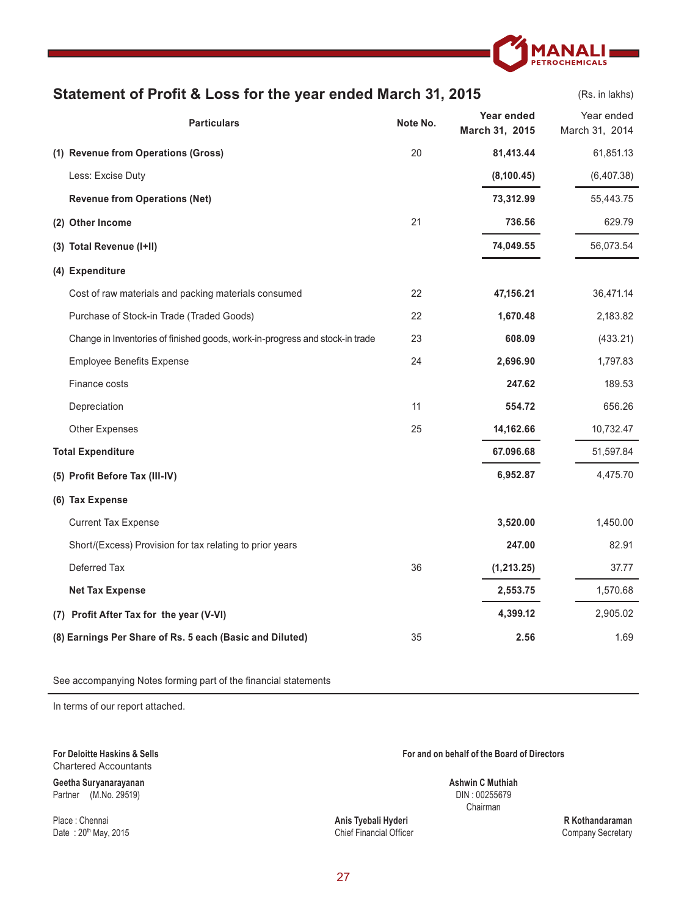## Statement of Profit & Loss for the year ended March 31, 2015

(Rs. in lakhs)

| Particulars | Note No. | Year ended March 31, 2015 | Year ended March 31, 2014 |
|---|---|---|---|
| **(1) Revenue from Operations (Gross)** | 20 | **81,413.44** | 61,851.13 |
| Less: Excise Duty | | **(8,100.45)** | (6,407.38) |
| **Revenue from Operations (Net)** | | **73,312.99** | 55,443.75 |
| **(2) Other Income** | 21 | **736.56** | 629.79 |
| **(3) Total Revenue (I+II)** | | **74,049.55** | 56,073.54 |
| **(4) Expenditure** | | | |
| Cost of raw materials and packing materials consumed | 22 | **47,156.21** | 36,471.14 |
| Purchase of Stock-in Trade (Traded Goods) | 22 | **1,670.48** | 2,183.82 |
| Change in Inventories of finished goods, work-in-progress and stock-in trade | 23 | **608.09** | (433.21) |
| Employee Benefits Expense | 24 | **2,696.90** | 1,797.83 |
| Finance costs | | **247.62** | 189.53 |
| Depreciation | 11 | **554.72** | 656.26 |
| Other Expenses | 25 | **14,162.66** | 10,732.47 |
| **Total Expenditure** | | **67.096.68** | 51,597.84 |
| **(5) Profit Before Tax (III-IV)** | | **6,952.87** | 4,475.70 |
| **(6) Tax Expense** | | | |
| Current Tax Expense | | **3,520.00** | 1,450.00 |
| Short/(Excess) Provision for tax relating to prior years | | **247.00** | 82.91 |
| Deferred Tax | 36 | **(1,213.25)** | 37.77 |
| **Net Tax Expense** | | **2,553.75** | 1,570.68 |
| **(7) Profit After Tax for the year (V-VI)** | | **4,399.12** | 2,905.02 |
| **(8) Earnings Per Share of Rs. 5 each (Basic and Diluted)** | 35 | **2.56** | 1.69 |

See accompanying Notes forming part of the financial statements

In terms of our report attached.

**For Deloitte Haskins & Sells**
Chartered Accountants

**Geetha Suryanarayanan**
Partner (M.No. 29519)

Place : Chennai
Date : 20th May, 2015

**For and on behalf of the Board of Directors**

**Ashwin C Muthiah**
DIN : 00255679
Chairman

**Anis Tyebali Hyderi**
Chief Financial Officer

**R Kothandaraman**
Company Secretary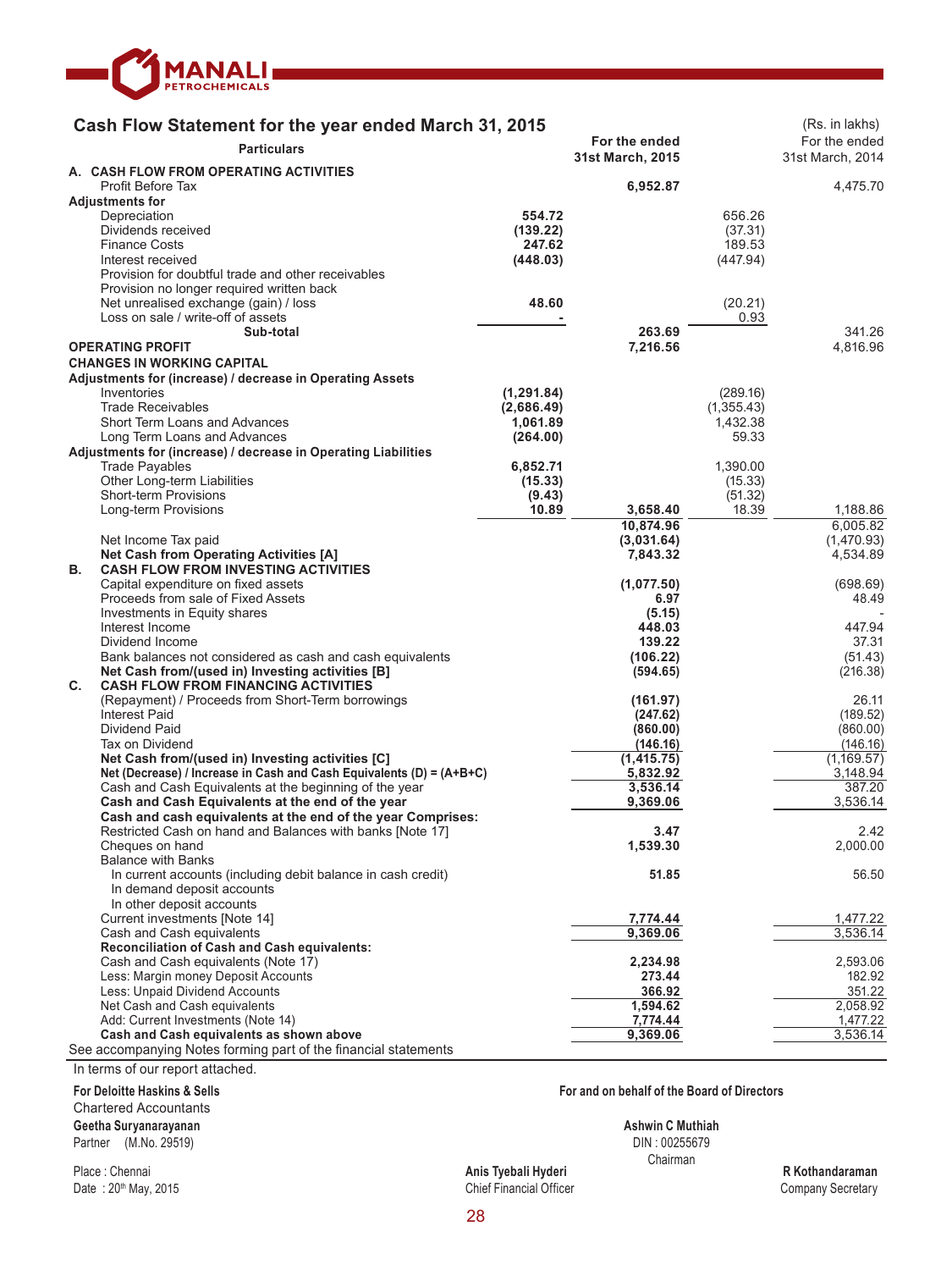## Cash Flow Statement for the year ended March 31, 2015

(Rs. in lakhs)

| Particulars | | For the ended 31st March, 2015 | | For the ended 31st March, 2014 |
|---|---|---|---|---|
| **A. CASH FLOW FROM OPERATING ACTIVITIES** | | | | |
| Profit Before Tax | | **6,952.87** | | 4,475.70 |
| **Adjustments for** | | | | |
| Depreciation | **554.72** | | 656.26 | |
| Dividends received | **(139.22)** | | (37.31) | |
| Finance Costs | **247.62** | | 189.53 | |
| Interest received | **(448.03)** | | (447.94) | |
| Provision for doubtful trade and other receivables | | | | |
| Provision no longer required written back | | | | |
| Net unrealised exchange (gain) / loss | **48.60** | | (20.21) | |
| Loss on sale / write-off of assets | **-** | | 0.93 | |
| **Sub-total** | | **263.69** | | 341.26 |
| **OPERATING PROFIT** | | **7,216.56** | | 4,816.96 |
| **CHANGES IN WORKING CAPITAL** | | | | |
| **Adjustments for (increase) / decrease in Operating Assets** | | | | |
| Inventories | **(1,291.84)** | | (289.16) | |
| Trade Receivables | **(2,686.49)** | | (1,355.43) | |
| Short Term Loans and Advances | **1,061.89** | | 1,432.38 | |
| Long Term Loans and Advances | **(264.00)** | | 59.33 | |
| **Adjustments for (increase) / decrease in Operating Liabilities** | | | | |
| Trade Payables | **6,852.71** | | 1,390.00 | |
| Other Long-term Liabilities | **(15.33)** | | (15.33) | |
| Short-term Provisions | **(9.43)** | | (51.32) | |
| Long-term Provisions | **10.89** | **3,658.40** | 18.39 | 1,188.86 |
| | | **10,874.96** | | 6,005.82 |
| Net Income Tax paid | | **(3,031.64)** | | (1,470.93) |
| **Net Cash from Operating Activities [A]** | | **7,843.32** | | 4,534.89 |
| **B. CASH FLOW FROM INVESTING ACTIVITIES** | | | | |
| Capital expenditure on fixed assets | | **(1,077.50)** | | (698.69) |
| Proceeds from sale of Fixed Assets | | **6.97** | | 48.49 |
| Investments in Equity shares | | **(5.15)** | | - |
| Interest Income | | **448.03** | | 447.94 |
| Dividend Income | | **139.22** | | 37.31 |
| Bank balances not considered as cash and cash equivalents | | **(106.22)** | | (51.43) |
| **Net Cash from/(used in) Investing activities [B]** | | **(594.65)** | | (216.38) |
| **C. CASH FLOW FROM FINANCING ACTIVITIES** | | | | |
| (Repayment) / Proceeds from Short-Term borrowings | | **(161.97)** | | 26.11 |
| Interest Paid | | **(247.62)** | | (189.52) |
| Dividend Paid | | **(860.00)** | | (860.00) |
| Tax on Dividend | | **(146.16)** | | (146.16) |
| **Net Cash from/(used in) Investing activities [C]** | | **(1,415.75)** | | (1,169.57) |
| **Net (Decrease) / Increase in Cash and Cash Equivalents (D) = (A+B+C)** | | **5,832.92** | | 3,148.94 |
| Cash and Cash Equivalents at the beginning of the year | | **3,536.14** | | 387.20 |
| **Cash and Cash Equivalents at the end of the year** | | **9,369.06** | | 3,536.14 |
| **Cash and cash equivalents at the end of the year Comprises:** | | | | |
| Restricted Cash on hand and Balances with banks [Note 17] | | **3.47** | | 2.42 |
| Cheques on hand | | **1,539.30** | | 2,000.00 |
| Balance with Banks | | | | |
| In current accounts (including debit balance in cash credit) | | **51.85** | | 56.50 |
| In demand deposit accounts | | | | |
| In other deposit accounts | | | | |
| Current investments [Note 14] | | **7,774.44** | | 1,477.22 |
| Cash and Cash equivalents | | **9,369.06** | | 3,536.14 |
| **Reconciliation of Cash and Cash equivalents:** | | | | |
| Cash and Cash equivalents (Note 17) | | **2,234.98** | | 2,593.06 |
| Less: Margin money Deposit Accounts | | **273.44** | | 182.92 |
| Less: Unpaid Dividend Accounts | | **366.92** | | 351.22 |
| Net Cash and Cash equivalents | | **1,594.62** | | 2,058.92 |
| Add: Current Investments (Note 14) | | **7,774.44** | | 1,477.22 |
| **Cash and Cash equivalents as shown above** | | **9,369.06** | | 3,536.14 |

See accompanying Notes forming part of the financial statements

In terms of our report attached.

**For Deloitte Haskins & Sells**
Chartered Accountants
**Geetha Suryanarayanan**
Partner (M.No. 29519)

Place : Chennai
Date : 20th May, 2015

**For and on behalf of the Board of Directors**

**Ashwin C Muthiah**
DIN : 00255679
Chairman

**Anis Tyebali Hyderi**
Chief Financial Officer

**R Kothandaraman**
Company Secretary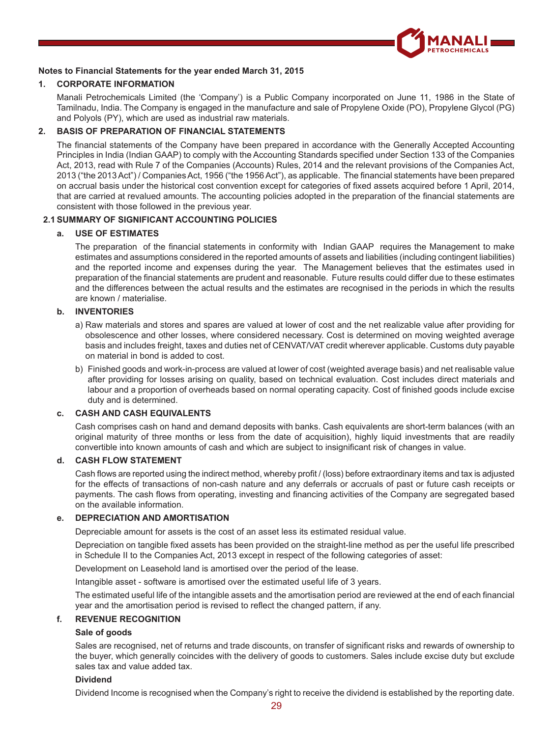**Notes to Financial Statements for the year ended March 31, 2015**

## 1. CORPORATE INFORMATION

Manali Petrochemicals Limited (the 'Company') is a Public Company incorporated on June 11, 1986 in the State of Tamilnadu, India. The Company is engaged in the manufacture and sale of Propylene Oxide (PO), Propylene Glycol (PG) and Polyols (PY), which are used as industrial raw materials.

## 2. BASIS OF PREPARATION OF FINANCIAL STATEMENTS

The financial statements of the Company have been prepared in accordance with the Generally Accepted Accounting Principles in India (Indian GAAP) to comply with the Accounting Standards specified under Section 133 of the Companies Act, 2013, read with Rule 7 of the Companies (Accounts) Rules, 2014 and the relevant provisions of the Companies Act, 2013 ("the 2013 Act") / Companies Act, 1956 ("the 1956 Act"), as applicable. The financial statements have been prepared on accrual basis under the historical cost convention except for categories of fixed assets acquired before 1 April, 2014, that are carried at revalued amounts. The accounting policies adopted in the preparation of the financial statements are consistent with those followed in the previous year.

### 2.1 SUMMARY OF SIGNIFICANT ACCOUNTING POLICIES

#### a. USE OF ESTIMATES

The preparation of the financial statements in conformity with Indian GAAP requires the Management to make estimates and assumptions considered in the reported amounts of assets and liabilities (including contingent liabilities) and the reported income and expenses during the year. The Management believes that the estimates used in preparation of the financial statements are prudent and reasonable. Future results could differ due to these estimates and the differences between the actual results and the estimates are recognised in the periods in which the results are known / materialise.

#### b. INVENTORIES

a) Raw materials and stores and spares are valued at lower of cost and the net realizable value after providing for obsolescence and other losses, where considered necessary. Cost is determined on moving weighted average basis and includes freight, taxes and duties net of CENVAT/VAT credit wherever applicable. Customs duty payable on material in bond is added to cost.

b) Finished goods and work-in-process are valued at lower of cost (weighted average basis) and net realisable value after providing for losses arising on quality, based on technical evaluation. Cost includes direct materials and labour and a proportion of overheads based on normal operating capacity. Cost of finished goods include excise duty and is determined.

#### c. CASH AND CASH EQUIVALENTS

Cash comprises cash on hand and demand deposits with banks. Cash equivalents are short-term balances (with an original maturity of three months or less from the date of acquisition), highly liquid investments that are readily convertible into known amounts of cash and which are subject to insignificant risk of changes in value.

#### d. CASH FLOW STATEMENT

Cash flows are reported using the indirect method, whereby profit / (loss) before extraordinary items and tax is adjusted for the effects of transactions of non-cash nature and any deferrals or accruals of past or future cash receipts or payments. The cash flows from operating, investing and financing activities of the Company are segregated based on the available information.

#### e. DEPRECIATION AND AMORTISATION

Depreciable amount for assets is the cost of an asset less its estimated residual value.

Depreciation on tangible fixed assets has been provided on the straight-line method as per the useful life prescribed in Schedule II to the Companies Act, 2013 except in respect of the following categories of asset:

Development on Leasehold land is amortised over the period of the lease.

Intangible asset - software is amortised over the estimated useful life of 3 years.

The estimated useful life of the intangible assets and the amortisation period are reviewed at the end of each financial year and the amortisation period is revised to reflect the changed pattern, if any.

#### f. REVENUE RECOGNITION

**Sale of goods**

Sales are recognised, net of returns and trade discounts, on transfer of significant risks and rewards of ownership to the buyer, which generally coincides with the delivery of goods to customers. Sales include excise duty but exclude sales tax and value added tax.

**Dividend**

Dividend Income is recognised when the Company's right to receive the dividend is established by the reporting date.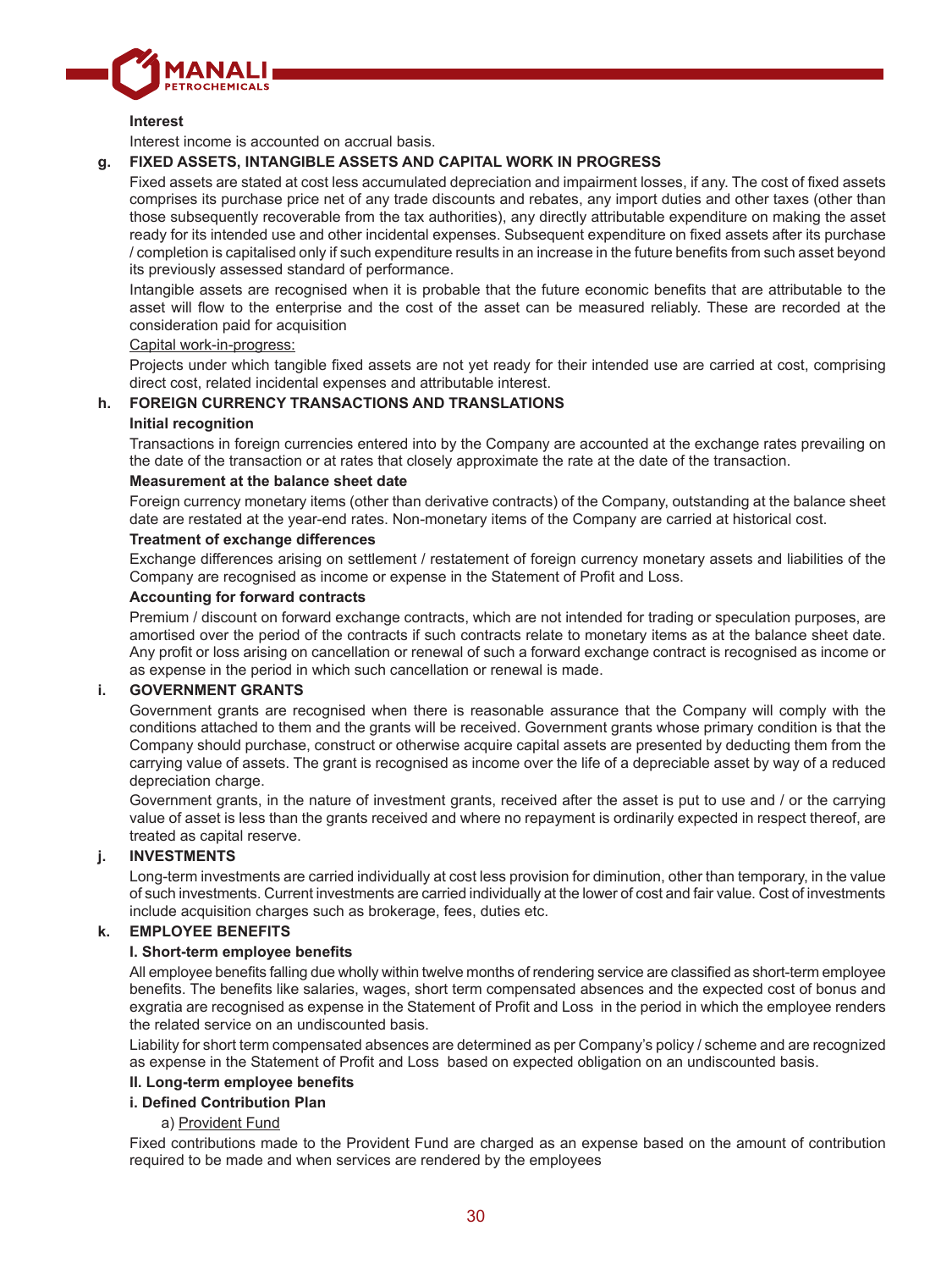**Interest**

Interest income is accounted on accrual basis.

**g. FIXED ASSETS, INTANGIBLE ASSETS AND CAPITAL WORK IN PROGRESS**

Fixed assets are stated at cost less accumulated depreciation and impairment losses, if any. The cost of fixed assets comprises its purchase price net of any trade discounts and rebates, any import duties and other taxes (other than those subsequently recoverable from the tax authorities), any directly attributable expenditure on making the asset ready for its intended use and other incidental expenses. Subsequent expenditure on fixed assets after its purchase / completion is capitalised only if such expenditure results in an increase in the future benefits from such asset beyond its previously assessed standard of performance.

Intangible assets are recognised when it is probable that the future economic benefits that are attributable to the asset will flow to the enterprise and the cost of the asset can be measured reliably. These are recorded at the consideration paid for acquisition

Capital work-in-progress:

Projects under which tangible fixed assets are not yet ready for their intended use are carried at cost, comprising direct cost, related incidental expenses and attributable interest.

**h. FOREIGN CURRENCY TRANSACTIONS AND TRANSLATIONS**

**Initial recognition**

Transactions in foreign currencies entered into by the Company are accounted at the exchange rates prevailing on the date of the transaction or at rates that closely approximate the rate at the date of the transaction.

**Measurement at the balance sheet date**

Foreign currency monetary items (other than derivative contracts) of the Company, outstanding at the balance sheet date are restated at the year-end rates. Non-monetary items of the Company are carried at historical cost.

**Treatment of exchange differences**

Exchange differences arising on settlement / restatement of foreign currency monetary assets and liabilities of the Company are recognised as income or expense in the Statement of Profit and Loss.

**Accounting for forward contracts**

Premium / discount on forward exchange contracts, which are not intended for trading or speculation purposes, are amortised over the period of the contracts if such contracts relate to monetary items as at the balance sheet date. Any profit or loss arising on cancellation or renewal of such a forward exchange contract is recognised as income or as expense in the period in which such cancellation or renewal is made.

**i. GOVERNMENT GRANTS**

Government grants are recognised when there is reasonable assurance that the Company will comply with the conditions attached to them and the grants will be received. Government grants whose primary condition is that the Company should purchase, construct or otherwise acquire capital assets are presented by deducting them from the carrying value of assets. The grant is recognised as income over the life of a depreciable asset by way of a reduced depreciation charge.

Government grants, in the nature of investment grants, received after the asset is put to use and / or the carrying value of asset is less than the grants received and where no repayment is ordinarily expected in respect thereof, are treated as capital reserve.

**j. INVESTMENTS**

Long-term investments are carried individually at cost less provision for diminution, other than temporary, in the value of such investments. Current investments are carried individually at the lower of cost and fair value. Cost of investments include acquisition charges such as brokerage, fees, duties etc.

**k. EMPLOYEE BENEFITS**

**I. Short-term employee benefits**

All employee benefits falling due wholly within twelve months of rendering service are classified as short-term employee benefits. The benefits like salaries, wages, short term compensated absences and the expected cost of bonus and exgratia are recognised as expense in the Statement of Profit and Loss in the period in which the employee renders the related service on an undiscounted basis.

Liability for short term compensated absences are determined as per Company's policy / scheme and are recognized as expense in the Statement of Profit and Loss based on expected obligation on an undiscounted basis.

**II. Long-term employee benefits**

**i. Defined Contribution Plan**

a) Provident Fund

Fixed contributions made to the Provident Fund are charged as an expense based on the amount of contribution required to be made and when services are rendered by the employees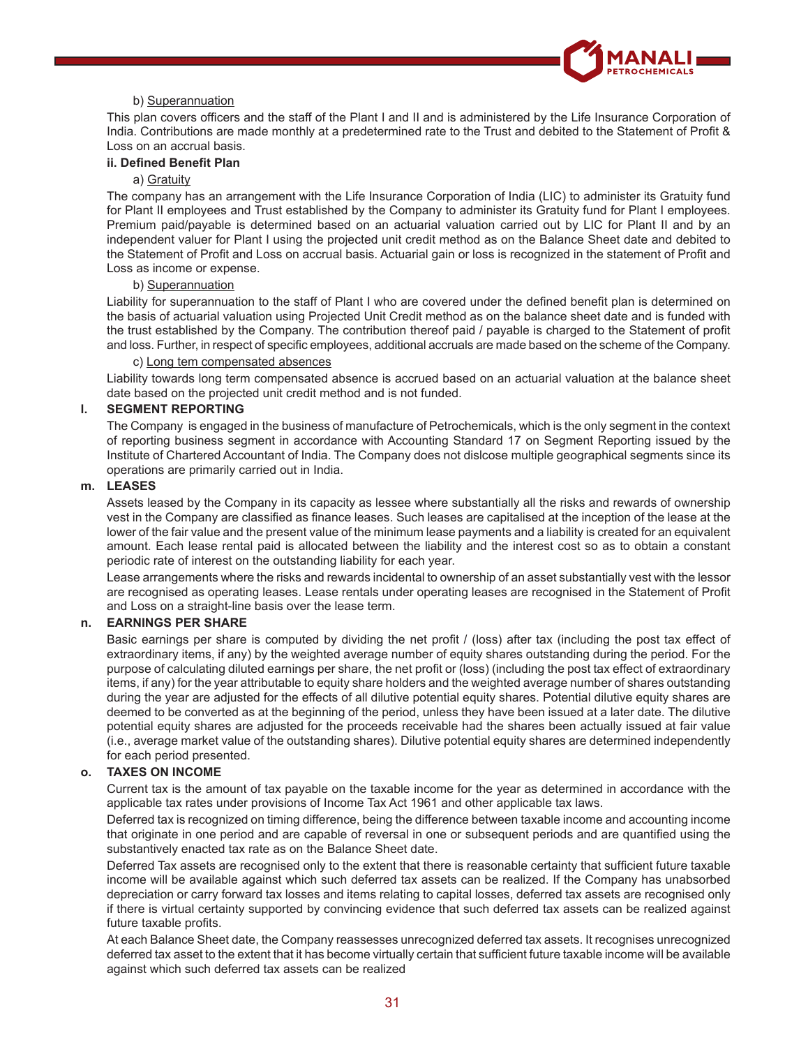b) Superannuation

This plan covers officers and the staff of the Plant I and II and is administered by the Life Insurance Corporation of India. Contributions are made monthly at a predetermined rate to the Trust and debited to the Statement of Profit & Loss on an accrual basis.

**ii. Defined Benefit Plan**

a) Gratuity

The company has an arrangement with the Life Insurance Corporation of India (LIC) to administer its Gratuity fund for Plant II employees and Trust established by the Company to administer its Gratuity fund for Plant I employees. Premium paid/payable is determined based on an actuarial valuation carried out by LIC for Plant II and by an independent valuer for Plant I using the projected unit credit method as on the Balance Sheet date and debited to the Statement of Profit and Loss on accrual basis. Actuarial gain or loss is recognized in the statement of Profit and Loss as income or expense.

b) Superannuation

Liability for superannuation to the staff of Plant I who are covered under the defined benefit plan is determined on the basis of actuarial valuation using Projected Unit Credit method as on the balance sheet date and is funded with the trust established by the Company. The contribution thereof paid / payable is charged to the Statement of profit and loss. Further, in respect of specific employees, additional accruals are made based on the scheme of the Company.

c) Long tem compensated absences

Liability towards long term compensated absence is accrued based on an actuarial valuation at the balance sheet date based on the projected unit credit method and is not funded.

**l. SEGMENT REPORTING**

The Company is engaged in the business of manufacture of Petrochemicals, which is the only segment in the context of reporting business segment in accordance with Accounting Standard 17 on Segment Reporting issued by the Institute of Chartered Accountant of India. The Company does not dislcose multiple geographical segments since its operations are primarily carried out in India.

**m. LEASES**

Assets leased by the Company in its capacity as lessee where substantially all the risks and rewards of ownership vest in the Company are classified as finance leases. Such leases are capitalised at the inception of the lease at the lower of the fair value and the present value of the minimum lease payments and a liability is created for an equivalent amount. Each lease rental paid is allocated between the liability and the interest cost so as to obtain a constant periodic rate of interest on the outstanding liability for each year.

Lease arrangements where the risks and rewards incidental to ownership of an asset substantially vest with the lessor are recognised as operating leases. Lease rentals under operating leases are recognised in the Statement of Profit and Loss on a straight-line basis over the lease term.

**n. EARNINGS PER SHARE**

Basic earnings per share is computed by dividing the net profit / (loss) after tax (including the post tax effect of extraordinary items, if any) by the weighted average number of equity shares outstanding during the period. For the purpose of calculating diluted earnings per share, the net profit or (loss) (including the post tax effect of extraordinary items, if any) for the year attributable to equity share holders and the weighted average number of shares outstanding during the year are adjusted for the effects of all dilutive potential equity shares. Potential dilutive equity shares are deemed to be converted as at the beginning of the period, unless they have been issued at a later date. The dilutive potential equity shares are adjusted for the proceeds receivable had the shares been actually issued at fair value (i.e., average market value of the outstanding shares). Dilutive potential equity shares are determined independently for each period presented.

**o. TAXES ON INCOME**

Current tax is the amount of tax payable on the taxable income for the year as determined in accordance with the applicable tax rates under provisions of Income Tax Act 1961 and other applicable tax laws.

Deferred tax is recognized on timing difference, being the difference between taxable income and accounting income that originate in one period and are capable of reversal in one or subsequent periods and are quantified using the substantively enacted tax rate as on the Balance Sheet date.

Deferred Tax assets are recognised only to the extent that there is reasonable certainty that sufficient future taxable income will be available against which such deferred tax assets can be realized. If the Company has unabsorbed depreciation or carry forward tax losses and items relating to capital losses, deferred tax assets are recognised only if there is virtual certainty supported by convincing evidence that such deferred tax assets can be realized against future taxable profits.

At each Balance Sheet date, the Company reassesses unrecognized deferred tax assets. It recognises unrecognized deferred tax asset to the extent that it has become virtually certain that sufficient future taxable income will be available against which such deferred tax assets can be realized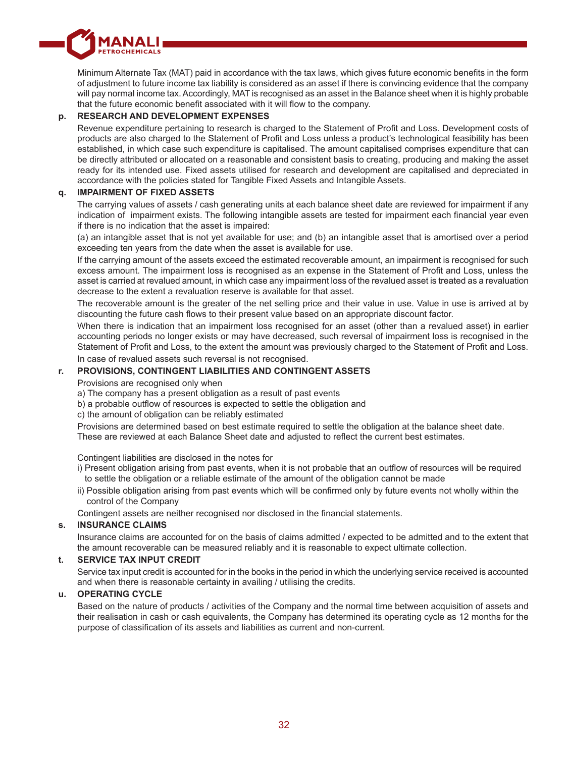Minimum Alternate Tax (MAT) paid in accordance with the tax laws, which gives future economic benefits in the form of adjustment to future income tax liability is considered as an asset if there is convincing evidence that the company will pay normal income tax. Accordingly, MAT is recognised as an asset in the Balance sheet when it is highly probable that the future economic benefit associated with it will flow to the company.

**p. RESEARCH AND DEVELOPMENT EXPENSES**

Revenue expenditure pertaining to research is charged to the Statement of Profit and Loss. Development costs of products are also charged to the Statement of Profit and Loss unless a product's technological feasibility has been established, in which case such expenditure is capitalised. The amount capitalised comprises expenditure that can be directly attributed or allocated on a reasonable and consistent basis to creating, producing and making the asset ready for its intended use. Fixed assets utilised for research and development are capitalised and depreciated in accordance with the policies stated for Tangible Fixed Assets and Intangible Assets.

**q. IMPAIRMENT OF FIXED ASSETS**

The carrying values of assets / cash generating units at each balance sheet date are reviewed for impairment if any indication of impairment exists. The following intangible assets are tested for impairment each financial year even if there is no indication that the asset is impaired:

(a) an intangible asset that is not yet available for use; and (b) an intangible asset that is amortised over a period exceeding ten years from the date when the asset is available for use.

If the carrying amount of the assets exceed the estimated recoverable amount, an impairment is recognised for such excess amount. The impairment loss is recognised as an expense in the Statement of Profit and Loss, unless the asset is carried at revalued amount, in which case any impairment loss of the revalued asset is treated as a revaluation decrease to the extent a revaluation reserve is available for that asset.

The recoverable amount is the greater of the net selling price and their value in use. Value in use is arrived at by discounting the future cash flows to their present value based on an appropriate discount factor.

When there is indication that an impairment loss recognised for an asset (other than a revalued asset) in earlier accounting periods no longer exists or may have decreased, such reversal of impairment loss is recognised in the Statement of Profit and Loss, to the extent the amount was previously charged to the Statement of Profit and Loss. In case of revalued assets such reversal is not recognised.

**r. PROVISIONS, CONTINGENT LIABILITIES AND CONTINGENT ASSETS**

Provisions are recognised only when

a) The company has a present obligation as a result of past events

b) a probable outflow of resources is expected to settle the obligation and

c) the amount of obligation can be reliably estimated

Provisions are determined based on best estimate required to settle the obligation at the balance sheet date. These are reviewed at each Balance Sheet date and adjusted to reflect the current best estimates.

Contingent liabilities are disclosed in the notes for

i) Present obligation arising from past events, when it is not probable that an outflow of resources will be required to settle the obligation or a reliable estimate of the amount of the obligation cannot be made

ii) Possible obligation arising from past events which will be confirmed only by future events not wholly within the control of the Company

Contingent assets are neither recognised nor disclosed in the financial statements.

**s. INSURANCE CLAIMS**

Insurance claims are accounted for on the basis of claims admitted / expected to be admitted and to the extent that the amount recoverable can be measured reliably and it is reasonable to expect ultimate collection.

**t. SERVICE TAX INPUT CREDIT**

Service tax input credit is accounted for in the books in the period in which the underlying service received is accounted and when there is reasonable certainty in availing / utilising the credits.

**u. OPERATING CYCLE**

Based on the nature of products / activities of the Company and the normal time between acquisition of assets and their realisation in cash or cash equivalents, the Company has determined its operating cycle as 12 months for the purpose of classification of its assets and liabilities as current and non-current.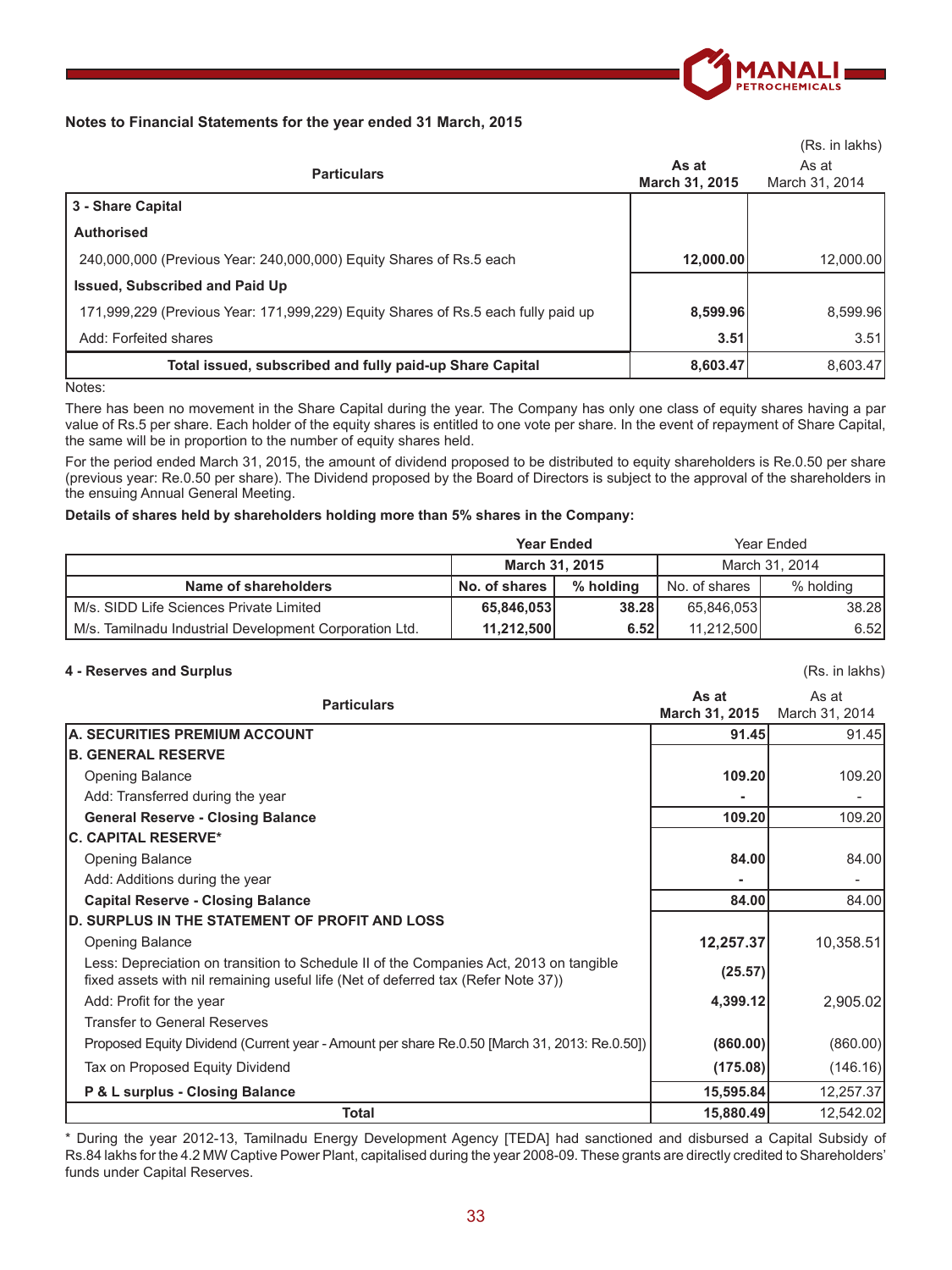## Notes to Financial Statements for the year ended 31 March, 2015

(Rs. in lakhs)

| Particulars | As at March 31, 2015 | As at March 31, 2014 |
|---|---|---|
| **3 - Share Capital** | | |
| **Authorised** | | |
| 240,000,000 (Previous Year: 240,000,000) Equity Shares of Rs.5 each | **12,000.00** | 12,000.00 |
| **Issued, Subscribed and Paid Up** | | |
| 171,999,229 (Previous Year: 171,999,229) Equity Shares of Rs.5 each fully paid up | **8,599.96** | 8,599.96 |
| Add: Forfeited shares | **3.51** | 3.51 |
| **Total issued, subscribed and fully paid-up Share Capital** | **8,603.47** | 8,603.47 |

Notes:

There has been no movement in the Share Capital during the year. The Company has only one class of equity shares having a par value of Rs.5 per share. Each holder of the equity shares is entitled to one vote per share. In the event of repayment of Share Capital, the same will be in proportion to the number of equity shares held.

For the period ended March 31, 2015, the amount of dividend proposed to be distributed to equity shareholders is Re.0.50 per share (previous year: Re.0.50 per share). The Dividend proposed by the Board of Directors is subject to the approval of the shareholders in the ensuing Annual General Meeting.

**Details of shares held by shareholders holding more than 5% shares in the Company:**

| | **Year Ended March 31, 2015** | | Year Ended March 31, 2014 | |
|---|---|---|---|---|
| **Name of shareholders** | **No. of shares** | **% holding** | No. of shares | % holding |
| M/s. SIDD Life Sciences Private Limited | **65,846,053** | **38.28** | 65,846,053 | 38.28 |
| M/s. Tamilnadu Industrial Development Corporation Ltd. | **11,212,500** | **6.52** | 11,212,500 | 6.52 |

### 4 - Reserves and Surplus

(Rs. in lakhs)

| Particulars | As at March 31, 2015 | As at March 31, 2014 |
|---|---|---|
| **A. SECURITIES PREMIUM ACCOUNT** | **91.45** | 91.45 |
| **B. GENERAL RESERVE** | | |
| Opening Balance | **109.20** | 109.20 |
| Add: Transferred during the year | **-** | - |
| **General Reserve - Closing Balance** | **109.20** | 109.20 |
| **C. CAPITAL RESERVE*** | | |
| Opening Balance | **84.00** | 84.00 |
| Add: Additions during the year | **-** | - |
| **Capital Reserve - Closing Balance** | **84.00** | 84.00 |
| **D. SURPLUS IN THE STATEMENT OF PROFIT AND LOSS** | | |
| Opening Balance | **12,257.37** | 10,358.51 |
| Less: Depreciation on transition to Schedule II of the Companies Act, 2013 on tangible fixed assets with nil remaining useful life (Net of deferred tax (Refer Note 37)) | **(25.57)** | |
| Add: Profit for the year | **4,399.12** | 2,905.02 |
| Transfer to General Reserves | | |
| Proposed Equity Dividend (Current year - Amount per share Re.0.50 [March 31, 2013: Re.0.50]) | **(860.00)** | (860.00) |
| Tax on Proposed Equity Dividend | **(175.08)** | (146.16) |
| **P & L surplus - Closing Balance** | **15,595.84** | 12,257.37 |
| **Total** | **15,880.49** | 12,542.02 |

\* During the year 2012-13, Tamilnadu Energy Development Agency [TEDA] had sanctioned and disbursed a Capital Subsidy of Rs.84 lakhs for the 4.2 MW Captive Power Plant, capitalised during the year 2008-09. These grants are directly credited to Shareholders' funds under Capital Reserves.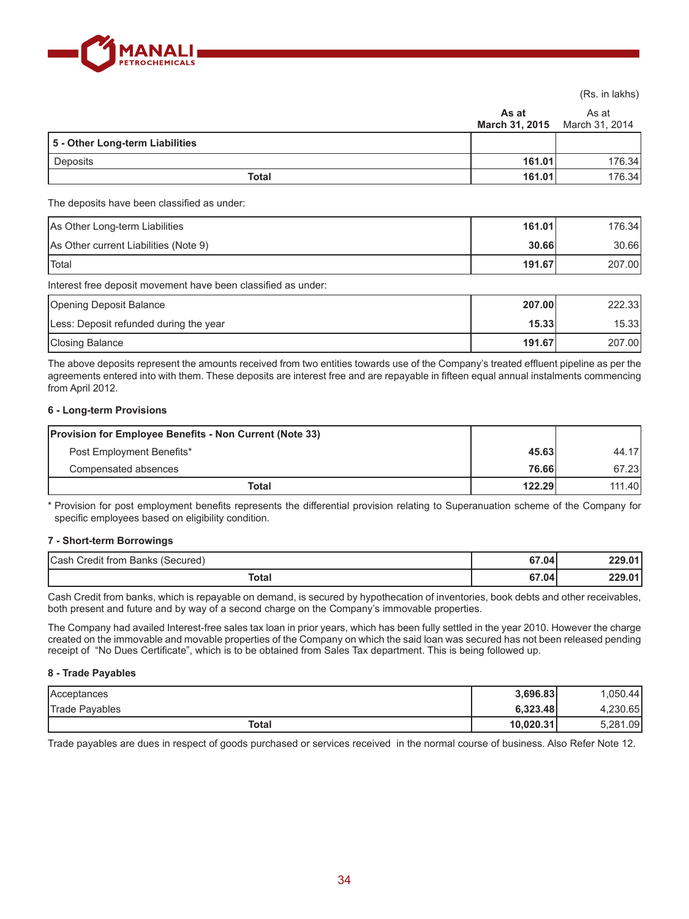(Rs. in lakhs)

| | As at March 31, 2015 | As at March 31, 2014 |
|---|---|---|
| **5 - Other Long-term Liabilities** | | |
| Deposits | **161.01** | 176.34 |
| **Total** | **161.01** | 176.34 |

The deposits have been classified as under:

| | As at March 31, 2015 | As at March 31, 2014 |
|---|---|---|
| As Other Long-term Liabilities | **161.01** | 176.34 |
| As Other current Liabilities (Note 9) | **30.66** | 30.66 |
| Total | **191.67** | 207.00 |

Interest free deposit movement have been classified as under:

| | As at March 31, 2015 | As at March 31, 2014 |
|---|---|---|
| Opening Deposit Balance | **207.00** | 222.33 |
| Less: Deposit refunded during the year | **15.33** | 15.33 |
| Closing Balance | **191.67** | 207.00 |

The above deposits represent the amounts received from two entities towards use of the Company's treated effluent pipeline as per the agreements entered into with them. These deposits are interest free and are repayable in fifteen equal annual instalments commencing from April 2012.

**6 - Long-term Provisions**

| | As at March 31, 2015 | As at March 31, 2014 |
|---|---|---|
| **Provision for Employee Benefits - Non Current (Note 33)** | | |
| Post Employment Benefits* | **45.63** | 44.17 |
| Compensated absences | **76.66** | 67.23 |
| **Total** | **122.29** | 111.40 |

\* Provision for post employment benefits represents the differential provision relating to Superanuation scheme of the Company for specific employees based on eligibility condition.

**7 - Short-term Borrowings**

| | As at March 31, 2015 | As at March 31, 2014 |
|---|---|---|
| Cash Credit from Banks (Secured) | **67.04** | **229.01** |
| **Total** | **67.04** | **229.01** |

Cash Credit from banks, which is repayable on demand, is secured by hypothecation of inventories, book debts and other receivables, both present and future and by way of a second charge on the Company's immovable properties.

The Company had availed Interest-free sales tax loan in prior years, which has been fully settled in the year 2010. However the charge created on the immovable and movable properties of the Company on which the said loan was secured has not been released pending receipt of "No Dues Certificate", which is to be obtained from Sales Tax department. This is being followed up.

**8 - Trade Payables**

| | As at March 31, 2015 | As at March 31, 2014 |
|---|---|---|
| Acceptances | **3,696.83** | 1,050.44 |
| Trade Payables | **6,323.48** | 4,230.65 |
| **Total** | **10,020.31** | 5,281.09 |

Trade payables are dues in respect of goods purchased or services received in the normal course of business. Also Refer Note 12.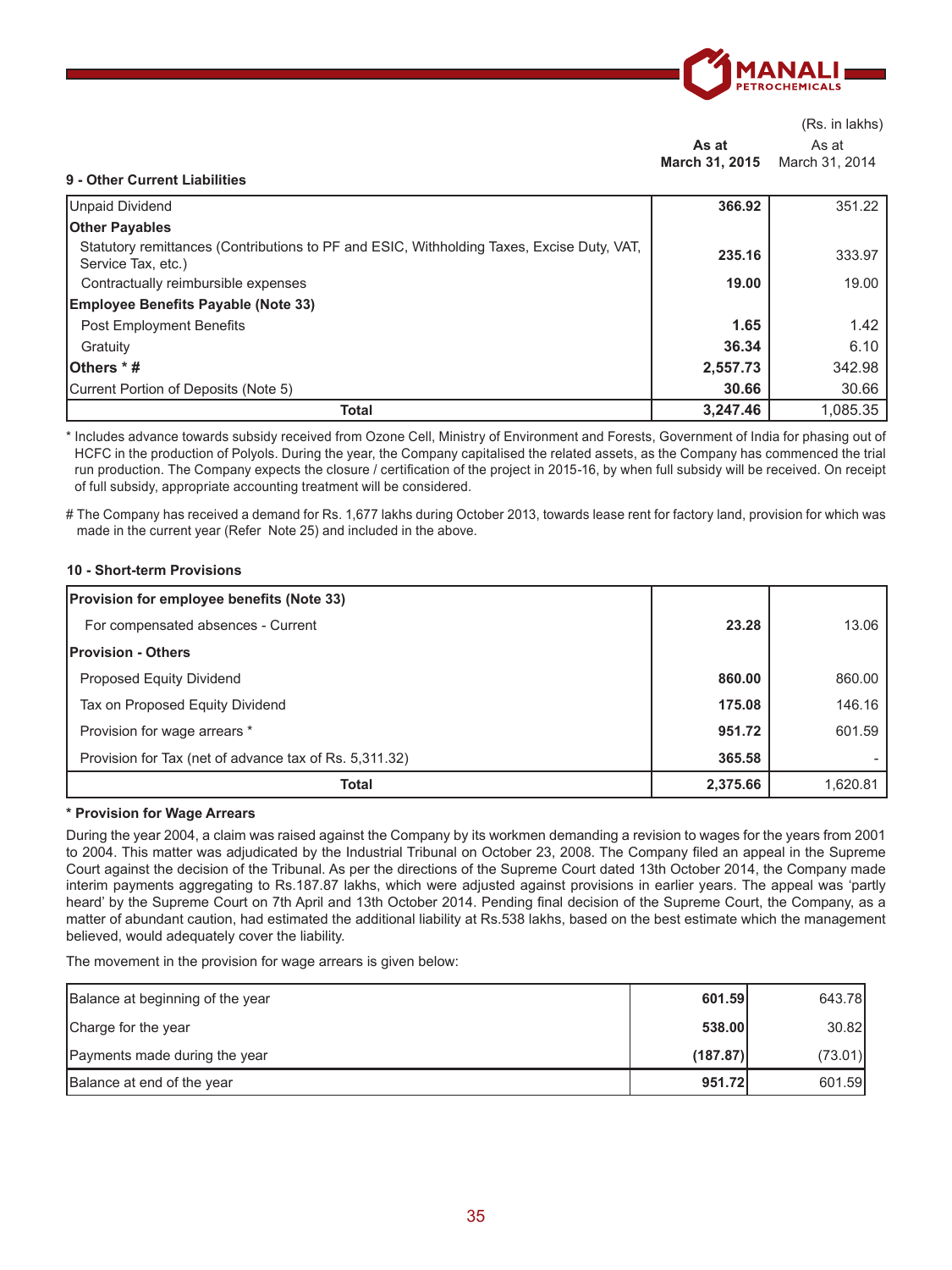(Rs. in lakhs)

### 9 - Other Current Liabilities

| | As at March 31, 2015 | As at March 31, 2014 |
|---|---|---|
| Unpaid Dividend | **366.92** | 351.22 |
| **Other Payables** | | |
| Statutory remittances (Contributions to PF and ESIC, Withholding Taxes, Excise Duty, VAT, Service Tax, etc.) | **235.16** | 333.97 |
| Contractually reimbursible expenses | **19.00** | 19.00 |
| **Employee Benefits Payable (Note 33)** | | |
| Post Employment Benefits | **1.65** | 1.42 |
| Gratuity | **36.34** | 6.10 |
| **Others * #** | **2,557.73** | 342.98 |
| Current Portion of Deposits (Note 5) | **30.66** | 30.66 |
| **Total** | **3,247.46** | 1,085.35 |

* Includes advance towards subsidy received from Ozone Cell, Ministry of Environment and Forests, Government of India for phasing out of HCFC in the production of Polyols. During the year, the Company capitalised the related assets, as the Company has commenced the trial run production. The Company expects the closure / certification of the project in 2015-16, by when full subsidy will be received. On receipt of full subsidy, appropriate accounting treatment will be considered.

# The Company has received a demand for Rs. 1,677 lakhs during October 2013, towards lease rent for factory land, provision for which was made in the current year (Refer Note 25) and included in the above.

### 10 - Short-term Provisions

| | As at March 31, 2015 | As at March 31, 2014 |
|---|---|---|
| **Provision for employee benefits (Note 33)** | | |
| For compensated absences - Current | **23.28** | 13.06 |
| **Provision - Others** | | |
| Proposed Equity Dividend | **860.00** | 860.00 |
| Tax on Proposed Equity Dividend | **175.08** | 146.16 |
| Provision for wage arrears * | **951.72** | 601.59 |
| Provision for Tax (net of advance tax of Rs. 5,311.32) | **365.58** | - |
| **Total** | **2,375.66** | 1,620.81 |

**\* Provision for Wage Arrears**

During the year 2004, a claim was raised against the Company by its workmen demanding a revision to wages for the years from 2001 to 2004. This matter was adjudicated by the Industrial Tribunal on October 23, 2008. The Company filed an appeal in the Supreme Court against the decision of the Tribunal. As per the directions of the Supreme Court dated 13th October 2014, the Company made interim payments aggregating to Rs.187.87 lakhs, which were adjusted against provisions in earlier years. The appeal was 'partly heard' by the Supreme Court on 7th April and 13th October 2014. Pending final decision of the Supreme Court, the Company, as a matter of abundant caution, had estimated the additional liability at Rs.538 lakhs, based on the best estimate which the management believed, would adequately cover the liability.

The movement in the provision for wage arrears is given below:

| | As at March 31, 2015 | As at March 31, 2014 |
|---|---|---|
| Balance at beginning of the year | **601.59** | 643.78 |
| Charge for the year | **538.00** | 30.82 |
| Payments made during the year | **(187.87)** | (73.01) |
| Balance at end of the year | **951.72** | 601.59 |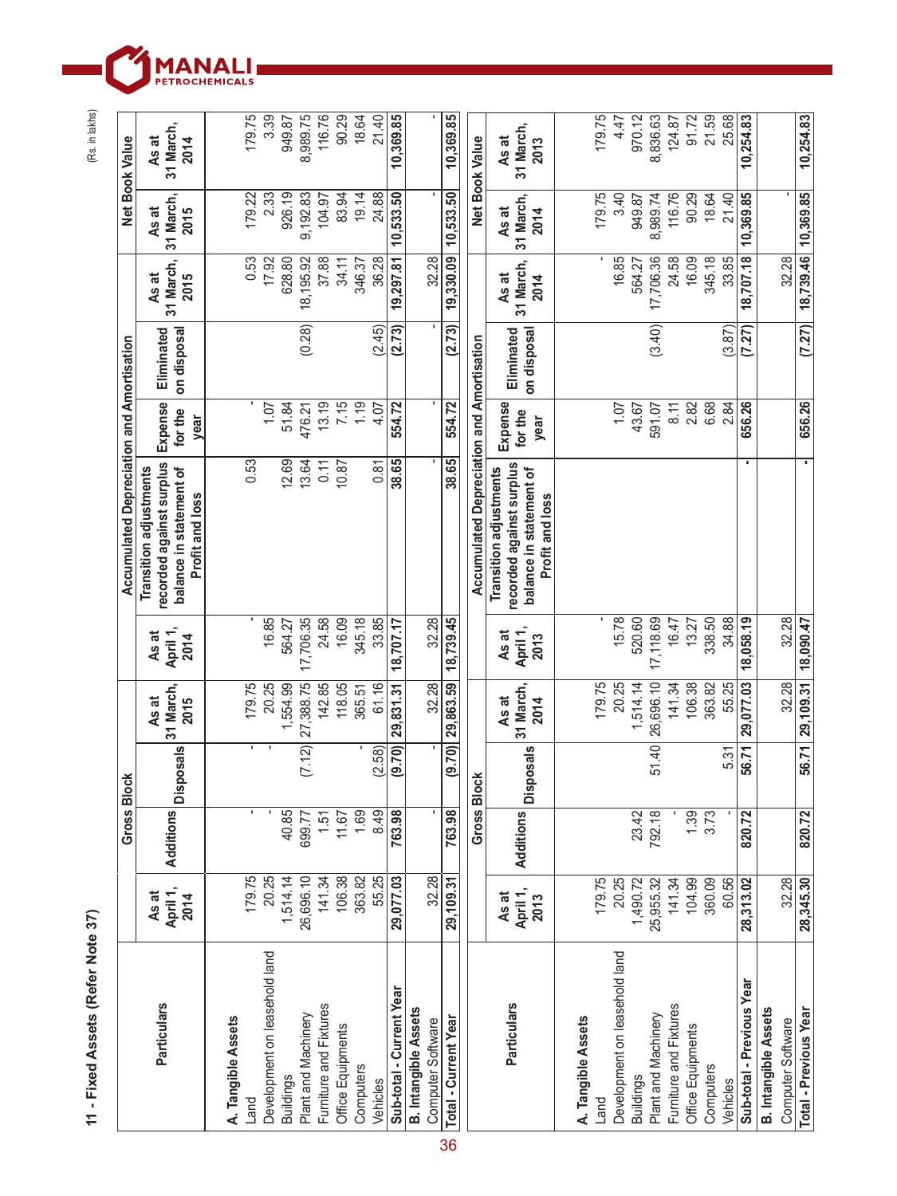## 11 - Fixed Assets (Refer Note 37)

(Rs. in lakhs)

| Particulars | Gross Block | | | | Accumulated Depreciation and Amortisation | | | | | Net Book Value | |
|---|---|---|---|---|---|---|---|---|---|---|---|
| | As at April 1, 2014 | Additions | Disposals | As at 31 March, 2015 | As at April 1, 2014 | Transition adjustments recorded against surplus balance in statement of Profit and loss | Expense for the year | Eliminated on disposal | As at 31 March, 2015 | As at 31 March, 2015 | As at 31 March, 2014 |
| **A. Tangible Assets** | | | | | | | | | | | |
| Land | 179.75 | - | - | 179.75 | - | 0.53 | - | | 0.53 | 179.22 | 179.75 |
| Development on leasehold land | 20.25 | - | - | 20.25 | 16.85 | | 1.07 | | 17.92 | 2.33 | 3.39 |
| Buildings | 1,514.14 | 40.85 | | 1,554.99 | 564.27 | 12.69 | 51.84 | | 628.80 | 926.19 | 949.87 |
| Plant and Machinery | 26,696.10 | 699.77 | (7.12) | 27,388.75 | 17,706.35 | 13.64 | 476.21 | (0.28) | 18,195.92 | 9,192.83 | 8,989.75 |
| Furniture and Fixtures | 141.34 | 1.51 | | 142.85 | 24.58 | 0.11 | 13.19 | | 37.88 | 104.97 | 116.76 |
| Office Equipments | 106.38 | 11.67 | | 118.05 | 16.09 | 10.87 | 7.15 | | 34.11 | 83.94 | 90.29 |
| Computers | 363.82 | 1.69 | - | 365.51 | 345.18 | | 1.19 | | 346.37 | 19.14 | 18.64 |
| Vehicles | 55.25 | 8.49 | (2.58) | 61.16 | 33.85 | 0.81 | 4.07 | (2.45) | 36.28 | 24.88 | 21.40 |
| **Sub-total - Current Year** | **29,077.03** | **763.98** | **(9.70)** | **29,831.31** | **18,707.17** | **38.65** | **554.72** | **(2.73)** | **19,297.81** | **10,533.50** | **10,369.85** |
| **B. Intangible Assets** | | | | | | | | | | | |
| Computer Software | 32.28 | - | - | 32.28 | 32.28 | | - | - | 32.28 | - | - |
| **Total - Current Year** | **29,109.31** | **763.98** | **(9.70)** | **29,863.59** | **18,739.45** | **38.65** | **554.72** | **(2.73)** | **19,330.09** | **10,533.50** | **10,369.85** |

| Particulars | Gross Block | | | | Accumulated Depreciation and Amortisation | | | | | Net Book Value | |
|---|---|---|---|---|---|---|---|---|---|---|---|
| | As at April 1, 2013 | Additions | Disposals | As at 31 March, 2014 | As at April 1, 2013 | Transition adjustments recorded against surplus balance in statement of Profit and loss | Expense for the year | Eliminated on disposal | As at 31 March, 2014 | As at 31 March, 2014 | As at 31 March, 2013 |
| **A. Tangible Assets** | | | | | | | | | | | |
| Land | 179.75 | | | 179.75 | - | | | | - | 179.75 | 179.75 |
| Development on leasehold land | 20.25 | | | 20.25 | 15.78 | | 1.07 | | 16.85 | 3.40 | 4.47 |
| Buildings | 1,490.72 | 23.42 | | 1,514.14 | 520.60 | | 43.67 | | 564.27 | 949.87 | 970.12 |
| Plant and Machinery | 25,955.32 | 792.18 | 51.40 | 26,696.10 | 17,118.69 | | 591.07 | (3.40) | 17,706.36 | 8,989.74 | 8,836.63 |
| Furniture and Fixtures | 141.34 | - | | 141.34 | 16.47 | | 8.11 | | 24.58 | 116.76 | 124.87 |
| Office Equipments | 104.99 | 1.39 | | 106.38 | 13.27 | | 2.82 | | 16.09 | 90.29 | 91.72 |
| Computers | 360.09 | 3.73 | | 363.82 | 338.50 | | 6.68 | | 345.18 | 18.64 | 21.59 |
| Vehicles | 60.56 | - | 5.31 | 55.25 | 34.88 | | 2.84 | (3.87) | 33.85 | 21.40 | 25.68 |
| **Sub-total - Previous Year** | **28,313.02** | **820.72** | **56.71** | **29,077.03** | **18,058.19** | **-** | **656.26** | **(7.27)** | **18,707.18** | **10,369.85** | **10,254.83** |
| **B. Intangible Assets** | | | | | | | | | | | |
| Computer Software | 32.28 | | | 32.28 | 32.28 | | | | 32.28 | - | |
| **Total - Previous Year** | **28,345.30** | **820.72** | **56.71** | **29,109.31** | **18,090.47** | **-** | **656.26** | **(7.27)** | **18,739.46** | **10,369.85** | **10,254.83** |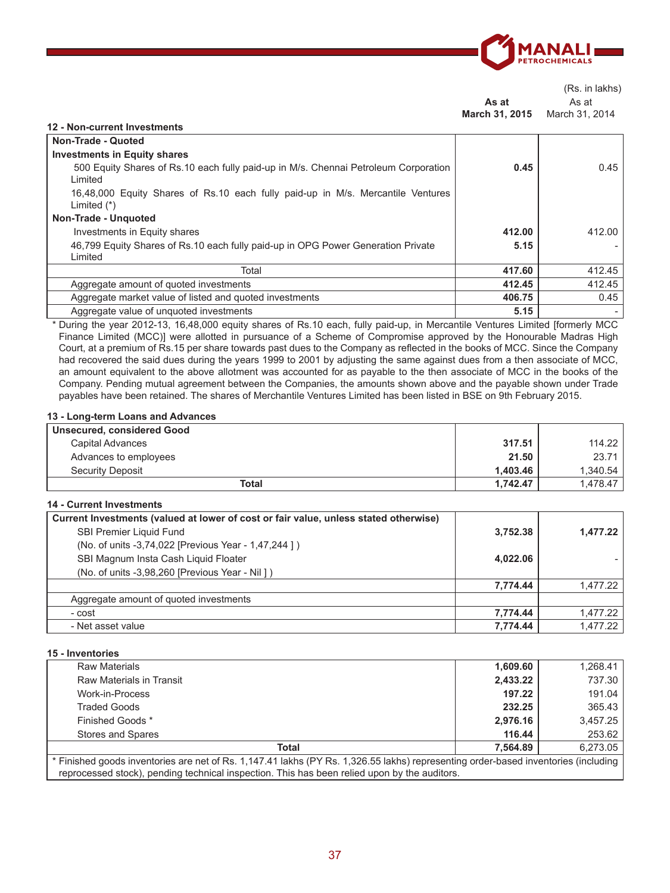(Rs. in lakhs)

| | As at March 31, 2015 | As at March 31, 2014 |
|---|---|---|

### 12 - Non-current Investments

| | | |
|---|---|---|
| **Non-Trade - Quoted** | | |
| **Investments in Equity shares** | | |
| 500 Equity Shares of Rs.10 each fully paid-up in M/s. Chennai Petroleum Corporation Limited | **0.45** | 0.45 |
| 16,48,000 Equity Shares of Rs.10 each fully paid-up in M/s. Mercantile Ventures Limited (*) | | |
| **Non-Trade - Unquoted** | | |
| Investments in Equity shares | **412.00** | 412.00 |
| 46,799 Equity Shares of Rs.10 each fully paid-up in OPG Power Generation Private Limited | **5.15** | - |
| Total | **417.60** | 412.45 |
| Aggregate amount of quoted investments | **412.45** | 412.45 |
| Aggregate market value of listed and quoted investments | **406.75** | 0.45 |
| Aggregate value of unquoted investments | **5.15** | - |

* During the year 2012-13, 16,48,000 equity shares of Rs.10 each, fully paid-up, in Mercantile Ventures Limited [formerly MCC Finance Limited (MCC)] were allotted in pursuance of a Scheme of Compromise approved by the Honourable Madras High Court, at a premium of Rs.15 per share towards past dues to the Company as reflected in the books of MCC. Since the Company had recovered the said dues during the years 1999 to 2001 by adjusting the same against dues from a then associate of MCC, an amount equivalent to the above allotment was accounted for as payable to the then associate of MCC in the books of the Company. Pending mutual agreement between the Companies, the amounts shown above and the payable shown under Trade payables have been retained. The shares of Merchantile Ventures Limited has been listed in BSE on 9th February 2015.

### 13 - Long-term Loans and Advances

| | | |
|---|---|---|
| **Unsecured, considered Good** | | |
| Capital Advances | **317.51** | 114.22 |
| Advances to employees | **21.50** | 23.71 |
| Security Deposit | **1,403.46** | 1,340.54 |
| **Total** | **1,742.47** | 1,478.47 |

### 14 - Current Investments

| | | |
|---|---|---|
| **Current Investments (valued at lower of cost or fair value, unless stated otherwise)** | | |
| SBI Premier Liquid Fund | **3,752.38** | **1,477.22** |
| (No. of units -3,74,022 [Previous Year - 1,47,244 ] ) | | |
| SBI Magnum Insta Cash Liquid Floater | **4,022.06** | - |
| (No. of units -3,98,260 [Previous Year - Nil ] ) | | |
| | **7,774.44** | 1,477.22 |
| Aggregate amount of quoted investments | | |
| - cost | **7,774.44** | 1,477.22 |
| - Net asset value | **7,774.44** | 1,477.22 |

### 15 - Inventories

| | | |
|---|---|---|
| Raw Materials | **1,609.60** | 1,268.41 |
| Raw Materials in Transit | **2,433.22** | 737.30 |
| Work-in-Process | **197.22** | 191.04 |
| Traded Goods | **232.25** | 365.43 |
| Finished Goods * | **2,976.16** | 3,457.25 |
| Stores and Spares | **116.44** | 253.62 |
| **Total** | **7,564.89** | 6,273.05 |

* Finished goods inventories are net of Rs. 1,147.41 lakhs (PY Rs. 1,326.55 lakhs) representing order-based inventories (including reprocessed stock), pending technical inspection. This has been relied upon by the auditors.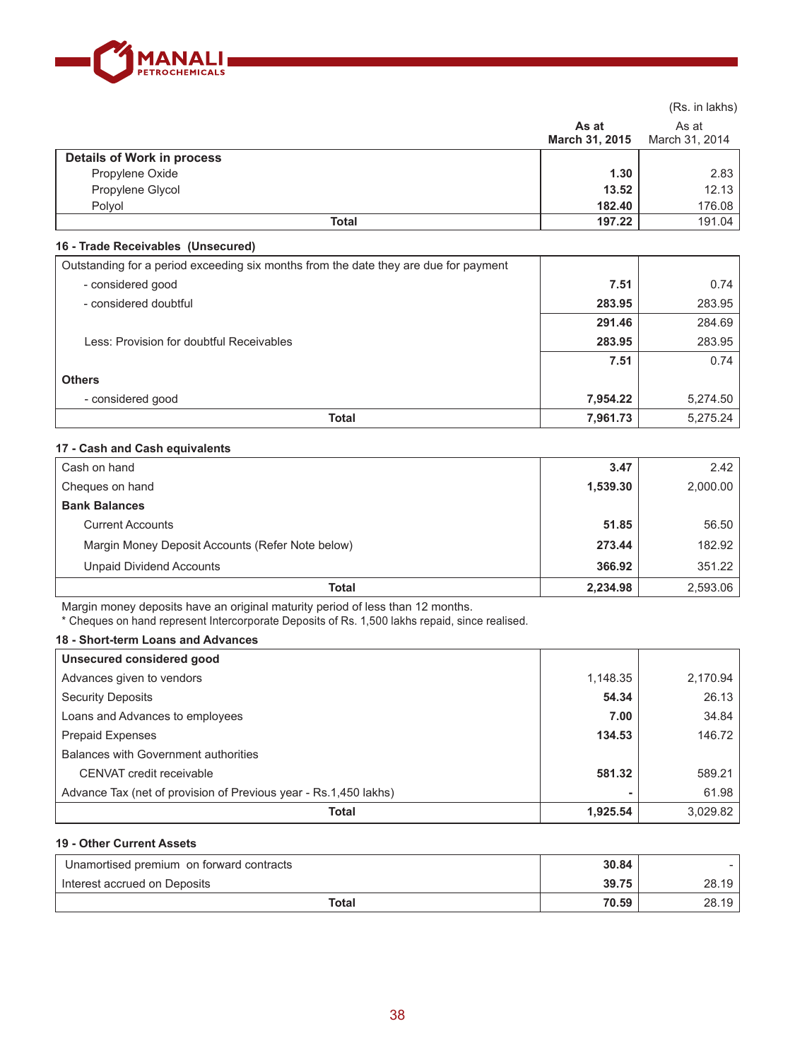(Rs. in lakhs)

| | As at March 31, 2015 | As at March 31, 2014 |
|---|---|---|
| **Details of Work in process** | | |
| Propylene Oxide | **1.30** | 2.83 |
| Propylene Glycol | **13.52** | 12.13 |
| Polyol | **182.40** | 176.08 |
| **Total** | **197.22** | 191.04 |

**16 - Trade Receivables (Unsecured)**

| | | |
|---|---|---|
| Outstanding for a period exceeding six months from the date they are due for payment | | |
| - considered good | **7.51** | 0.74 |
| - considered doubtful | **283.95** | 283.95 |
| | **291.46** | 284.69 |
| Less: Provision for doubtful Receivables | **283.95** | 283.95 |
| | **7.51** | 0.74 |
| **Others** | | |
| - considered good | **7,954.22** | 5,274.50 |
| **Total** | **7,961.73** | 5,275.24 |

**17 - Cash and Cash equivalents**

| | | |
|---|---|---|
| Cash on hand | **3.47** | 2.42 |
| Cheques on hand | **1,539.30** | 2,000.00 |
| **Bank Balances** | | |
| Current Accounts | **51.85** | 56.50 |
| Margin Money Deposit Accounts (Refer Note below) | **273.44** | 182.92 |
| Unpaid Dividend Accounts | **366.92** | 351.22 |
| **Total** | **2,234.98** | 2,593.06 |

Margin money deposits have an original maturity period of less than 12 months.

* Cheques on hand represent Intercorporate Deposits of Rs. 1,500 lakhs repaid, since realised.

**18 - Short-term Loans and Advances**

| | | |
|---|---|---|
| **Unsecured considered good** | | |
| Advances given to vendors | 1,148.35 | 2,170.94 |
| Security Deposits | **54.34** | 26.13 |
| Loans and Advances to employees | **7.00** | 34.84 |
| Prepaid Expenses | **134.53** | 146.72 |
| Balances with Government authorities | | |
| CENVAT credit receivable | **581.32** | 589.21 |
| Advance Tax (net of provision of Previous year - Rs.1,450 lakhs) | **-** | 61.98 |
| **Total** | **1,925.54** | 3,029.82 |

**19 - Other Current Assets**

| | | |
|---|---|---|
| Unamortised premium on forward contracts | **30.84** | - |
| Interest accrued on Deposits | **39.75** | 28.19 |
| **Total** | **70.59** | 28.19 |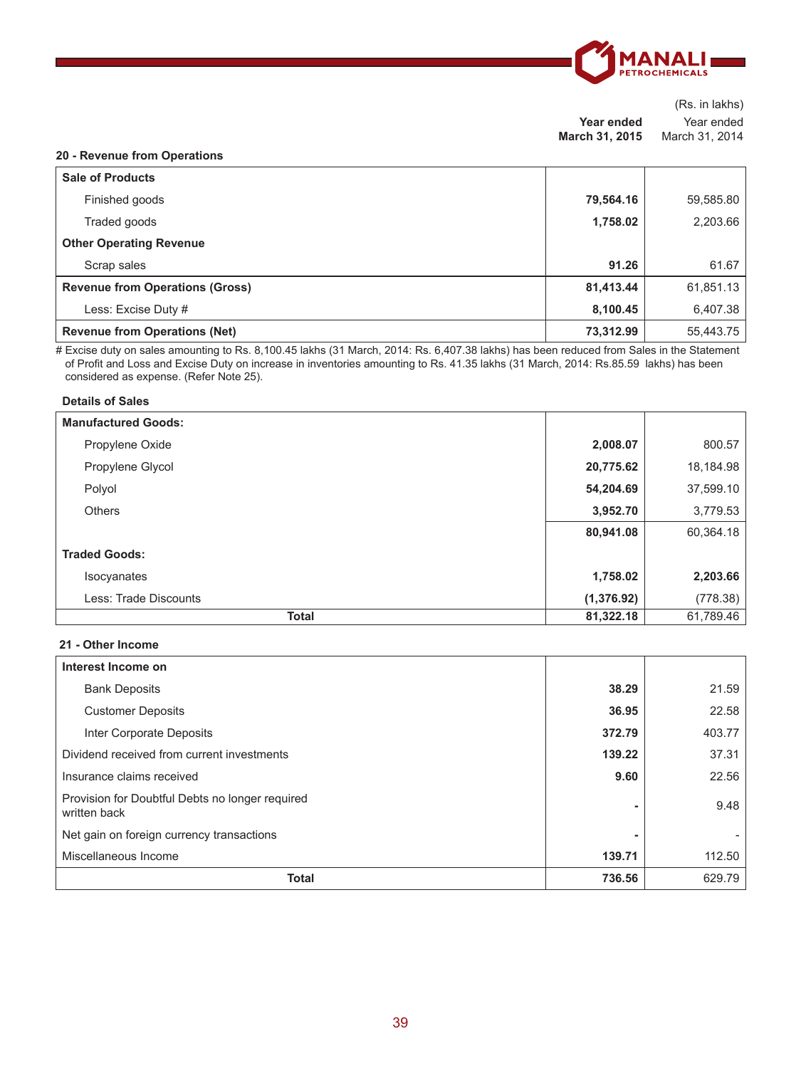(Rs. in lakhs)

## 20 - Revenue from Operations

| | Year ended March 31, 2015 | Year ended March 31, 2014 |
|---|---|---|
| **Sale of Products** | | |
| Finished goods | **79,564.16** | 59,585.80 |
| Traded goods | **1,758.02** | 2,203.66 |
| **Other Operating Revenue** | | |
| Scrap sales | **91.26** | 61.67 |
| **Revenue from Operations (Gross)** | **81,413.44** | 61,851.13 |
| Less: Excise Duty # | **8,100.45** | 6,407.38 |
| **Revenue from Operations (Net)** | **73,312.99** | 55,443.75 |

# Excise duty on sales amounting to Rs. 8,100.45 lakhs (31 March, 2014: Rs. 6,407.38 lakhs) has been reduced from Sales in the Statement of Profit and Loss and Excise Duty on increase in inventories amounting to Rs. 41.35 lakhs (31 March, 2014: Rs.85.59 lakhs) has been considered as expense. (Refer Note 25).

### Details of Sales

| | Year ended March 31, 2015 | Year ended March 31, 2014 |
|---|---|---|
| **Manufactured Goods:** | | |
| Propylene Oxide | **2,008.07** | 800.57 |
| Propylene Glycol | **20,775.62** | 18,184.98 |
| Polyol | **54,204.69** | 37,599.10 |
| Others | **3,952.70** | 3,779.53 |
| | **80,941.08** | 60,364.18 |
| **Traded Goods:** | | |
| Isocyanates | **1,758.02** | **2,203.66** |
| Less: Trade Discounts | **(1,376.92)** | (778.38) |
| **Total** | **81,322.18** | 61,789.46 |

## 21 - Other Income

| | Year ended March 31, 2015 | Year ended March 31, 2014 |
|---|---|---|
| **Interest Income on** | | |
| Bank Deposits | **38.29** | 21.59 |
| Customer Deposits | **36.95** | 22.58 |
| Inter Corporate Deposits | **372.79** | 403.77 |
| Dividend received from current investments | **139.22** | 37.31 |
| Insurance claims received | **9.60** | 22.56 |
| Provision for Doubtful Debts no longer required written back | **-** | 9.48 |
| Net gain on foreign currency transactions | **-** | - |
| Miscellaneous Income | **139.71** | 112.50 |
| **Total** | **736.56** | 629.79 |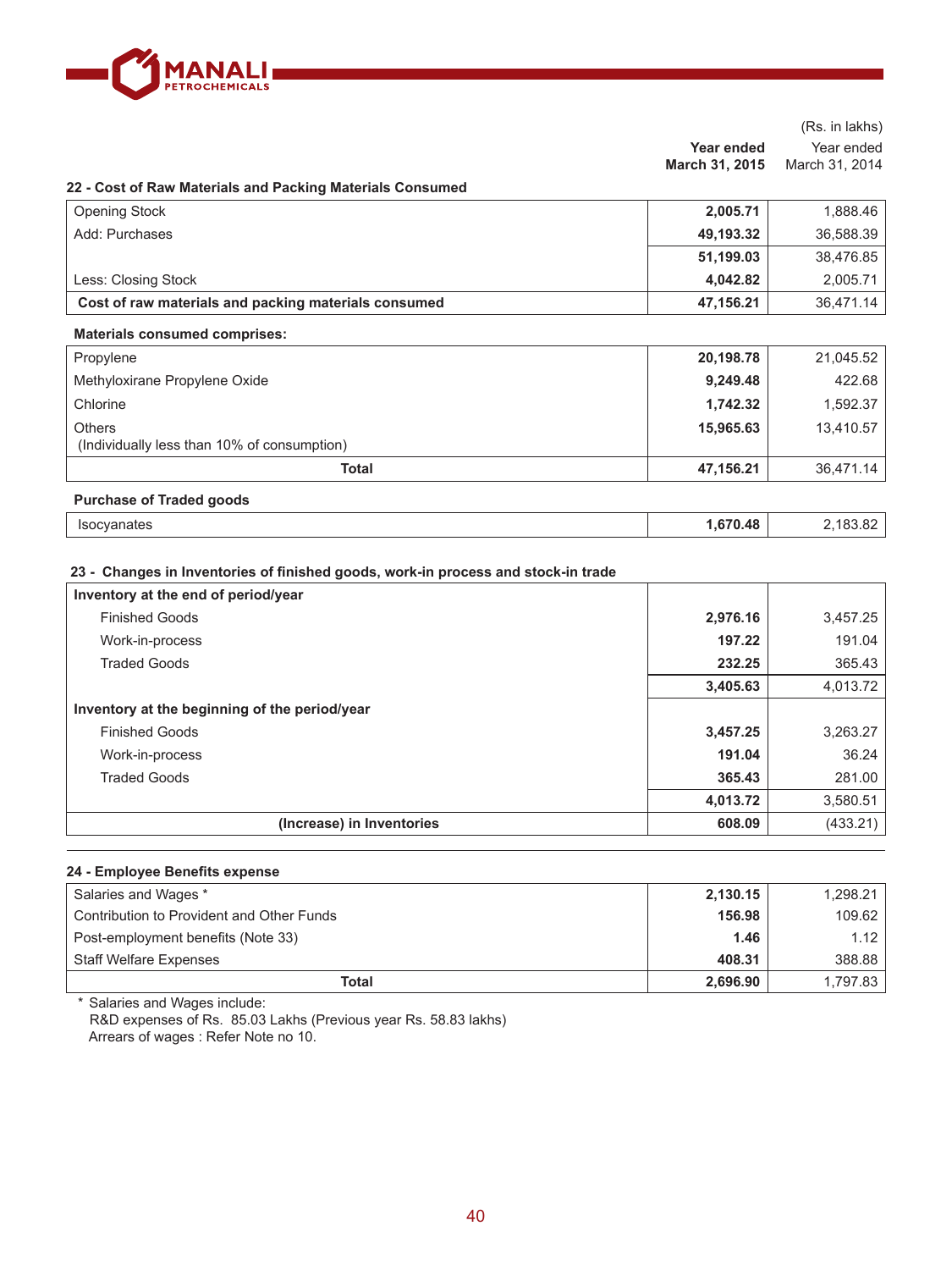(Rs. in lakhs)

| | Year ended March 31, 2015 | Year ended March 31, 2014 |
|---|---|---|

### 22 - Cost of Raw Materials and Packing Materials Consumed

| | Year ended March 31, 2015 | Year ended March 31, 2014 |
|---|---|---|
| Opening Stock | **2,005.71** | 1,888.46 |
| Add: Purchases | **49,193.32** | 36,588.39 |
| | **51,199.03** | 38,476.85 |
| Less: Closing Stock | **4,042.82** | 2,005.71 |
| **Cost of raw materials and packing materials consumed** | **47,156.21** | 36,471.14 |

**Materials consumed comprises:**

| | Year ended March 31, 2015 | Year ended March 31, 2014 |
|---|---|---|
| Propylene | **20,198.78** | 21,045.52 |
| Methyloxirane Propylene Oxide | **9,249.48** | 422.68 |
| Chlorine | **1,742.32** | 1,592.37 |
| Others (Individually less than 10% of consumption) | **15,965.63** | 13,410.57 |
| **Total** | **47,156.21** | 36,471.14 |

**Purchase of Traded goods**

| | Year ended March 31, 2015 | Year ended March 31, 2014 |
|---|---|---|
| Isocyanates | **1,670.48** | 2,183.82 |

### 23 - Changes in Inventories of finished goods, work-in process and stock-in trade

| | Year ended March 31, 2015 | Year ended March 31, 2014 |
|---|---|---|
| **Inventory at the end of period/year** | | |
| Finished Goods | **2,976.16** | 3,457.25 |
| Work-in-process | **197.22** | 191.04 |
| Traded Goods | **232.25** | 365.43 |
| | **3,405.63** | 4,013.72 |
| **Inventory at the beginning of the period/year** | | |
| Finished Goods | **3,457.25** | 3,263.27 |
| Work-in-process | **191.04** | 36.24 |
| Traded Goods | **365.43** | 281.00 |
| | **4,013.72** | 3,580.51 |
| **(Increase) in Inventories** | **608.09** | (433.21) |

### 24 - Employee Benefits expense

| | Year ended March 31, 2015 | Year ended March 31, 2014 |
|---|---|---|
| Salaries and Wages * | **2,130.15** | 1,298.21 |
| Contribution to Provident and Other Funds | **156.98** | 109.62 |
| Post-employment benefits (Note 33) | **1.46** | 1.12 |
| Staff Welfare Expenses | **408.31** | 388.88 |
| **Total** | **2,696.90** | 1,797.83 |

* Salaries and Wages include:
R&D expenses of Rs. 85.03 Lakhs (Previous year Rs. 58.83 lakhs)
Arrears of wages : Refer Note no 10.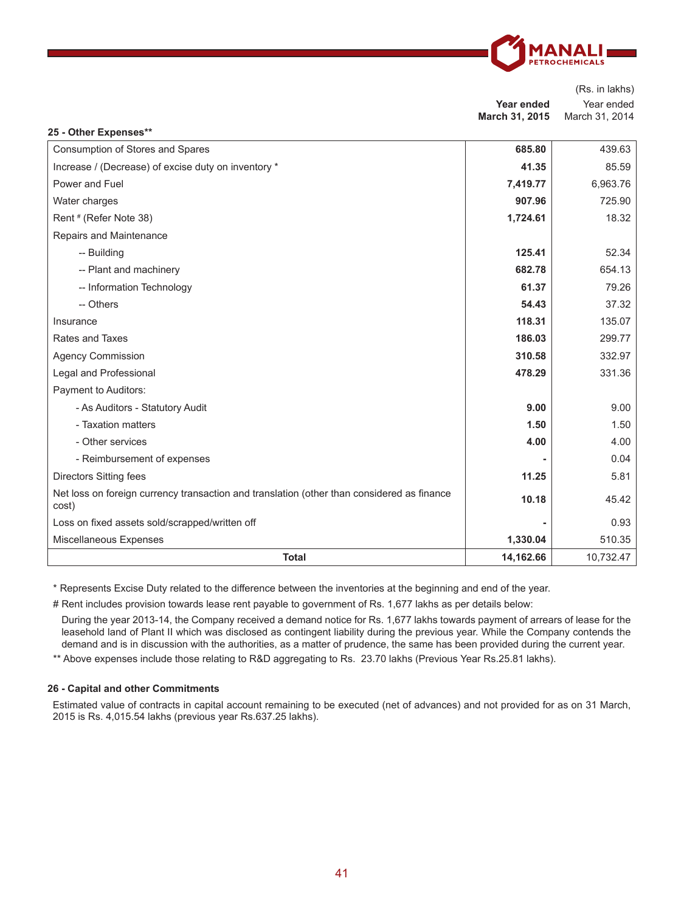(Rs. in lakhs)

## 25 - Other Expenses**

| | Year ended March 31, 2015 | Year ended March 31, 2014 |
|---|---|---|
| Consumption of Stores and Spares | **685.80** | 439.63 |
| Increase / (Decrease) of excise duty on inventory * | **41.35** | 85.59 |
| Power and Fuel | **7,419.77** | 6,963.76 |
| Water charges | **907.96** | 725.90 |
| Rent # (Refer Note 38) | **1,724.61** | 18.32 |
| Repairs and Maintenance | | |
| -- Building | **125.41** | 52.34 |
| -- Plant and machinery | **682.78** | 654.13 |
| -- Information Technology | **61.37** | 79.26 |
| -- Others | **54.43** | 37.32 |
| Insurance | **118.31** | 135.07 |
| Rates and Taxes | **186.03** | 299.77 |
| Agency Commission | **310.58** | 332.97 |
| Legal and Professional | **478.29** | 331.36 |
| Payment to Auditors: | | |
| - As Auditors - Statutory Audit | **9.00** | 9.00 |
| - Taxation matters | **1.50** | 1.50 |
| - Other services | **4.00** | 4.00 |
| - Reimbursement of expenses | **-** | 0.04 |
| Directors Sitting fees | **11.25** | 5.81 |
| Net loss on foreign currency transaction and translation (other than considered as finance cost) | **10.18** | 45.42 |
| Loss on fixed assets sold/scrapped/written off | **-** | 0.93 |
| Miscellaneous Expenses | **1,330.04** | 510.35 |
| **Total** | **14,162.66** | 10,732.47 |

* Represents Excise Duty related to the difference between the inventories at the beginning and end of the year.

# Rent includes provision towards lease rent payable to government of Rs. 1,677 lakhs as per details below:

During the year 2013-14, the Company received a demand notice for Rs. 1,677 lakhs towards payment of arrears of lease for the leasehold land of Plant II which was disclosed as contingent liability during the previous year. While the Company contends the demand and is in discussion with the authorities, as a matter of prudence, the same has been provided during the current year.

** Above expenses include those relating to R&D aggregating to Rs. 23.70 lakhs (Previous Year Rs.25.81 lakhs).

## 26 - Capital and other Commitments

Estimated value of contracts in capital account remaining to be executed (net of advances) and not provided for as on 31 March, 2015 is Rs. 4,015.54 lakhs (previous year Rs.637.25 lakhs).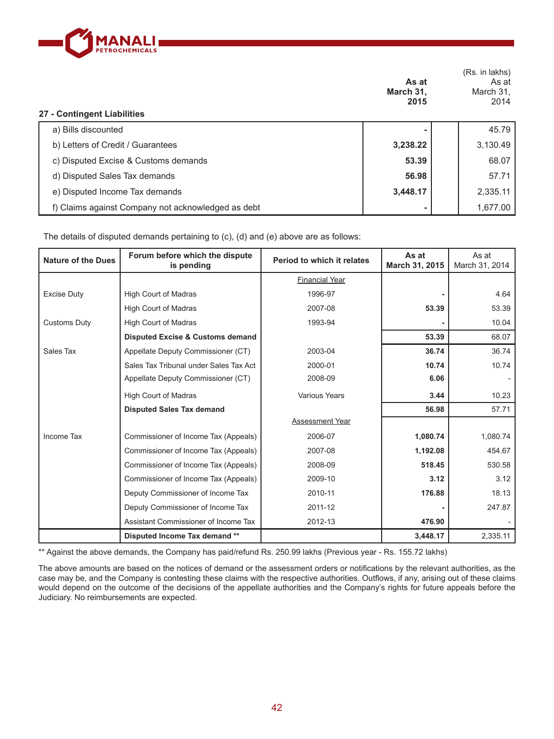(Rs. in lakhs)

### 27 - Contingent Liabilities

| | As at March 31, 2015 | As at March 31, 2014 |
|---|---|---|
| a) Bills discounted | **-** | 45.79 |
| b) Letters of Credit / Guarantees | **3,238.22** | 3,130.49 |
| c) Disputed Excise & Customs demands | **53.39** | 68.07 |
| d) Disputed Sales Tax demands | **56.98** | 57.71 |
| e) Disputed Income Tax demands | **3,448.17** | 2,335.11 |
| f) Claims against Company not acknowledged as debt | **-** | 1,677.00 |

The details of disputed demands pertaining to (c), (d) and (e) above are as follows:

| Nature of the Dues | Forum before which the dispute is pending | Period to which it relates | As at March 31, 2015 | As at March 31, 2014 |
|---|---|---|---|---|
| | | Financial Year | | |
| Excise Duty | High Court of Madras | 1996-97 | **-** | 4.64 |
| | High Court of Madras | 2007-08 | **53.39** | 53.39 |
| Customs Duty | High Court of Madras | 1993-94 | **-** | 10.04 |
| | **Disputed Excise & Customs demand** | | **53.39** | 68.07 |
| Sales Tax | Appellate Deputy Commissioner (CT) | 2003-04 | **36.74** | 36.74 |
| | Sales Tax Tribunal under Sales Tax Act | 2000-01 | **10.74** | 10.74 |
| | Appellate Deputy Commissioner (CT) | 2008-09 | **6.06** | - |
| | High Court of Madras | Various Years | **3.44** | 10.23 |
| | **Disputed Sales Tax demand** | | **56.98** | 57.71 |
| | | Assessment Year | | |
| Income Tax | Commissioner of Income Tax (Appeals) | 2006-07 | **1,080.74** | 1,080.74 |
| | Commissioner of Income Tax (Appeals) | 2007-08 | **1,192.08** | 454.67 |
| | Commissioner of Income Tax (Appeals) | 2008-09 | **518.45** | 530.58 |
| | Commissioner of Income Tax (Appeals) | 2009-10 | **3.12** | 3.12 |
| | Deputy Commissioner of Income Tax | 2010-11 | **176.88** | 18.13 |
| | Deputy Commissioner of Income Tax | 2011-12 | **-** | 247.87 |
| | Assistant Commissioner of Income Tax | 2012-13 | **476.90** | - |
| | **Disputed Income Tax demand \*\*** | | **3,448.17** | 2,335.11 |

** Against the above demands, the Company has paid/refund Rs. 250.99 lakhs (Previous year - Rs. 155.72 lakhs)

The above amounts are based on the notices of demand or the assessment orders or notifications by the relevant authorities, as the case may be, and the Company is contesting these claims with the respective authorities. Outflows, if any, arising out of these claims would depend on the outcome of the decisions of the appellate authorities and the Company's rights for future appeals before the Judiciary. No reimbursements are expected.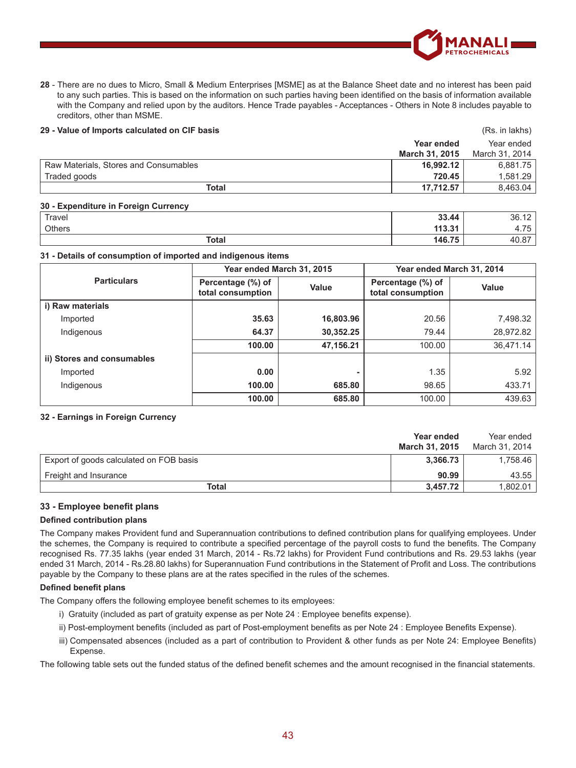**28** - There are no dues to Micro, Small & Medium Enterprises [MSME] as at the Balance Sheet date and no interest has been paid to any such parties. This is based on the information on such parties having been identified on the basis of information available with the Company and relied upon by the auditors. Hence Trade payables - Acceptances - Others in Note 8 includes payable to creditors, other than MSME.

**29 - Value of Imports calculated on CIF basis**

(Rs. in lakhs)

| | **Year ended March 31, 2015** | Year ended March 31, 2014 |
|---|---|---|
| Raw Materials, Stores and Consumables | **16,992.12** | 6,881.75 |
| Traded goods | **720.45** | 1,581.29 |
| **Total** | **17,712.57** | 8,463.04 |

**30 - Expenditure in Foreign Currency**

| | | |
|---|---|---|
| Travel | **33.44** | 36.12 |
| Others | **113.31** | 4.75 |
| **Total** | **146.75** | 40.87 |

**31 - Details of consumption of imported and indigenous items**

| **Particulars** | **Year ended March 31, 2015** | | **Year ended March 31, 2014** | |
|---|---|---|---|---|
| | **Percentage (%) of total consumption** | **Value** | **Percentage (%) of total consumption** | **Value** |
| **i) Raw materials** | | | | |
| Imported | **35.63** | **16,803.96** | 20.56 | 7,498.32 |
| Indigenous | **64.37** | **30,352.25** | 79.44 | 28,972.82 |
| | **100.00** | **47,156.21** | 100.00 | 36,471.14 |
| **ii) Stores and consumables** | | | | |
| Imported | **0.00** | **-** | 1.35 | 5.92 |
| Indigenous | **100.00** | **685.80** | 98.65 | 433.71 |
| | **100.00** | **685.80** | 100.00 | 439.63 |

**32 - Earnings in Foreign Currency**

| | **Year ended March 31, 2015** | Year ended March 31, 2014 |
|---|---|---|
| Export of goods calculated on FOB basis | **3,366.73** | 1,758.46 |
| Freight and Insurance | **90.99** | 43.55 |
| **Total** | **3,457.72** | 1,802.01 |

## 33 - Employee benefit plans

**Defined contribution plans**

The Company makes Provident fund and Superannuation contributions to defined contribution plans for qualifying employees. Under the schemes, the Company is required to contribute a specified percentage of the payroll costs to fund the benefits. The Company recognised Rs. 77.35 lakhs (year ended 31 March, 2014 - Rs.72 lakhs) for Provident Fund contributions and Rs. 29.53 lakhs (year ended 31 March, 2014 - Rs.28.80 lakhs) for Superannuation Fund contributions in the Statement of Profit and Loss. The contributions payable by the Company to these plans are at the rates specified in the rules of the schemes.

**Defined benefit plans**

The Company offers the following employee benefit schemes to its employees:

i) Gratuity (included as part of gratuity expense as per Note 24 : Employee benefits expense).

ii) Post-employment benefits (included as part of Post-employment benefits as per Note 24 : Employee Benefits Expense).

iii) Compensated absences (included as a part of contribution to Provident & other funds as per Note 24: Employee Benefits) Expense.

The following table sets out the funded status of the defined benefit schemes and the amount recognised in the financial statements.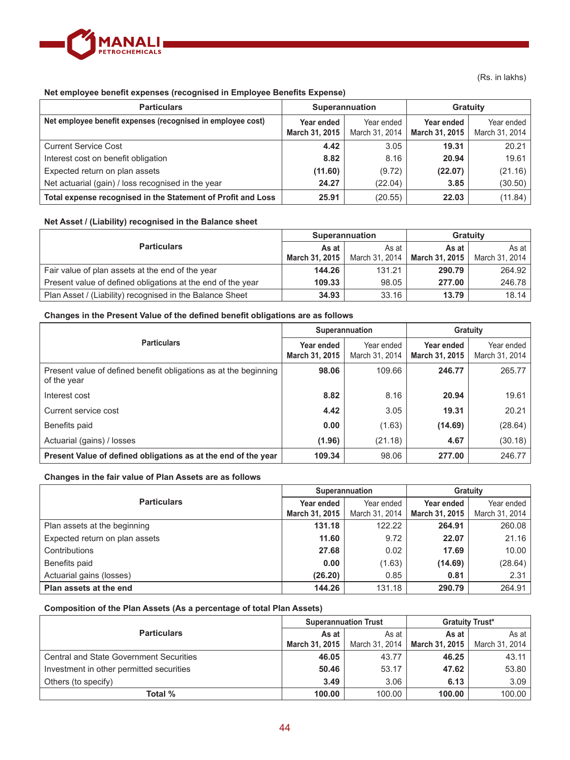(Rs. in lakhs)

**Net employee benefit expenses (recognised in Employee Benefits Expense)**

| Particulars | Superannuation | | Gratuity | |
|---|---|---|---|---|
| **Net employee benefit expenses (recognised in employee cost)** | **Year ended March 31, 2015** | Year ended March 31, 2014 | **Year ended March 31, 2015** | Year ended March 31, 2014 |
| Current Service Cost | **4.42** | 3.05 | **19.31** | 20.21 |
| Interest cost on benefit obligation | **8.82** | 8.16 | **20.94** | 19.61 |
| Expected return on plan assets | **(11.60)** | (9.72) | **(22.07)** | (21.16) |
| Net actuarial (gain) / loss recognised in the year | **24.27** | (22.04) | **3.85** | (30.50) |
| **Total expense recognised in the Statement of Profit and Loss** | **25.91** | (20.55) | **22.03** | (11.84) |

**Net Asset / (Liability) recognised in the Balance sheet**

| Particulars | Superannuation | | Gratuity | |
|---|---|---|---|---|
| | **As at March 31, 2015** | As at March 31, 2014 | **As at March 31, 2015** | As at March 31, 2014 |
| Fair value of plan assets at the end of the year | **144.26** | 131.21 | **290.79** | 264.92 |
| Present value of defined obligations at the end of the year | **109.33** | 98.05 | **277.00** | 246.78 |
| Plan Asset / (Liability) recognised in the Balance Sheet | **34.93** | 33.16 | **13.79** | 18.14 |

**Changes in the Present Value of the defined benefit obligations are as follows**

| Particulars | Superannuation | | Gratuity | |
|---|---|---|---|---|
| | **Year ended March 31, 2015** | Year ended March 31, 2014 | **Year ended March 31, 2015** | Year ended March 31, 2014 |
| Present value of defined benefit obligations as at the beginning of the year | **98.06** | 109.66 | **246.77** | 265.77 |
| Interest cost | **8.82** | 8.16 | **20.94** | 19.61 |
| Current service cost | **4.42** | 3.05 | **19.31** | 20.21 |
| Benefits paid | **0.00** | (1.63) | **(14.69)** | (28.64) |
| Actuarial (gains) / losses | **(1.96)** | (21.18) | **4.67** | (30.18) |
| **Present Value of defined obligations as at the end of the year** | **109.34** | 98.06 | **277.00** | 246.77 |

**Changes in the fair value of Plan Assets are as follows**

| Particulars | Superannuation | | Gratuity | |
|---|---|---|---|---|
| | **Year ended March 31, 2015** | Year ended March 31, 2014 | **Year ended March 31, 2015** | Year ended March 31, 2014 |
| Plan assets at the beginning | **131.18** | 122.22 | **264.91** | 260.08 |
| Expected return on plan assets | **11.60** | 9.72 | **22.07** | 21.16 |
| Contributions | **27.68** | 0.02 | **17.69** | 10.00 |
| Benefits paid | **0.00** | (1.63) | **(14.69)** | (28.64) |
| Actuarial gains (losses) | **(26.20)** | 0.85 | **0.81** | 2.31 |
| **Plan assets at the end** | **144.26** | 131.18 | **290.79** | 264.91 |

**Composition of the Plan Assets (As a percentage of total Plan Assets)**

| Particulars | Superannuation Trust | | Gratuity Trust* | |
|---|---|---|---|---|
| | **As at March 31, 2015** | As at March 31, 2014 | **As at March 31, 2015** | As at March 31, 2014 |
| Central and State Government Securities | **46.05** | 43.77 | **46.25** | 43.11 |
| Investment in other permitted securities | **50.46** | 53.17 | **47.62** | 53.80 |
| Others (to specify) | **3.49** | 3.06 | **6.13** | 3.09 |
| **Total %** | **100.00** | 100.00 | **100.00** | 100.00 |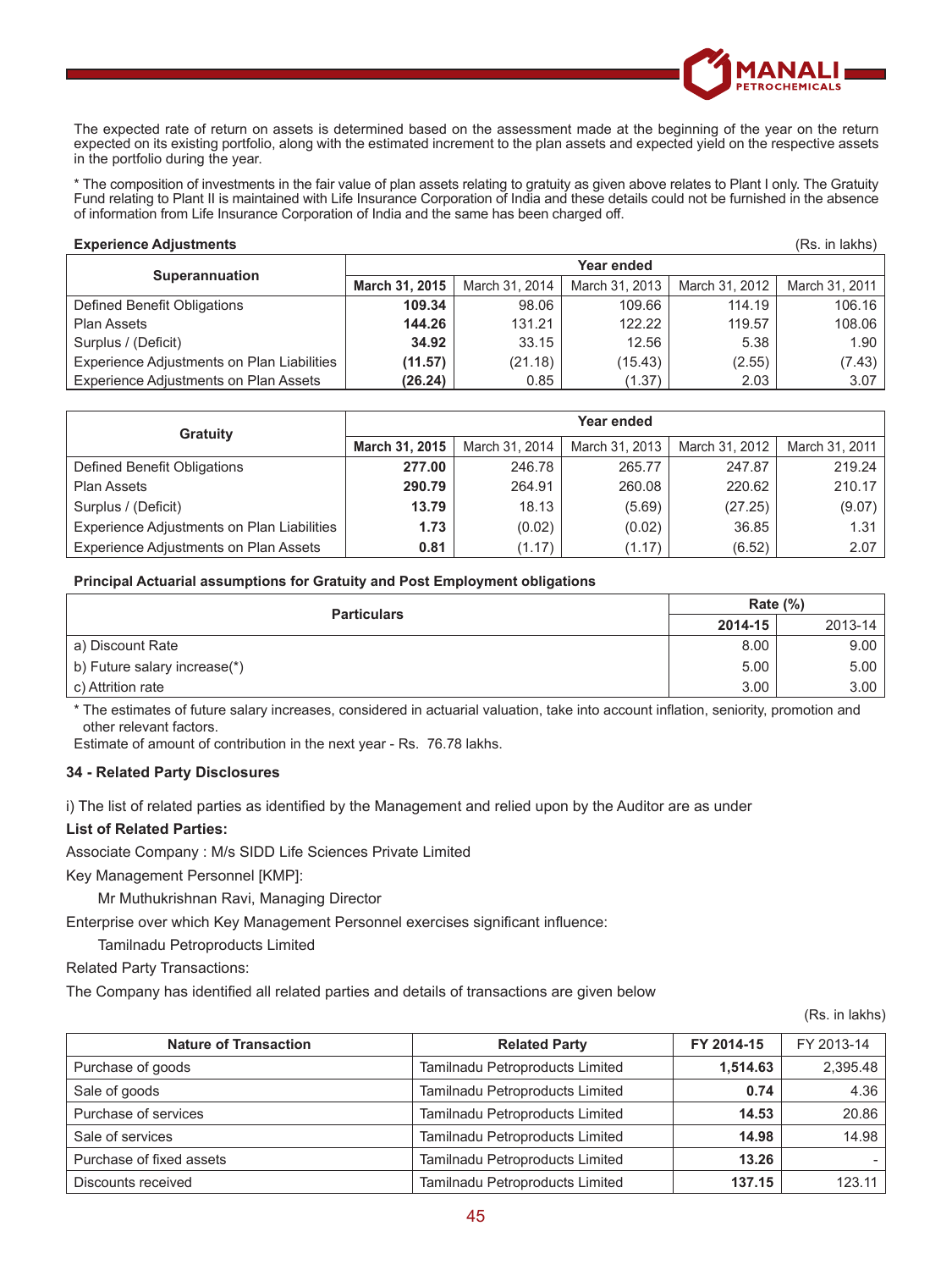The expected rate of return on assets is determined based on the assessment made at the beginning of the year on the return expected on its existing portfolio, along with the estimated increment to the plan assets and expected yield on the respective assets in the portfolio during the year.

* The composition of investments in the fair value of plan assets relating to gratuity as given above relates to Plant I only. The Gratuity Fund relating to Plant II is maintained with Life Insurance Corporation of India and these details could not be furnished in the absence of information from Life Insurance Corporation of India and the same has been charged off.

**Experience Adjustments** (Rs. in lakhs)

| Superannuation | Year ended | | | | |
|---|---|---|---|---|---|
| | **March 31, 2015** | March 31, 2014 | March 31, 2013 | March 31, 2012 | March 31, 2011 |
| Defined Benefit Obligations | **109.34** | 98.06 | 109.66 | 114.19 | 106.16 |
| Plan Assets | **144.26** | 131.21 | 122.22 | 119.57 | 108.06 |
| Surplus / (Deficit) | **34.92** | 33.15 | 12.56 | 5.38 | 1.90 |
| Experience Adjustments on Plan Liabilities | **(11.57)** | (21.18) | (15.43) | (2.55) | (7.43) |
| Experience Adjustments on Plan Assets | **(26.24)** | 0.85 | (1.37) | 2.03 | 3.07 |

| Gratuity | Year ended | | | | |
|---|---|---|---|---|---|
| | **March 31, 2015** | March 31, 2014 | March 31, 2013 | March 31, 2012 | March 31, 2011 |
| Defined Benefit Obligations | **277.00** | 246.78 | 265.77 | 247.87 | 219.24 |
| Plan Assets | **290.79** | 264.91 | 260.08 | 220.62 | 210.17 |
| Surplus / (Deficit) | **13.79** | 18.13 | (5.69) | (27.25) | (9.07) |
| Experience Adjustments on Plan Liabilities | **1.73** | (0.02) | (0.02) | 36.85 | 1.31 |
| Experience Adjustments on Plan Assets | **0.81** | (1.17) | (1.17) | (6.52) | 2.07 |

**Principal Actuarial assumptions for Gratuity and Post Employment obligations**

| Particulars | Rate (%) | |
|---|---|---|
| | **2014-15** | 2013-14 |
| a) Discount Rate | 8.00 | 9.00 |
| b) Future salary increase(*) | 5.00 | 5.00 |
| c) Attrition rate | 3.00 | 3.00 |

* The estimates of future salary increases, considered in actuarial valuation, take into account inflation, seniority, promotion and other relevant factors.

Estimate of amount of contribution in the next year - Rs. 76.78 lakhs.

### 34 - Related Party Disclosures

i) The list of related parties as identified by the Management and relied upon by the Auditor are as under

**List of Related Parties:**

Associate Company : M/s SIDD Life Sciences Private Limited

Key Management Personnel [KMP]:

Mr Muthukrishnan Ravi, Managing Director

Enterprise over which Key Management Personnel exercises significant influence:

Tamilnadu Petroproducts Limited

Related Party Transactions:

The Company has identified all related parties and details of transactions are given below

(Rs. in lakhs)

| Nature of Transaction | Related Party | FY 2014-15 | FY 2013-14 |
|---|---|---|---|
| Purchase of goods | Tamilnadu Petroproducts Limited | **1,514.63** | 2,395.48 |
| Sale of goods | Tamilnadu Petroproducts Limited | **0.74** | 4.36 |
| Purchase of services | Tamilnadu Petroproducts Limited | **14.53** | 20.86 |
| Sale of services | Tamilnadu Petroproducts Limited | **14.98** | 14.98 |
| Purchase of fixed assets | Tamilnadu Petroproducts Limited | **13.26** | - |
| Discounts received | Tamilnadu Petroproducts Limited | **137.15** | 123.11 |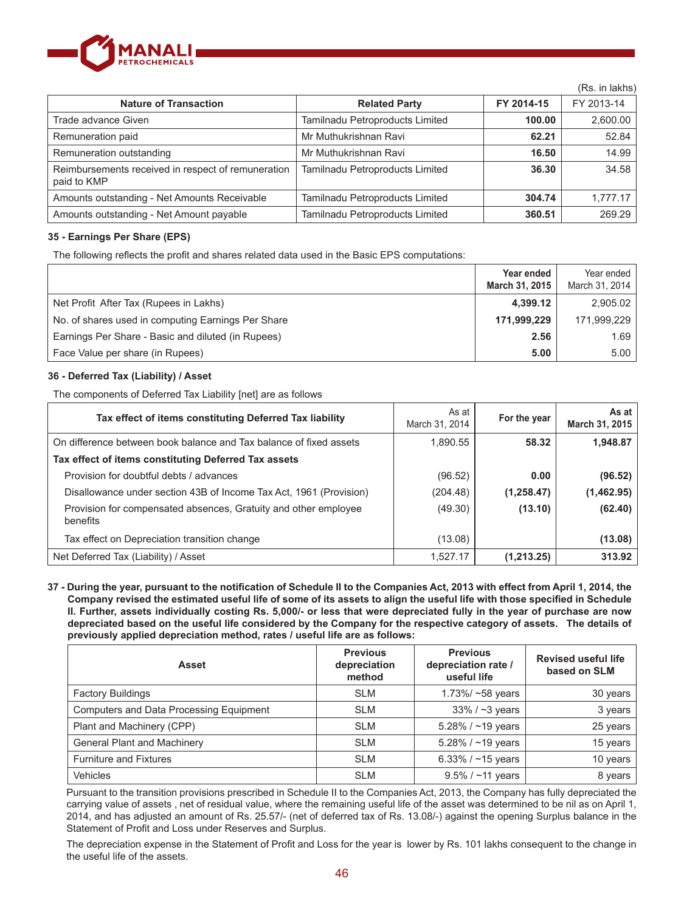(Rs. in lakhs)

| Nature of Transaction | Related Party | FY 2014-15 | FY 2013-14 |
|---|---|---|---|
| Trade advance Given | Tamilnadu Petroproducts Limited | **100.00** | 2,600.00 |
| Remuneration paid | Mr Muthukrishnan Ravi | **62.21** | 52.84 |
| Remuneration outstanding | Mr Muthukrishnan Ravi | **16.50** | 14.99 |
| Reimbursements received in respect of remuneration paid to KMP | Tamilnadu Petroproducts Limited | **36.30** | 34.58 |
| Amounts outstanding - Net Amounts Receivable | Tamilnadu Petroproducts Limited | **304.74** | 1,777.17 |
| Amounts outstanding - Net Amount payable | Tamilnadu Petroproducts Limited | **360.51** | 269.29 |

### 35 - Earnings Per Share (EPS)

The following reflects the profit and shares related data used in the Basic EPS computations:

| | Year ended March 31, 2015 | Year ended March 31, 2014 |
|---|---|---|
| Net Profit After Tax (Rupees in Lakhs) | **4,399.12** | 2,905.02 |
| No. of shares used in computing Earnings Per Share | **171,999,229** | 171,999,229 |
| Earnings Per Share - Basic and diluted (in Rupees) | **2.56** | 1.69 |
| Face Value per share (in Rupees) | **5.00** | 5.00 |

### 36 - Deferred Tax (Liability) / Asset

The components of Deferred Tax Liability [net] are as follows

| Tax effect of items constituting Deferred Tax liability | As at March 31, 2014 | For the year | As at March 31, 2015 |
|---|---|---|---|
| On difference between book balance and Tax balance of fixed assets | 1,890.55 | **58.32** | **1,948.87** |
| **Tax effect of items constituting Deferred Tax assets** | | | |
| Provision for doubtful debts / advances | (96.52) | **0.00** | **(96.52)** |
| Disallowance under section 43B of Income Tax Act, 1961 (Provision) | (204.48) | **(1,258.47)** | **(1,462.95)** |
| Provision for compensated absences, Gratuity and other employee benefits | (49.30) | **(13.10)** | **(62.40)** |
| Tax effect on Depreciation transition change | (13.08) | | **(13.08)** |
| Net Deferred Tax (Liability) / Asset | 1,527.17 | **(1,213.25)** | **313.92** |

**37 - During the year, pursuant to the notification of Schedule II to the Companies Act, 2013 with effect from April 1, 2014, the Company revised the estimated useful life of some of its assets to align the useful life with those specified in Schedule II. Further, assets individually costing Rs. 5,000/- or less that were depreciated fully in the year of purchase are now depreciated based on the useful life considered by the Company for the respective category of assets. The details of previously applied depreciation method, rates / useful life are as follows:**

| Asset | Previous depreciation method | Previous depreciation rate / useful life | Revised useful life based on SLM |
|---|---|---|---|
| Factory Buildings | SLM | 1.73%/ ~58 years | 30 years |
| Computers and Data Processing Equipment | SLM | 33% / ~3 years | 3 years |
| Plant and Machinery (CPP) | SLM | 5.28% / ~19 years | 25 years |
| General Plant and Machinery | SLM | 5.28% / ~19 years | 15 years |
| Furniture and Fixtures | SLM | 6.33% / ~15 years | 10 years |
| Vehicles | SLM | 9.5% / ~11 years | 8 years |

Pursuant to the transition provisions prescribed in Schedule II to the Companies Act, 2013, the Company has fully depreciated the carrying value of assets , net of residual value, where the remaining useful life of the asset was determined to be nil as on April 1, 2014, and has adjusted an amount of Rs. 25.57/- (net of deferred tax of Rs. 13.08/-) against the opening Surplus balance in the Statement of Profit and Loss under Reserves and Surplus.

The depreciation expense in the Statement of Profit and Loss for the year is lower by Rs. 101 lakhs consequent to the change in the useful life of the assets.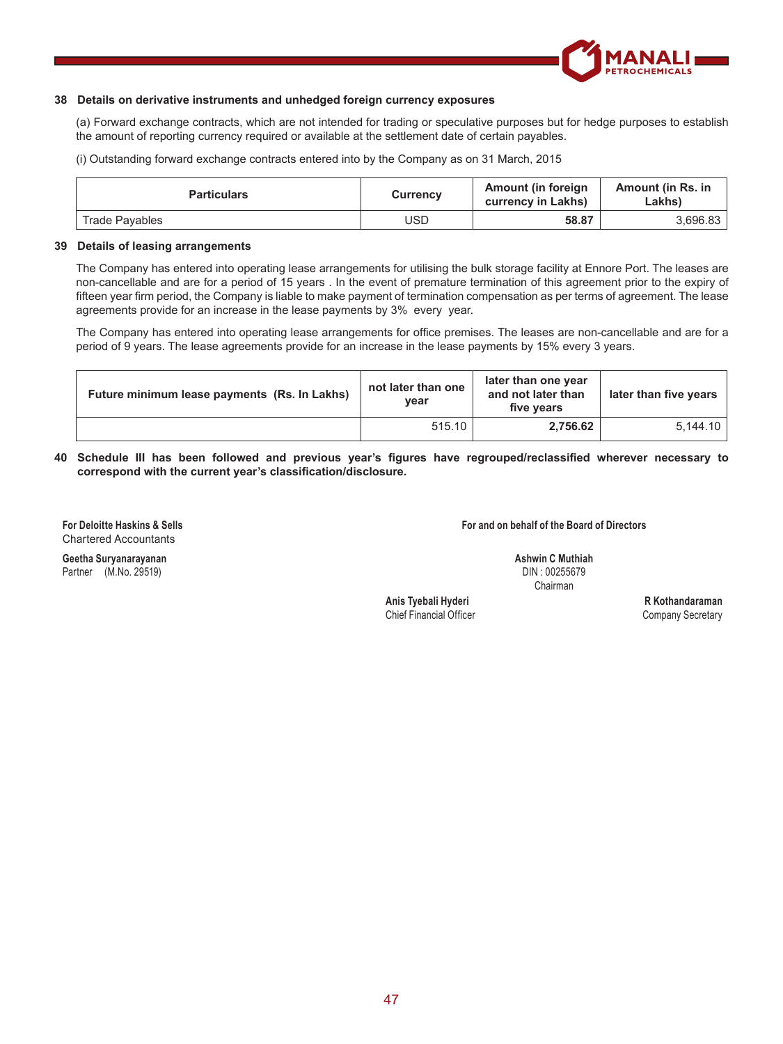## 38 Details on derivative instruments and unhedged foreign currency exposures

(a) Forward exchange contracts, which are not intended for trading or speculative purposes but for hedge purposes to establish the amount of reporting currency required or available at the settlement date of certain payables.

(i) Outstanding forward exchange contracts entered into by the Company as on 31 March, 2015

| Particulars | Currency | Amount (in foreign currency in Lakhs) | Amount (in Rs. in Lakhs) |
|---|---|---|---|
| Trade Payables | USD | **58.87** | 3,696.83 |

## 39 Details of leasing arrangements

The Company has entered into operating lease arrangements for utilising the bulk storage facility at Ennore Port. The leases are non-cancellable and are for a period of 15 years . In the event of premature termination of this agreement prior to the expiry of fifteen year firm period, the Company is liable to make payment of termination compensation as per terms of agreement. The lease agreements provide for an increase in the lease payments by 3% every year.

The Company has entered into operating lease arrangements for office premises. The leases are non-cancellable and are for a period of 9 years. The lease agreements provide for an increase in the lease payments by 15% every 3 years.

| Future minimum lease payments (Rs. In Lakhs) | not later than one year | later than one year and not later than five years | later than five years |
|---|---|---|---|
| | 515.10 | **2,756.62** | 5,144.10 |

**40 Schedule III has been followed and previous year's figures have regrouped/reclassified wherever necessary to correspond with the current year's classification/disclosure.**

**For Deloitte Haskins & Sells**
Chartered Accountants

**Geetha Suryanarayanan**
Partner (M.No. 29519)

**For and on behalf of the Board of Directors**

**Ashwin C Muthiah**
DIN : 00255679
Chairman

**Anis Tyebali Hyderi**
Chief Financial Officer

**R Kothandaraman**
Company Secretary